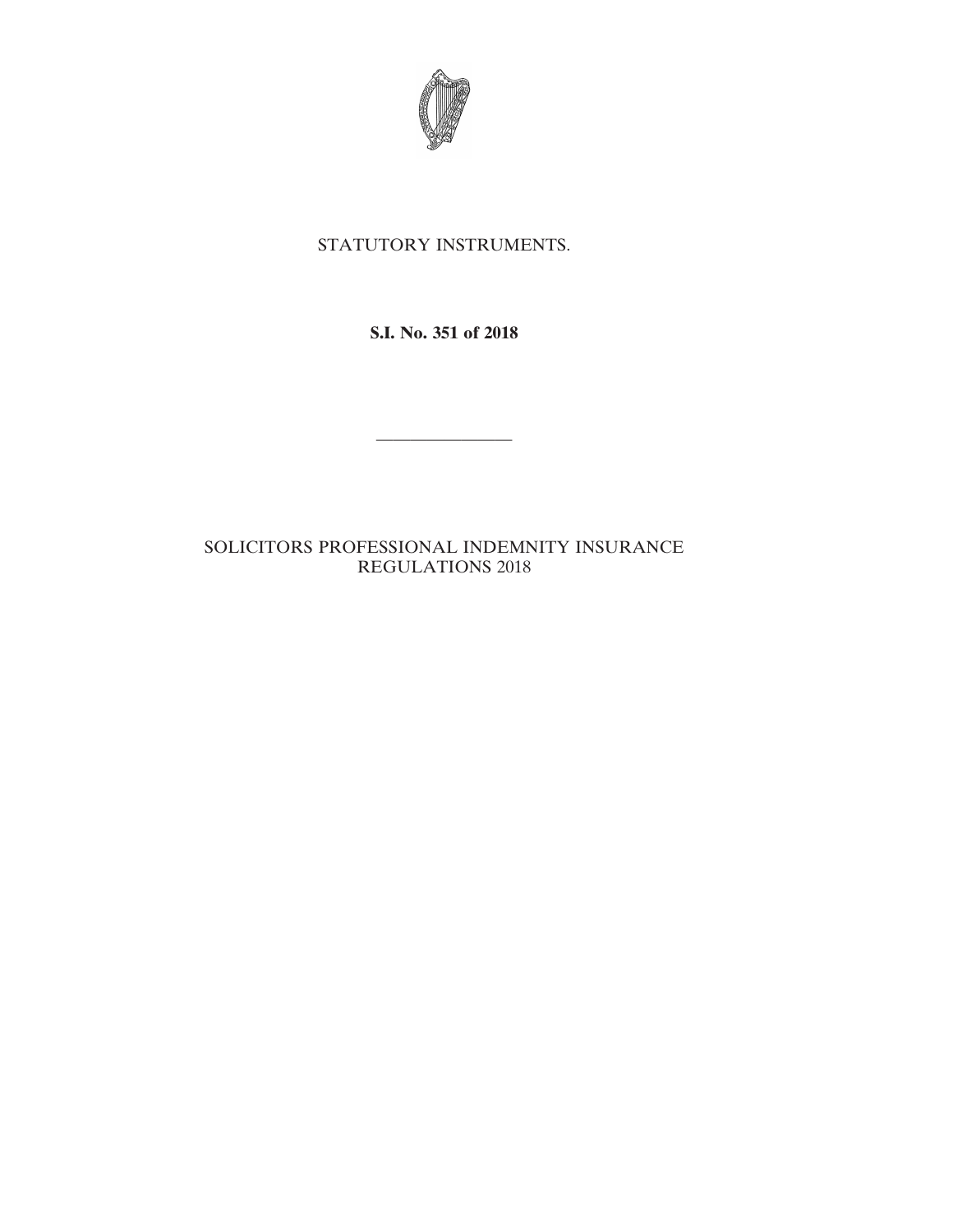STATUTORY INSTRUMENTS.

**S.I. No. 351 of 2018**

---

SOLICITORS PROFESSIONAL INDEMNITY INSURANCE REGULATIONS 2018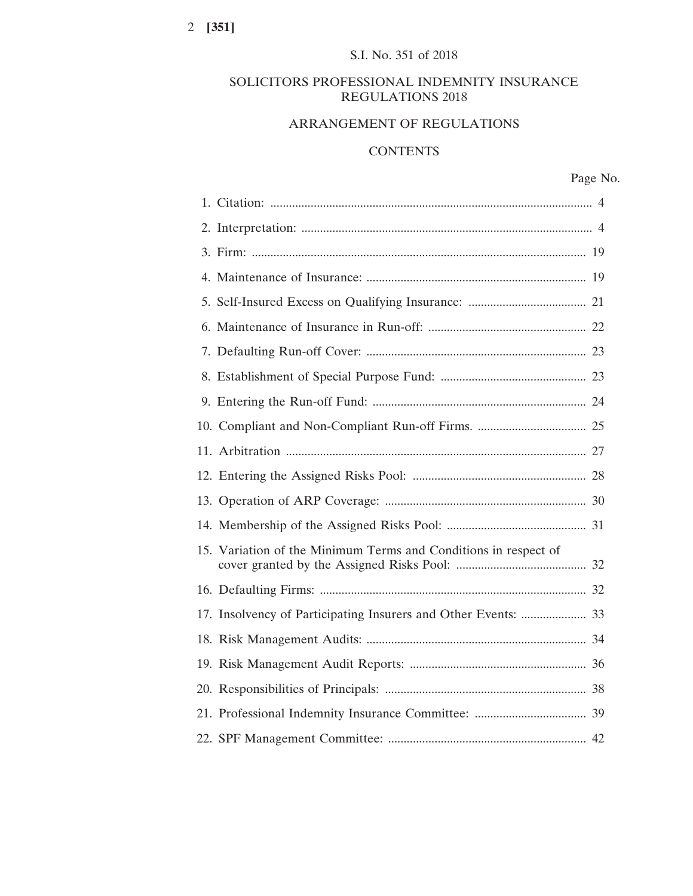S.I. No. 351 of 2018

# SOLICITORS PROFESSIONAL INDEMNITY INSURANCE REGULATIONS 2018

## ARRANGEMENT OF REGULATIONS

## CONTENTS

| | Page No. |
|---|---|
| 1. Citation: | 4 |
| 2. Interpretation: | 4 |
| 3. Firm: | 19 |
| 4. Maintenance of Insurance: | 19 |
| 5. Self-Insured Excess on Qualifying Insurance: | 21 |
| 6. Maintenance of Insurance in Run-off: | 22 |
| 7. Defaulting Run-off Cover: | 23 |
| 8. Establishment of Special Purpose Fund: | 23 |
| 9. Entering the Run-off Fund: | 24 |
| 10. Compliant and Non-Compliant Run-off Firms. | 25 |
| 11. Arbitration | 27 |
| 12. Entering the Assigned Risks Pool: | 28 |
| 13. Operation of ARP Coverage: | 30 |
| 14. Membership of the Assigned Risks Pool: | 31 |
| 15. Variation of the Minimum Terms and Conditions in respect of cover granted by the Assigned Risks Pool: | 32 |
| 16. Defaulting Firms: | 32 |
| 17. Insolvency of Participating Insurers and Other Events: | 33 |
| 18. Risk Management Audits: | 34 |
| 19. Risk Management Audit Reports: | 36 |
| 20. Responsibilities of Principals: | 38 |
| 21. Professional Indemnity Insurance Committee: | 39 |
| 22. SPF Management Committee: | 42 |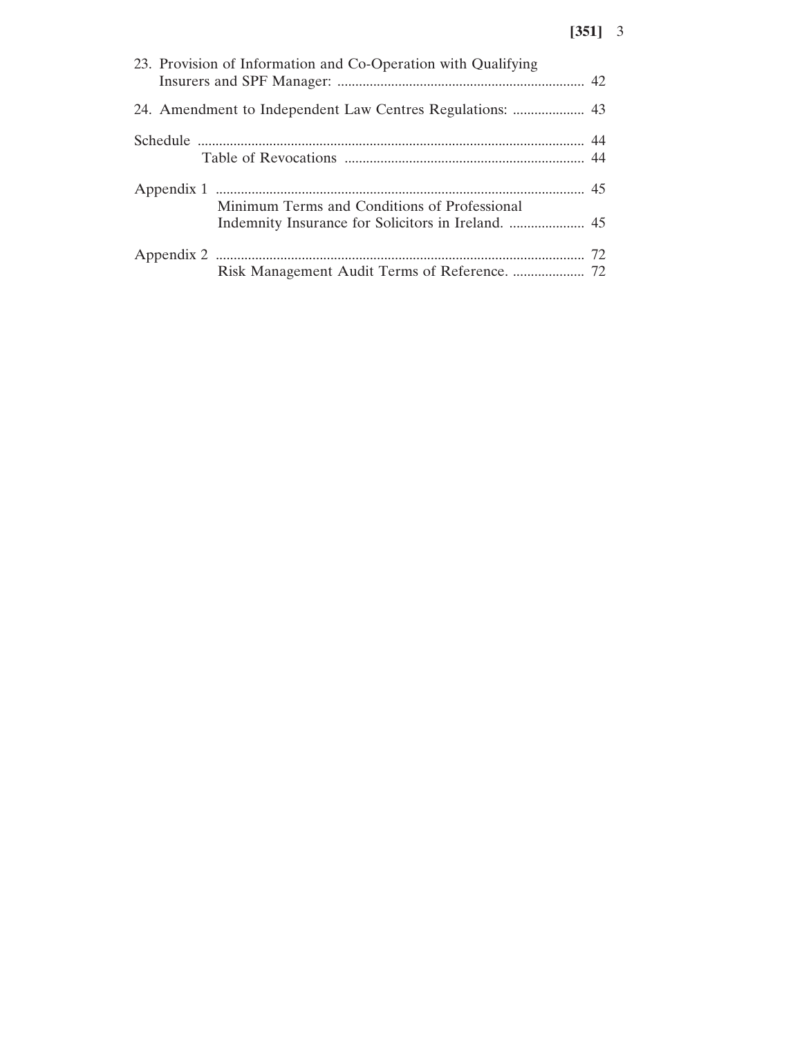23. Provision of Information and Co-Operation with Qualifying Insurers and SPF Manager: ..................................................................... 42

24. Amendment to Independent Law Centres Regulations: .................... 43

Schedule ........................................................................................................... 44
Table of Revocations ................................................................... 44

Appendix 1 ........................................................................................................ 45
Minimum Terms and Conditions of Professional Indemnity Insurance for Solicitors in Ireland. ..................... 45

Appendix 2 ........................................................................................................ 72
Risk Management Audit Terms of Reference. .................... 72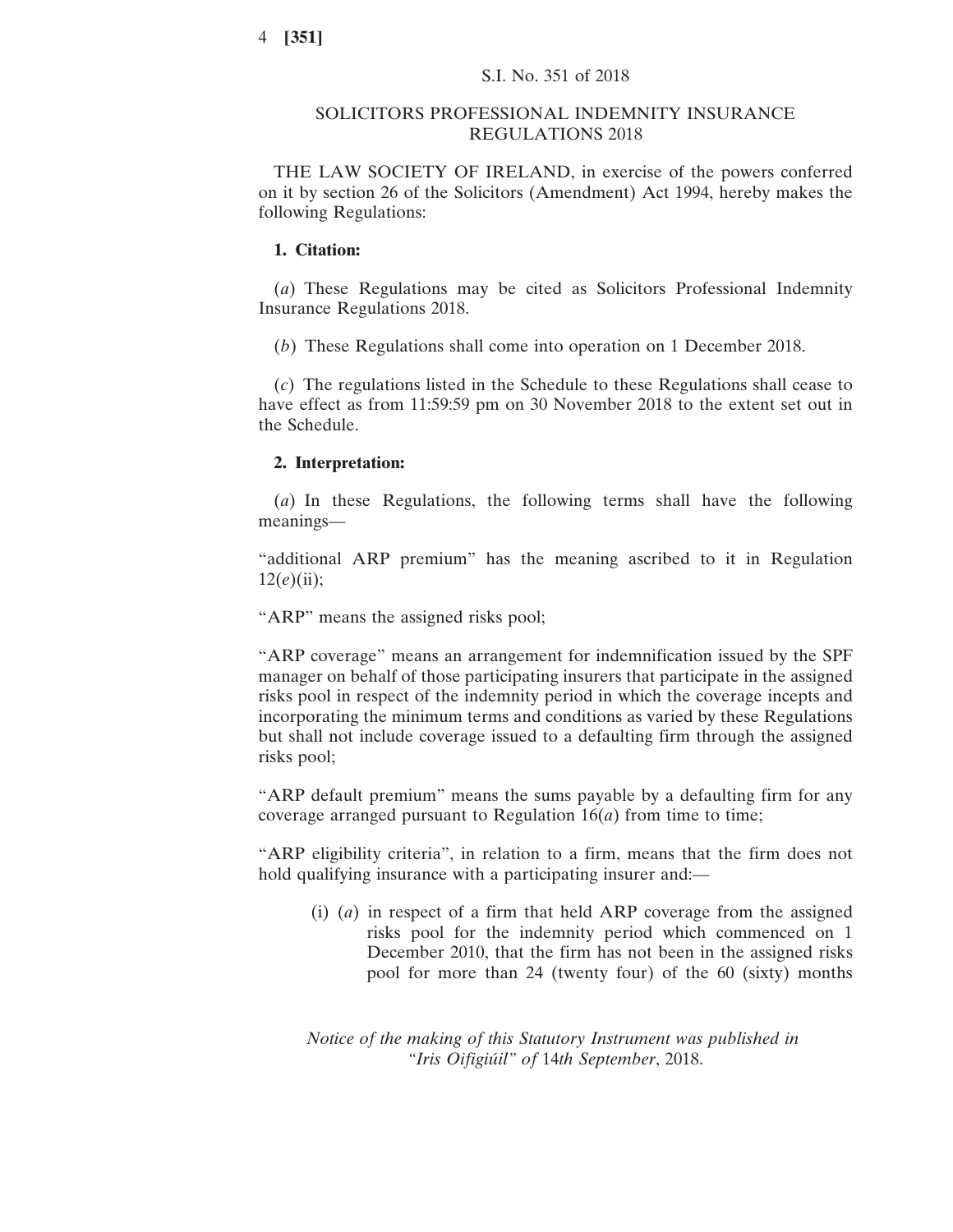S.I. No. 351 of 2018

# SOLICITORS PROFESSIONAL INDEMNITY INSURANCE REGULATIONS 2018

THE LAW SOCIETY OF IRELAND, in exercise of the powers conferred on it by section 26 of the Solicitors (Amendment) Act 1994, hereby makes the following Regulations:

**1. Citation:**

(*a*) These Regulations may be cited as Solicitors Professional Indemnity Insurance Regulations 2018.

(*b*) These Regulations shall come into operation on 1 December 2018.

(*c*) The regulations listed in the Schedule to these Regulations shall cease to have effect as from 11:59:59 pm on 30 November 2018 to the extent set out in the Schedule.

**2. Interpretation:**

(*a*) In these Regulations, the following terms shall have the following meanings—

"additional ARP premium" has the meaning ascribed to it in Regulation 12(*e*)(ii);

"ARP" means the assigned risks pool;

"ARP coverage" means an arrangement for indemnification issued by the SPF manager on behalf of those participating insurers that participate in the assigned risks pool in respect of the indemnity period in which the coverage incepts and incorporating the minimum terms and conditions as varied by these Regulations but shall not include coverage issued to a defaulting firm through the assigned risks pool;

"ARP default premium" means the sums payable by a defaulting firm for any coverage arranged pursuant to Regulation 16(*a*) from time to time;

"ARP eligibility criteria", in relation to a firm, means that the firm does not hold qualifying insurance with a participating insurer and:—

(i) (*a*) in respect of a firm that held ARP coverage from the assigned risks pool for the indemnity period which commenced on 1 December 2010, that the firm has not been in the assigned risks pool for more than 24 (twenty four) of the 60 (sixty) months

*Notice of the making of this Statutory Instrument was published in "Iris Oifigiúil" of 14th September, 2018.*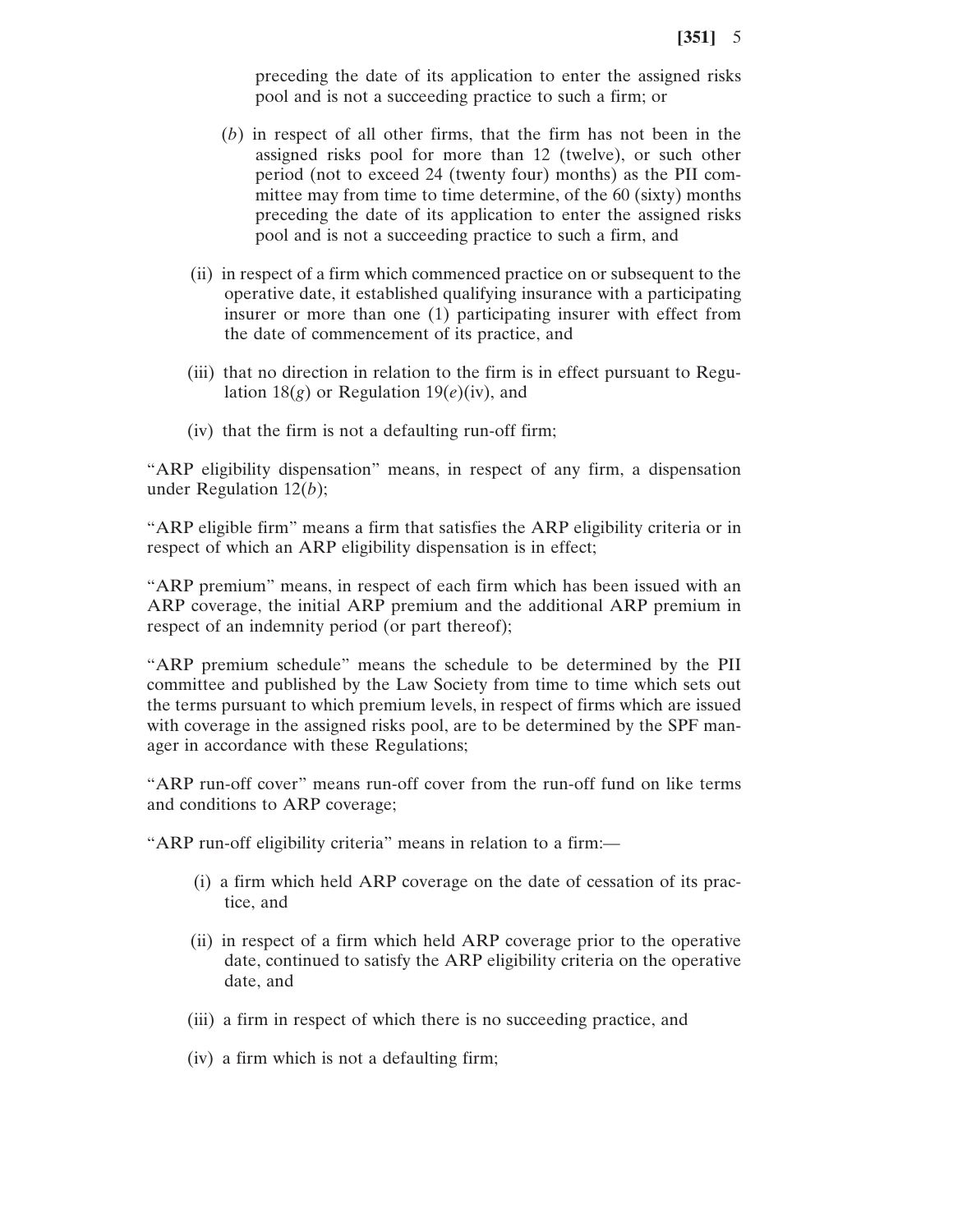preceding the date of its application to enter the assigned risks pool and is not a succeeding practice to such a firm; or

(*b*) in respect of all other firms, that the firm has not been in the assigned risks pool for more than 12 (twelve), or such other period (not to exceed 24 (twenty four) months) as the PII committee may from time to time determine, of the 60 (sixty) months preceding the date of its application to enter the assigned risks pool and is not a succeeding practice to such a firm, and

(ii) in respect of a firm which commenced practice on or subsequent to the operative date, it established qualifying insurance with a participating insurer or more than one (1) participating insurer with effect from the date of commencement of its practice, and

(iii) that no direction in relation to the firm is in effect pursuant to Regulation 18(*g*) or Regulation 19(*e*)(iv), and

(iv) that the firm is not a defaulting run-off firm;

"ARP eligibility dispensation" means, in respect of any firm, a dispensation under Regulation 12(*b*);

"ARP eligible firm" means a firm that satisfies the ARP eligibility criteria or in respect of which an ARP eligibility dispensation is in effect;

"ARP premium" means, in respect of each firm which has been issued with an ARP coverage, the initial ARP premium and the additional ARP premium in respect of an indemnity period (or part thereof);

"ARP premium schedule" means the schedule to be determined by the PII committee and published by the Law Society from time to time which sets out the terms pursuant to which premium levels, in respect of firms which are issued with coverage in the assigned risks pool, are to be determined by the SPF manager in accordance with these Regulations;

"ARP run-off cover" means run-off cover from the run-off fund on like terms and conditions to ARP coverage;

"ARP run-off eligibility criteria" means in relation to a firm:—

(i) a firm which held ARP coverage on the date of cessation of its practice, and

(ii) in respect of a firm which held ARP coverage prior to the operative date, continued to satisfy the ARP eligibility criteria on the operative date, and

(iii) a firm in respect of which there is no succeeding practice, and

(iv) a firm which is not a defaulting firm;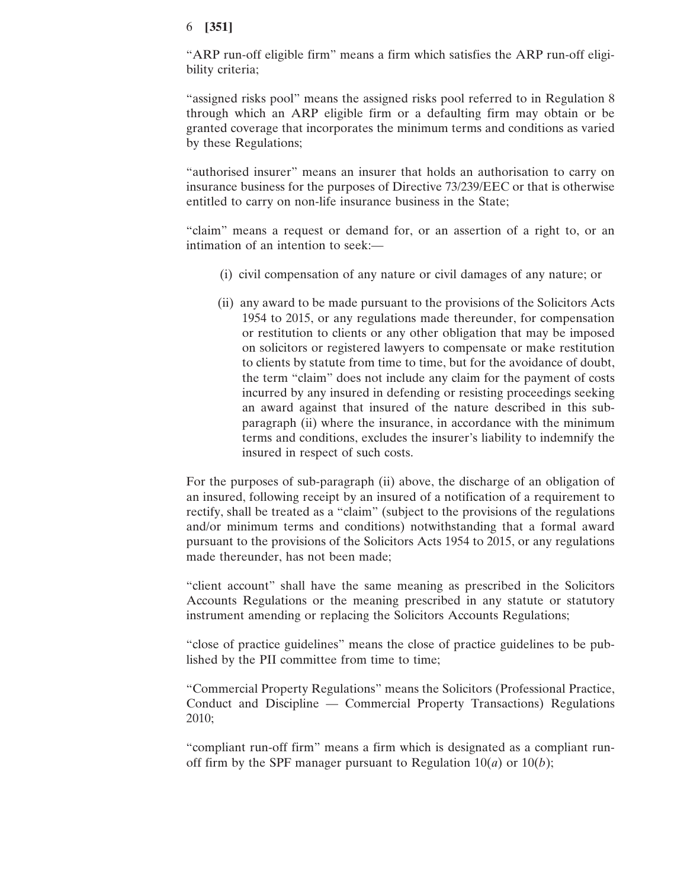"ARP run-off eligible firm" means a firm which satisfies the ARP run-off eligibility criteria;

"assigned risks pool" means the assigned risks pool referred to in Regulation 8 through which an ARP eligible firm or a defaulting firm may obtain or be granted coverage that incorporates the minimum terms and conditions as varied by these Regulations;

"authorised insurer" means an insurer that holds an authorisation to carry on insurance business for the purposes of Directive 73/239/EEC or that is otherwise entitled to carry on non-life insurance business in the State;

"claim" means a request or demand for, or an assertion of a right to, or an intimation of an intention to seek:—

(i) civil compensation of any nature or civil damages of any nature; or

(ii) any award to be made pursuant to the provisions of the Solicitors Acts 1954 to 2015, or any regulations made thereunder, for compensation or restitution to clients or any other obligation that may be imposed on solicitors or registered lawyers to compensate or make restitution to clients by statute from time to time, but for the avoidance of doubt, the term "claim" does not include any claim for the payment of costs incurred by any insured in defending or resisting proceedings seeking an award against that insured of the nature described in this sub-paragraph (ii) where the insurance, in accordance with the minimum terms and conditions, excludes the insurer's liability to indemnify the insured in respect of such costs.

For the purposes of sub-paragraph (ii) above, the discharge of an obligation of an insured, following receipt by an insured of a notification of a requirement to rectify, shall be treated as a "claim" (subject to the provisions of the regulations and/or minimum terms and conditions) notwithstanding that a formal award pursuant to the provisions of the Solicitors Acts 1954 to 2015, or any regulations made thereunder, has not been made;

"client account" shall have the same meaning as prescribed in the Solicitors Accounts Regulations or the meaning prescribed in any statute or statutory instrument amending or replacing the Solicitors Accounts Regulations;

"close of practice guidelines" means the close of practice guidelines to be published by the PII committee from time to time;

"Commercial Property Regulations" means the Solicitors (Professional Practice, Conduct and Discipline — Commercial Property Transactions) Regulations 2010;

"compliant run-off firm" means a firm which is designated as a compliant run-off firm by the SPF manager pursuant to Regulation 10(*a*) or 10(*b*);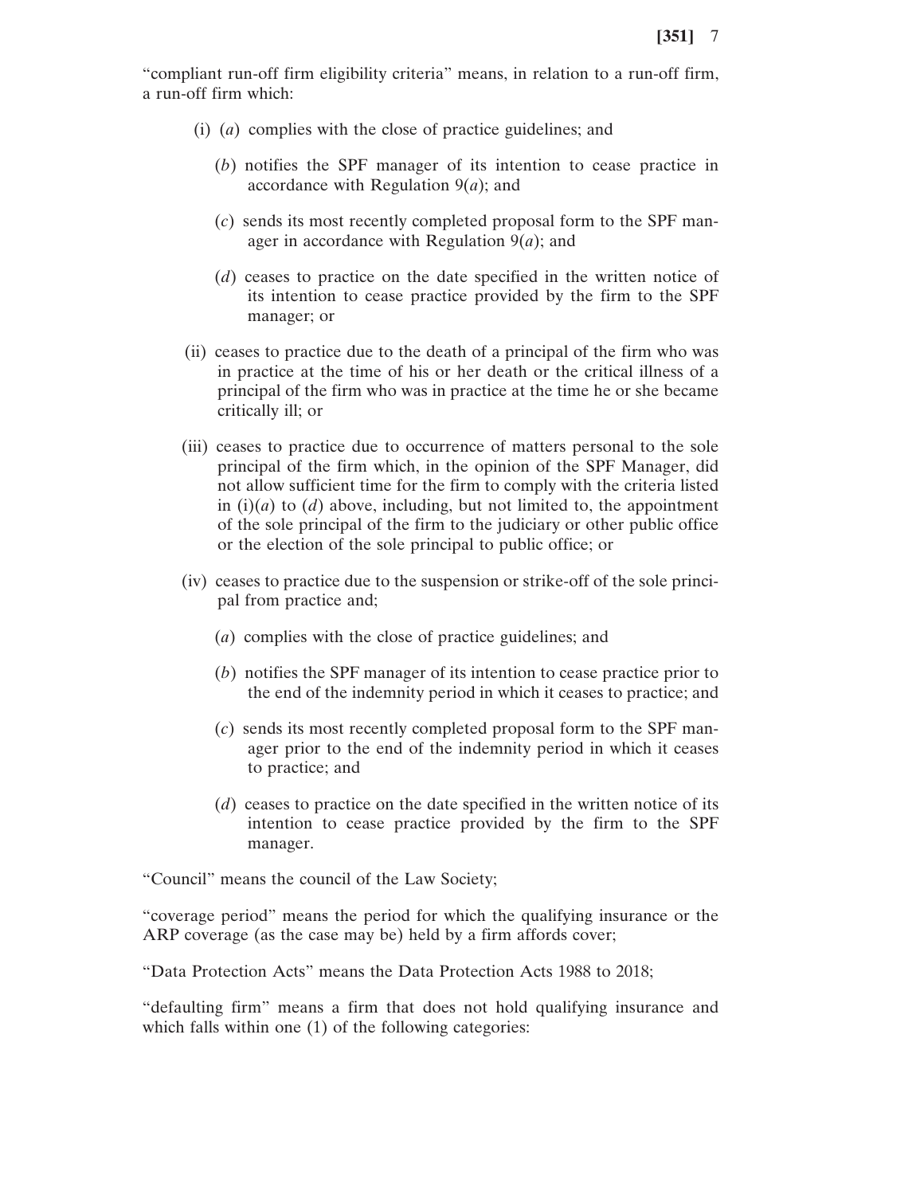"compliant run-off firm eligibility criteria" means, in relation to a run-off firm, a run-off firm which:

(i) (*a*) complies with the close of practice guidelines; and

(*b*) notifies the SPF manager of its intention to cease practice in accordance with Regulation 9(*a*); and

(*c*) sends its most recently completed proposal form to the SPF manager in accordance with Regulation 9(*a*); and

(*d*) ceases to practice on the date specified in the written notice of its intention to cease practice provided by the firm to the SPF manager; or

(ii) ceases to practice due to the death of a principal of the firm who was in practice at the time of his or her death or the critical illness of a principal of the firm who was in practice at the time he or she became critically ill; or

(iii) ceases to practice due to occurrence of matters personal to the sole principal of the firm which, in the opinion of the SPF Manager, did not allow sufficient time for the firm to comply with the criteria listed in (i)(*a*) to (*d*) above, including, but not limited to, the appointment of the sole principal of the firm to the judiciary or other public office or the election of the sole principal to public office; or

(iv) ceases to practice due to the suspension or strike-off of the sole principal from practice and;

(*a*) complies with the close of practice guidelines; and

(*b*) notifies the SPF manager of its intention to cease practice prior to the end of the indemnity period in which it ceases to practice; and

(*c*) sends its most recently completed proposal form to the SPF manager prior to the end of the indemnity period in which it ceases to practice; and

(*d*) ceases to practice on the date specified in the written notice of its intention to cease practice provided by the firm to the SPF manager.

"Council" means the council of the Law Society;

"coverage period" means the period for which the qualifying insurance or the ARP coverage (as the case may be) held by a firm affords cover;

"Data Protection Acts" means the Data Protection Acts 1988 to 2018;

"defaulting firm" means a firm that does not hold qualifying insurance and which falls within one (1) of the following categories: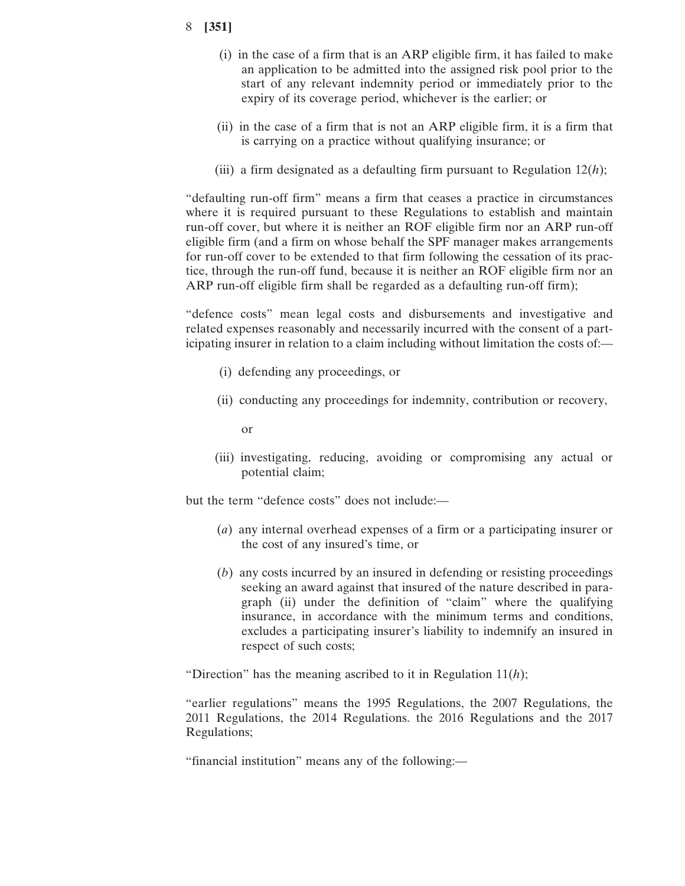(i) in the case of a firm that is an ARP eligible firm, it has failed to make an application to be admitted into the assigned risk pool prior to the start of any relevant indemnity period or immediately prior to the expiry of its coverage period, whichever is the earlier; or

(ii) in the case of a firm that is not an ARP eligible firm, it is a firm that is carrying on a practice without qualifying insurance; or

(iii) a firm designated as a defaulting firm pursuant to Regulation 12(*h*);

"defaulting run-off firm" means a firm that ceases a practice in circumstances where it is required pursuant to these Regulations to establish and maintain run-off cover, but where it is neither an ROF eligible firm nor an ARP run-off eligible firm (and a firm on whose behalf the SPF manager makes arrangements for run-off cover to be extended to that firm following the cessation of its practice, through the run-off fund, because it is neither an ROF eligible firm nor an ARP run-off eligible firm shall be regarded as a defaulting run-off firm);

"defence costs" mean legal costs and disbursements and investigative and related expenses reasonably and necessarily incurred with the consent of a participating insurer in relation to a claim including without limitation the costs of:—

(i) defending any proceedings, or

(ii) conducting any proceedings for indemnity, contribution or recovery,

or

(iii) investigating, reducing, avoiding or compromising any actual or potential claim;

but the term "defence costs" does not include:—

(*a*) any internal overhead expenses of a firm or a participating insurer or the cost of any insured's time, or

(*b*) any costs incurred by an insured in defending or resisting proceedings seeking an award against that insured of the nature described in paragraph (ii) under the definition of "claim" where the qualifying insurance, in accordance with the minimum terms and conditions, excludes a participating insurer's liability to indemnify an insured in respect of such costs;

"Direction" has the meaning ascribed to it in Regulation 11(*h*);

"earlier regulations" means the 1995 Regulations, the 2007 Regulations, the 2011 Regulations, the 2014 Regulations. the 2016 Regulations and the 2017 Regulations;

"financial institution" means any of the following:—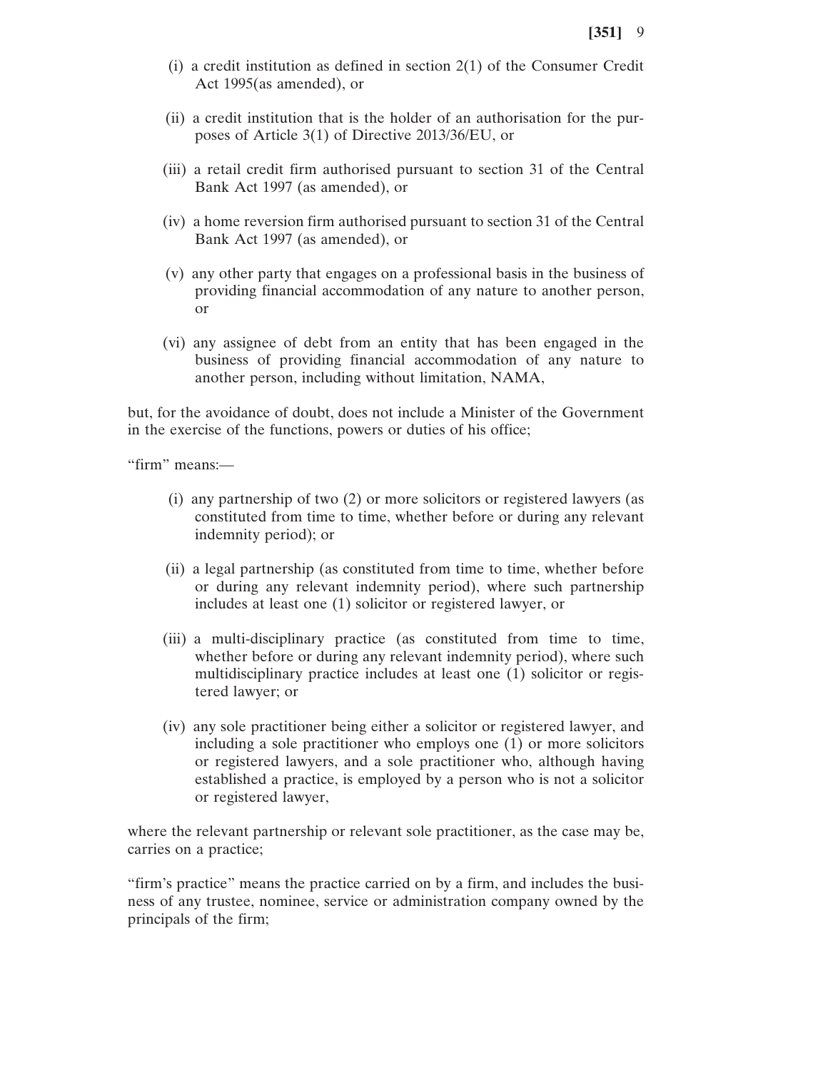(i) a credit institution as defined in section 2(1) of the Consumer Credit Act 1995(as amended), or

(ii) a credit institution that is the holder of an authorisation for the purposes of Article 3(1) of Directive 2013/36/EU, or

(iii) a retail credit firm authorised pursuant to section 31 of the Central Bank Act 1997 (as amended), or

(iv) a home reversion firm authorised pursuant to section 31 of the Central Bank Act 1997 (as amended), or

(v) any other party that engages on a professional basis in the business of providing financial accommodation of any nature to another person, or

(vi) any assignee of debt from an entity that has been engaged in the business of providing financial accommodation of any nature to another person, including without limitation, NAMA,

but, for the avoidance of doubt, does not include a Minister of the Government in the exercise of the functions, powers or duties of his office;

"firm" means:—

(i) any partnership of two (2) or more solicitors or registered lawyers (as constituted from time to time, whether before or during any relevant indemnity period); or

(ii) a legal partnership (as constituted from time to time, whether before or during any relevant indemnity period), where such partnership includes at least one (1) solicitor or registered lawyer, or

(iii) a multi-disciplinary practice (as constituted from time to time, whether before or during any relevant indemnity period), where such multidisciplinary practice includes at least one (1) solicitor or registered lawyer; or

(iv) any sole practitioner being either a solicitor or registered lawyer, and including a sole practitioner who employs one (1) or more solicitors or registered lawyers, and a sole practitioner who, although having established a practice, is employed by a person who is not a solicitor or registered lawyer,

where the relevant partnership or relevant sole practitioner, as the case may be, carries on a practice;

"firm's practice" means the practice carried on by a firm, and includes the business of any trustee, nominee, service or administration company owned by the principals of the firm;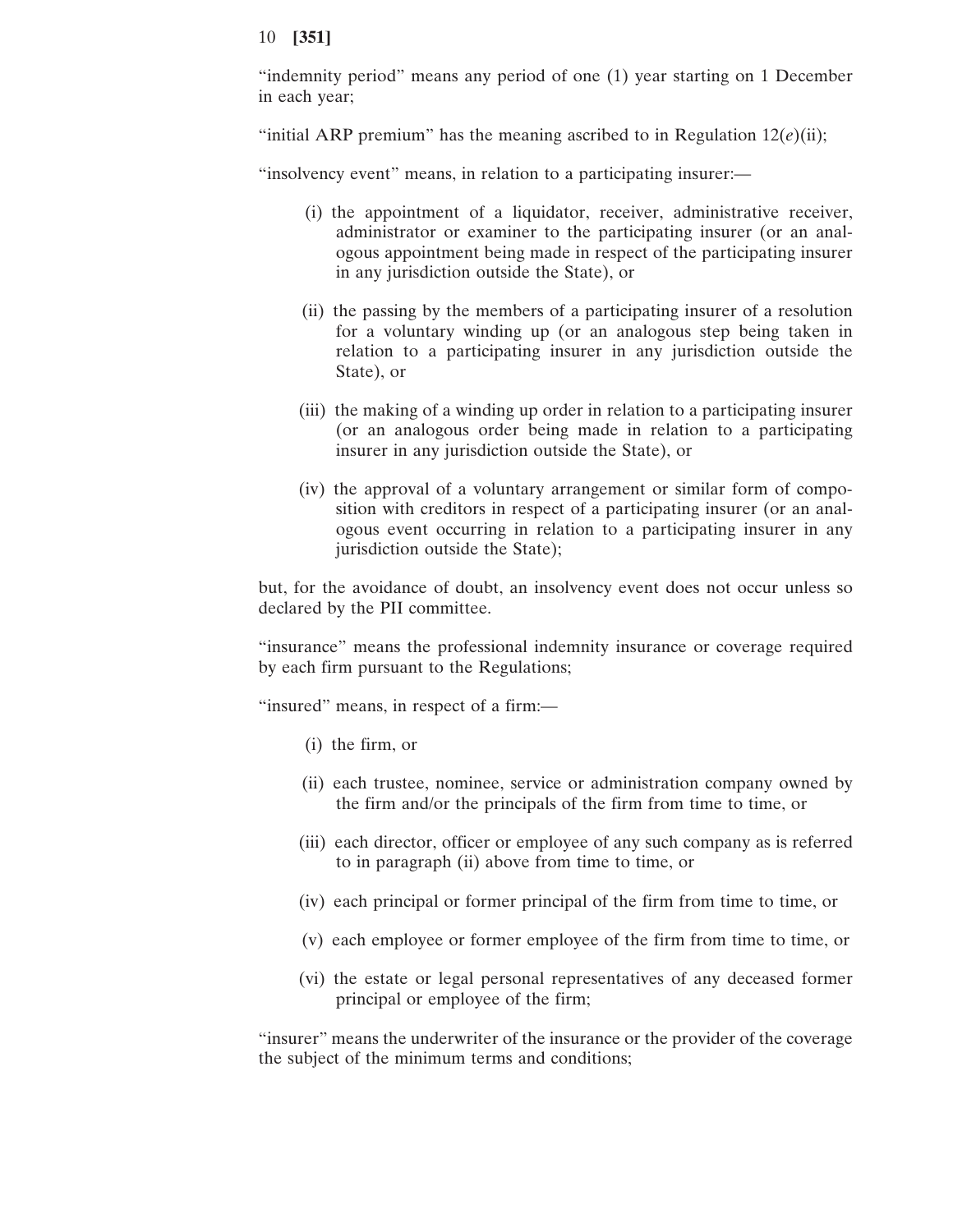"indemnity period" means any period of one (1) year starting on 1 December in each year;

"initial ARP premium" has the meaning ascribed to in Regulation 12(*e*)(ii);

"insolvency event" means, in relation to a participating insurer:—

(i) the appointment of a liquidator, receiver, administrative receiver, administrator or examiner to the participating insurer (or an analogous appointment being made in respect of the participating insurer in any jurisdiction outside the State), or

(ii) the passing by the members of a participating insurer of a resolution for a voluntary winding up (or an analogous step being taken in relation to a participating insurer in any jurisdiction outside the State), or

(iii) the making of a winding up order in relation to a participating insurer (or an analogous order being made in relation to a participating insurer in any jurisdiction outside the State), or

(iv) the approval of a voluntary arrangement or similar form of composition with creditors in respect of a participating insurer (or an analogous event occurring in relation to a participating insurer in any jurisdiction outside the State);

but, for the avoidance of doubt, an insolvency event does not occur unless so declared by the PII committee.

"insurance" means the professional indemnity insurance or coverage required by each firm pursuant to the Regulations;

"insured" means, in respect of a firm:—

(i) the firm, or

(ii) each trustee, nominee, service or administration company owned by the firm and/or the principals of the firm from time to time, or

(iii) each director, officer or employee of any such company as is referred to in paragraph (ii) above from time to time, or

(iv) each principal or former principal of the firm from time to time, or

(v) each employee or former employee of the firm from time to time, or

(vi) the estate or legal personal representatives of any deceased former principal or employee of the firm;

"insurer" means the underwriter of the insurance or the provider of the coverage the subject of the minimum terms and conditions;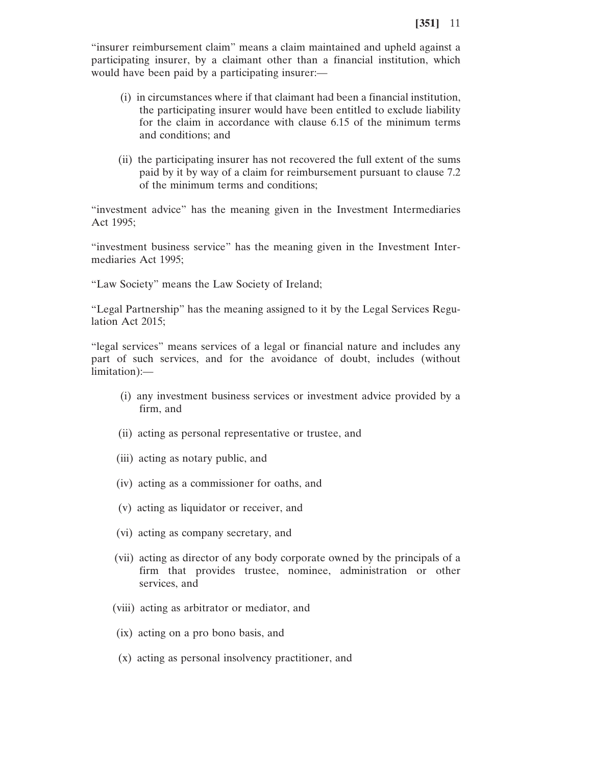"insurer reimbursement claim" means a claim maintained and upheld against a participating insurer, by a claimant other than a financial institution, which would have been paid by a participating insurer:—

(i) in circumstances where if that claimant had been a financial institution, the participating insurer would have been entitled to exclude liability for the claim in accordance with clause 6.15 of the minimum terms and conditions; and

(ii) the participating insurer has not recovered the full extent of the sums paid by it by way of a claim for reimbursement pursuant to clause 7.2 of the minimum terms and conditions;

"investment advice" has the meaning given in the Investment Intermediaries Act 1995;

"investment business service" has the meaning given in the Investment Intermediaries Act 1995;

"Law Society" means the Law Society of Ireland;

"Legal Partnership" has the meaning assigned to it by the Legal Services Regulation Act 2015;

"legal services" means services of a legal or financial nature and includes any part of such services, and for the avoidance of doubt, includes (without limitation):—

(i) any investment business services or investment advice provided by a firm, and

(ii) acting as personal representative or trustee, and

(iii) acting as notary public, and

(iv) acting as a commissioner for oaths, and

(v) acting as liquidator or receiver, and

(vi) acting as company secretary, and

(vii) acting as director of any body corporate owned by the principals of a firm that provides trustee, nominee, administration or other services, and

(viii) acting as arbitrator or mediator, and

(ix) acting on a pro bono basis, and

(x) acting as personal insolvency practitioner, and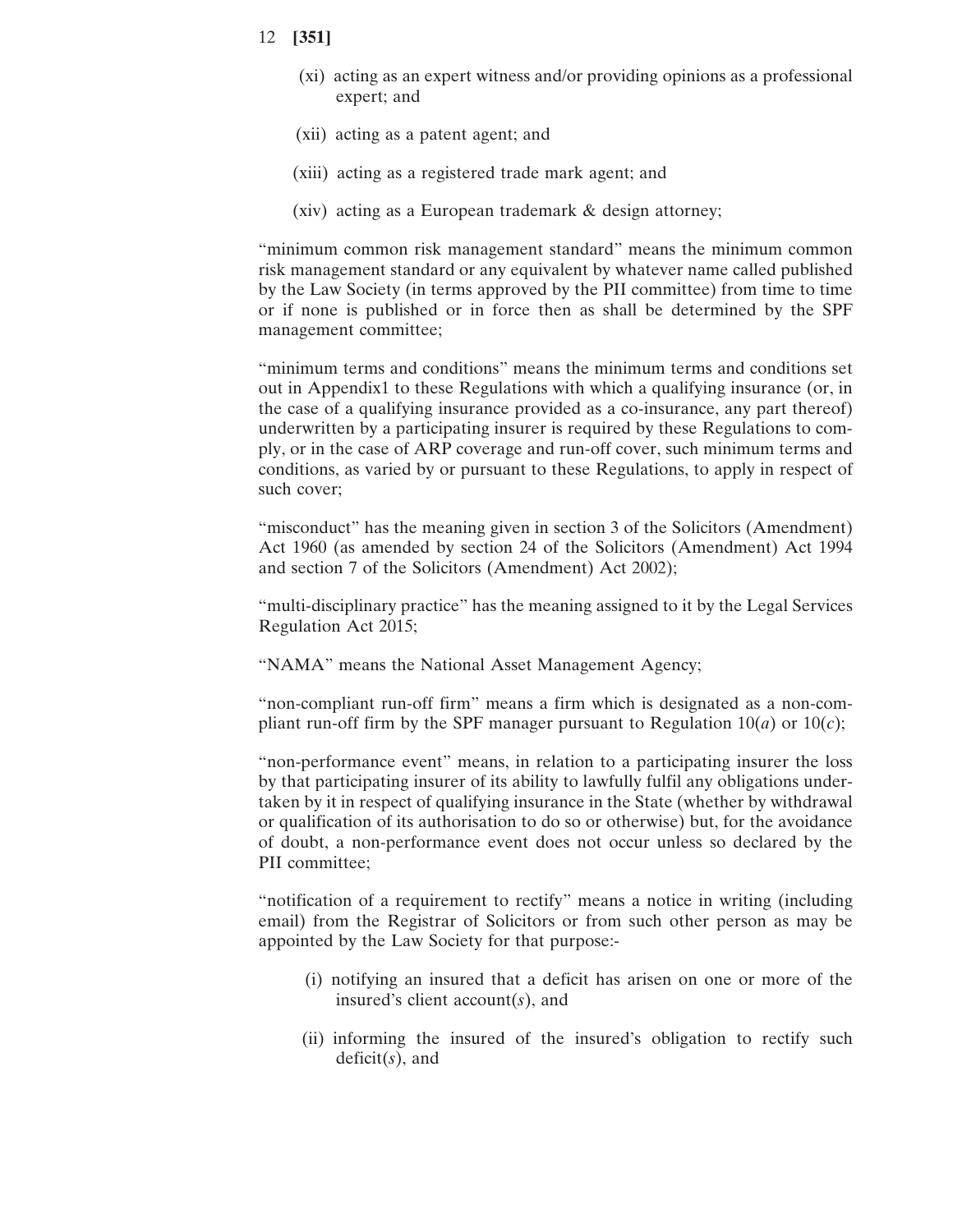(xi) acting as an expert witness and/or providing opinions as a professional expert; and

(xii) acting as a patent agent; and

(xiii) acting as a registered trade mark agent; and

(xiv) acting as a European trademark & design attorney;

"minimum common risk management standard" means the minimum common risk management standard or any equivalent by whatever name called published by the Law Society (in terms approved by the PII committee) from time to time or if none is published or in force then as shall be determined by the SPF management committee;

"minimum terms and conditions" means the minimum terms and conditions set out in Appendix1 to these Regulations with which a qualifying insurance (or, in the case of a qualifying insurance provided as a co-insurance, any part thereof) underwritten by a participating insurer is required by these Regulations to comply, or in the case of ARP coverage and run-off cover, such minimum terms and conditions, as varied by or pursuant to these Regulations, to apply in respect of such cover;

"misconduct" has the meaning given in section 3 of the Solicitors (Amendment) Act 1960 (as amended by section 24 of the Solicitors (Amendment) Act 1994 and section 7 of the Solicitors (Amendment) Act 2002);

"multi-disciplinary practice" has the meaning assigned to it by the Legal Services Regulation Act 2015;

"NAMA" means the National Asset Management Agency;

"non-compliant run-off firm" means a firm which is designated as a non-compliant run-off firm by the SPF manager pursuant to Regulation 10(*a*) or 10(*c*);

"non-performance event" means, in relation to a participating insurer the loss by that participating insurer of its ability to lawfully fulfil any obligations undertaken by it in respect of qualifying insurance in the State (whether by withdrawal or qualification of its authorisation to do so or otherwise) but, for the avoidance of doubt, a non-performance event does not occur unless so declared by the PII committee;

"notification of a requirement to rectify" means a notice in writing (including email) from the Registrar of Solicitors or from such other person as may be appointed by the Law Society for that purpose:-

(i) notifying an insured that a deficit has arisen on one or more of the insured's client account(*s*), and

(ii) informing the insured of the insured's obligation to rectify such deficit(*s*), and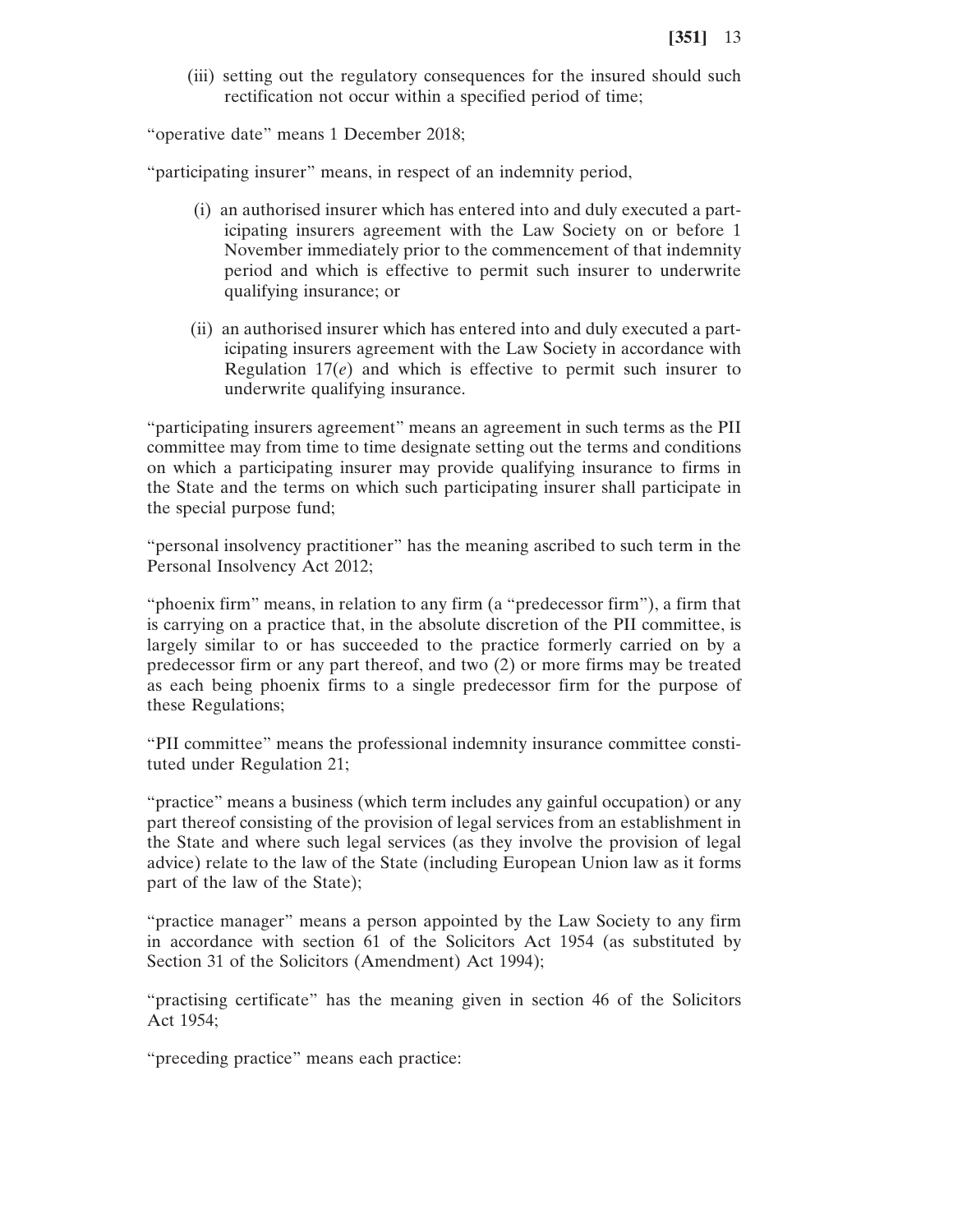(iii) setting out the regulatory consequences for the insured should such rectification not occur within a specified period of time;

"operative date" means 1 December 2018;

"participating insurer" means, in respect of an indemnity period,

(i) an authorised insurer which has entered into and duly executed a participating insurers agreement with the Law Society on or before 1 November immediately prior to the commencement of that indemnity period and which is effective to permit such insurer to underwrite qualifying insurance; or

(ii) an authorised insurer which has entered into and duly executed a participating insurers agreement with the Law Society in accordance with Regulation 17(*e*) and which is effective to permit such insurer to underwrite qualifying insurance.

"participating insurers agreement" means an agreement in such terms as the PII committee may from time to time designate setting out the terms and conditions on which a participating insurer may provide qualifying insurance to firms in the State and the terms on which such participating insurer shall participate in the special purpose fund;

"personal insolvency practitioner" has the meaning ascribed to such term in the Personal Insolvency Act 2012;

"phoenix firm" means, in relation to any firm (a "predecessor firm"), a firm that is carrying on a practice that, in the absolute discretion of the PII committee, is largely similar to or has succeeded to the practice formerly carried on by a predecessor firm or any part thereof, and two (2) or more firms may be treated as each being phoenix firms to a single predecessor firm for the purpose of these Regulations;

"PII committee" means the professional indemnity insurance committee constituted under Regulation 21;

"practice" means a business (which term includes any gainful occupation) or any part thereof consisting of the provision of legal services from an establishment in the State and where such legal services (as they involve the provision of legal advice) relate to the law of the State (including European Union law as it forms part of the law of the State);

"practice manager" means a person appointed by the Law Society to any firm in accordance with section 61 of the Solicitors Act 1954 (as substituted by Section 31 of the Solicitors (Amendment) Act 1994);

"practising certificate" has the meaning given in section 46 of the Solicitors Act 1954;

"preceding practice" means each practice: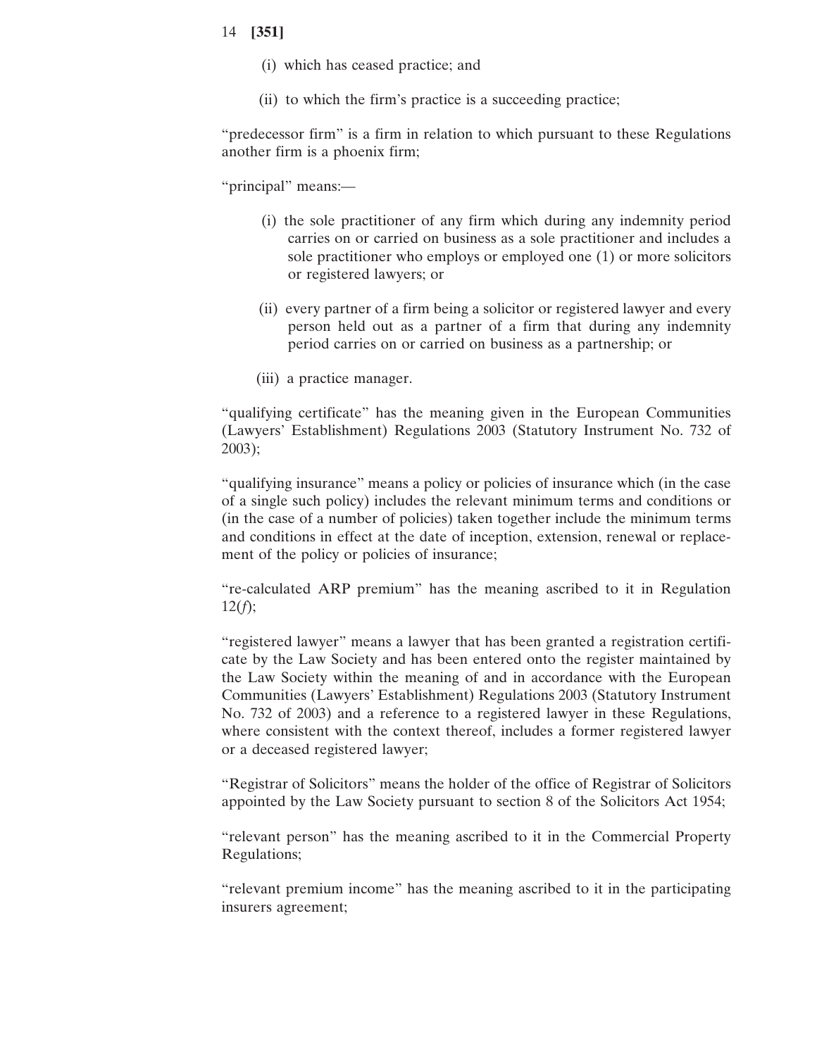(i) which has ceased practice; and

(ii) to which the firm's practice is a succeeding practice;

"predecessor firm" is a firm in relation to which pursuant to these Regulations another firm is a phoenix firm;

"principal" means:—

(i) the sole practitioner of any firm which during any indemnity period carries on or carried on business as a sole practitioner and includes a sole practitioner who employs or employed one (1) or more solicitors or registered lawyers; or

(ii) every partner of a firm being a solicitor or registered lawyer and every person held out as a partner of a firm that during any indemnity period carries on or carried on business as a partnership; or

(iii) a practice manager.

"qualifying certificate" has the meaning given in the European Communities (Lawyers' Establishment) Regulations 2003 (Statutory Instrument No. 732 of 2003);

"qualifying insurance" means a policy or policies of insurance which (in the case of a single such policy) includes the relevant minimum terms and conditions or (in the case of a number of policies) taken together include the minimum terms and conditions in effect at the date of inception, extension, renewal or replacement of the policy or policies of insurance;

"re-calculated ARP premium" has the meaning ascribed to it in Regulation 12(*f*);

"registered lawyer" means a lawyer that has been granted a registration certificate by the Law Society and has been entered onto the register maintained by the Law Society within the meaning of and in accordance with the European Communities (Lawyers' Establishment) Regulations 2003 (Statutory Instrument No. 732 of 2003) and a reference to a registered lawyer in these Regulations, where consistent with the context thereof, includes a former registered lawyer or a deceased registered lawyer;

"Registrar of Solicitors" means the holder of the office of Registrar of Solicitors appointed by the Law Society pursuant to section 8 of the Solicitors Act 1954;

"relevant person" has the meaning ascribed to it in the Commercial Property Regulations;

"relevant premium income" has the meaning ascribed to it in the participating insurers agreement;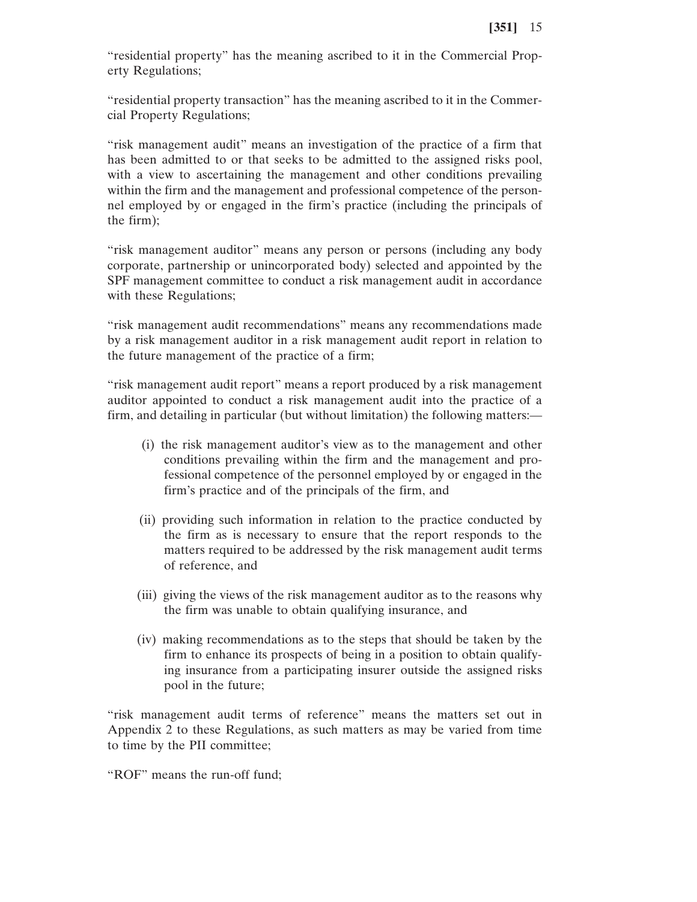"residential property" has the meaning ascribed to it in the Commercial Property Regulations;

"residential property transaction" has the meaning ascribed to it in the Commercial Property Regulations;

"risk management audit" means an investigation of the practice of a firm that has been admitted to or that seeks to be admitted to the assigned risks pool, with a view to ascertaining the management and other conditions prevailing within the firm and the management and professional competence of the personnel employed by or engaged in the firm's practice (including the principals of the firm);

"risk management auditor" means any person or persons (including any body corporate, partnership or unincorporated body) selected and appointed by the SPF management committee to conduct a risk management audit in accordance with these Regulations;

"risk management audit recommendations" means any recommendations made by a risk management auditor in a risk management audit report in relation to the future management of the practice of a firm;

"risk management audit report" means a report produced by a risk management auditor appointed to conduct a risk management audit into the practice of a firm, and detailing in particular (but without limitation) the following matters:—

(i) the risk management auditor's view as to the management and other conditions prevailing within the firm and the management and professional competence of the personnel employed by or engaged in the firm's practice and of the principals of the firm, and

(ii) providing such information in relation to the practice conducted by the firm as is necessary to ensure that the report responds to the matters required to be addressed by the risk management audit terms of reference, and

(iii) giving the views of the risk management auditor as to the reasons why the firm was unable to obtain qualifying insurance, and

(iv) making recommendations as to the steps that should be taken by the firm to enhance its prospects of being in a position to obtain qualifying insurance from a participating insurer outside the assigned risks pool in the future;

"risk management audit terms of reference" means the matters set out in Appendix 2 to these Regulations, as such matters as may be varied from time to time by the PII committee;

"ROF" means the run-off fund;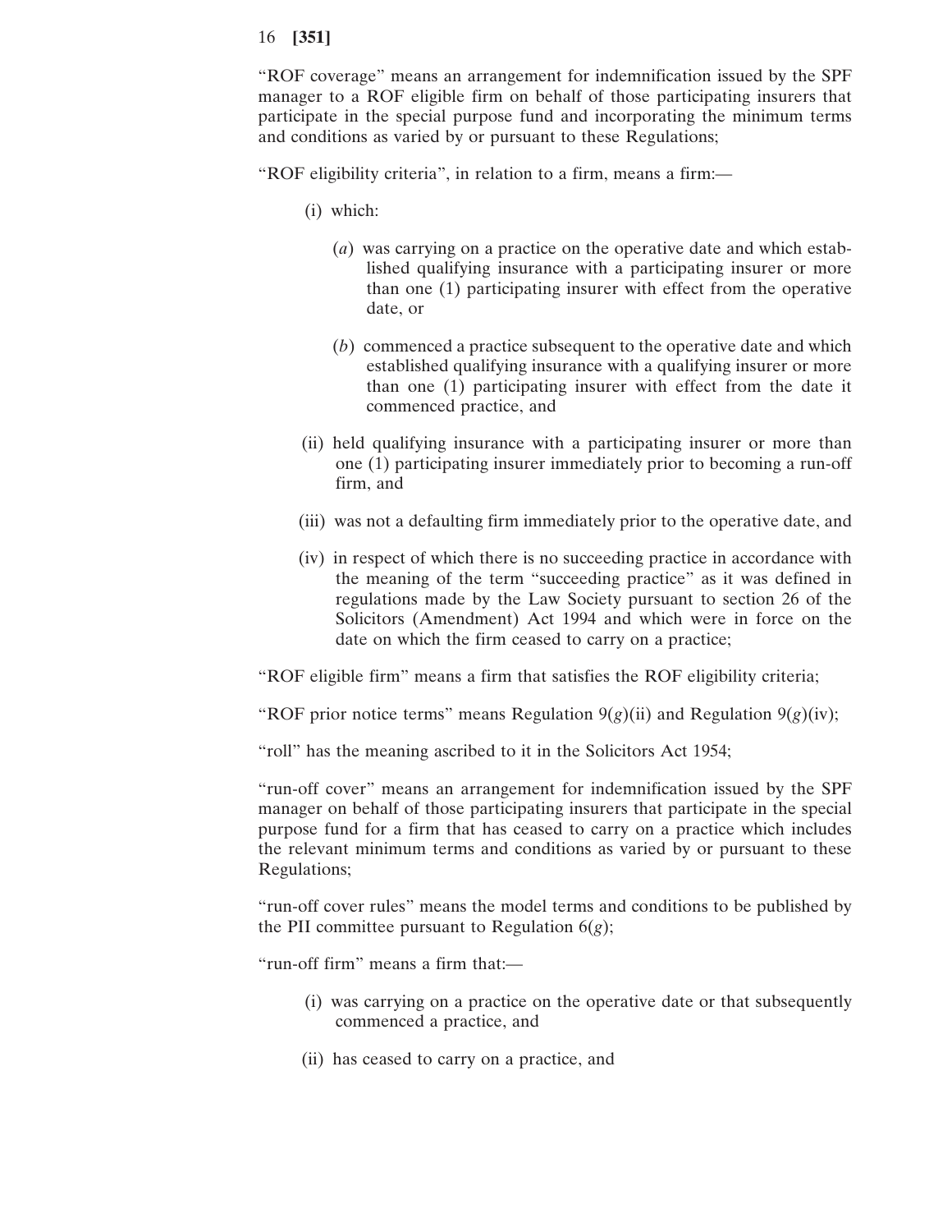"ROF coverage" means an arrangement for indemnification issued by the SPF manager to a ROF eligible firm on behalf of those participating insurers that participate in the special purpose fund and incorporating the minimum terms and conditions as varied by or pursuant to these Regulations;

"ROF eligibility criteria", in relation to a firm, means a firm:—

(i) which:

(*a*) was carrying on a practice on the operative date and which established qualifying insurance with a participating insurer or more than one (1) participating insurer with effect from the operative date, or

(*b*) commenced a practice subsequent to the operative date and which established qualifying insurance with a qualifying insurer or more than one (1) participating insurer with effect from the date it commenced practice, and

(ii) held qualifying insurance with a participating insurer or more than one (1) participating insurer immediately prior to becoming a run-off firm, and

(iii) was not a defaulting firm immediately prior to the operative date, and

(iv) in respect of which there is no succeeding practice in accordance with the meaning of the term "succeeding practice" as it was defined in regulations made by the Law Society pursuant to section 26 of the Solicitors (Amendment) Act 1994 and which were in force on the date on which the firm ceased to carry on a practice;

"ROF eligible firm" means a firm that satisfies the ROF eligibility criteria;

"ROF prior notice terms" means Regulation 9(*g*)(ii) and Regulation 9(*g*)(iv);

"roll" has the meaning ascribed to it in the Solicitors Act 1954;

"run-off cover" means an arrangement for indemnification issued by the SPF manager on behalf of those participating insurers that participate in the special purpose fund for a firm that has ceased to carry on a practice which includes the relevant minimum terms and conditions as varied by or pursuant to these Regulations;

"run-off cover rules" means the model terms and conditions to be published by the PII committee pursuant to Regulation 6(*g*);

"run-off firm" means a firm that:—

(i) was carrying on a practice on the operative date or that subsequently commenced a practice, and

(ii) has ceased to carry on a practice, and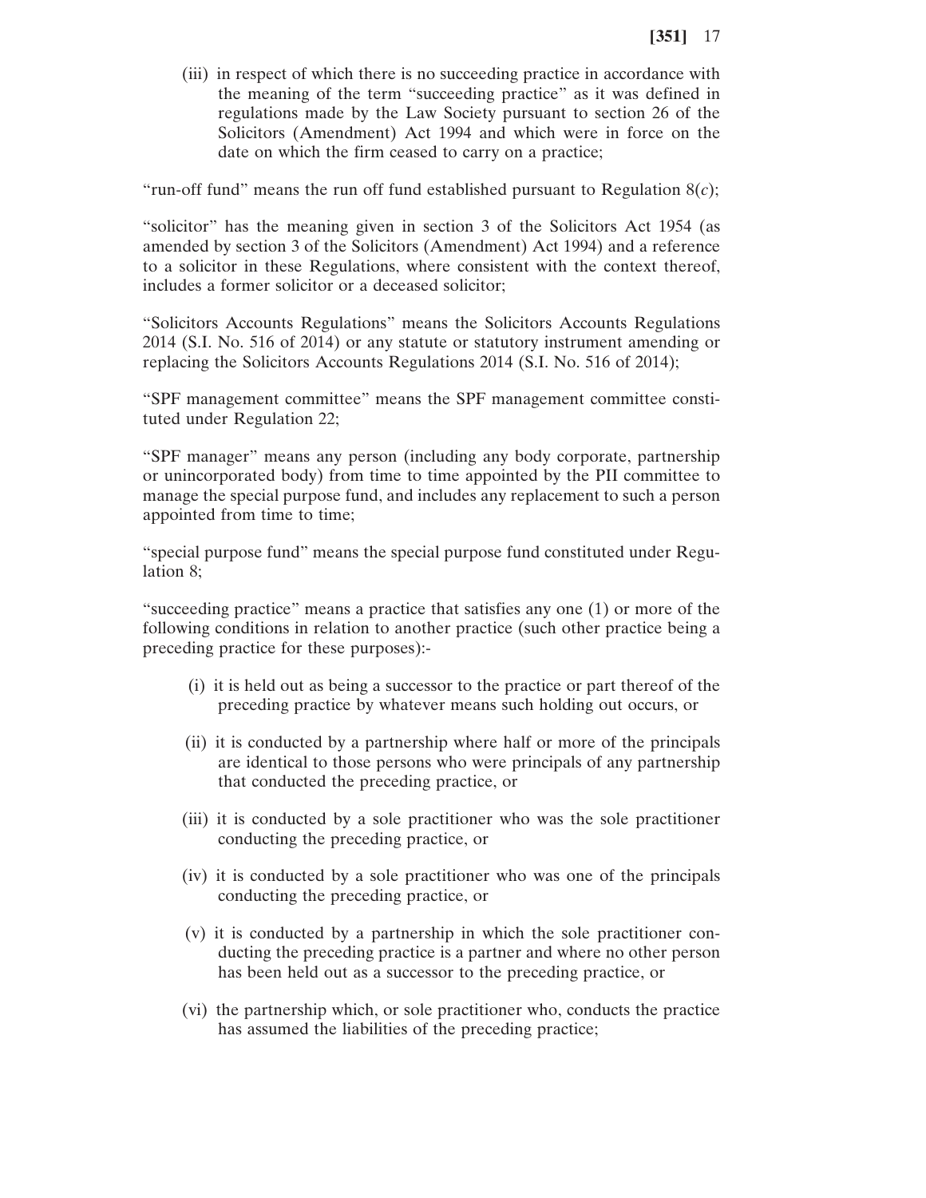(iii) in respect of which there is no succeeding practice in accordance with the meaning of the term "succeeding practice" as it was defined in regulations made by the Law Society pursuant to section 26 of the Solicitors (Amendment) Act 1994 and which were in force on the date on which the firm ceased to carry on a practice;

"run-off fund" means the run off fund established pursuant to Regulation 8(*c*);

"solicitor" has the meaning given in section 3 of the Solicitors Act 1954 (as amended by section 3 of the Solicitors (Amendment) Act 1994) and a reference to a solicitor in these Regulations, where consistent with the context thereof, includes a former solicitor or a deceased solicitor;

"Solicitors Accounts Regulations" means the Solicitors Accounts Regulations 2014 (S.I. No. 516 of 2014) or any statute or statutory instrument amending or replacing the Solicitors Accounts Regulations 2014 (S.I. No. 516 of 2014);

"SPF management committee" means the SPF management committee constituted under Regulation 22;

"SPF manager" means any person (including any body corporate, partnership or unincorporated body) from time to time appointed by the PII committee to manage the special purpose fund, and includes any replacement to such a person appointed from time to time;

"special purpose fund" means the special purpose fund constituted under Regulation 8;

"succeeding practice" means a practice that satisfies any one (1) or more of the following conditions in relation to another practice (such other practice being a preceding practice for these purposes):-

(i) it is held out as being a successor to the practice or part thereof of the preceding practice by whatever means such holding out occurs, or

(ii) it is conducted by a partnership where half or more of the principals are identical to those persons who were principals of any partnership that conducted the preceding practice, or

(iii) it is conducted by a sole practitioner who was the sole practitioner conducting the preceding practice, or

(iv) it is conducted by a sole practitioner who was one of the principals conducting the preceding practice, or

(v) it is conducted by a partnership in which the sole practitioner conducting the preceding practice is a partner and where no other person has been held out as a successor to the preceding practice, or

(vi) the partnership which, or sole practitioner who, conducts the practice has assumed the liabilities of the preceding practice;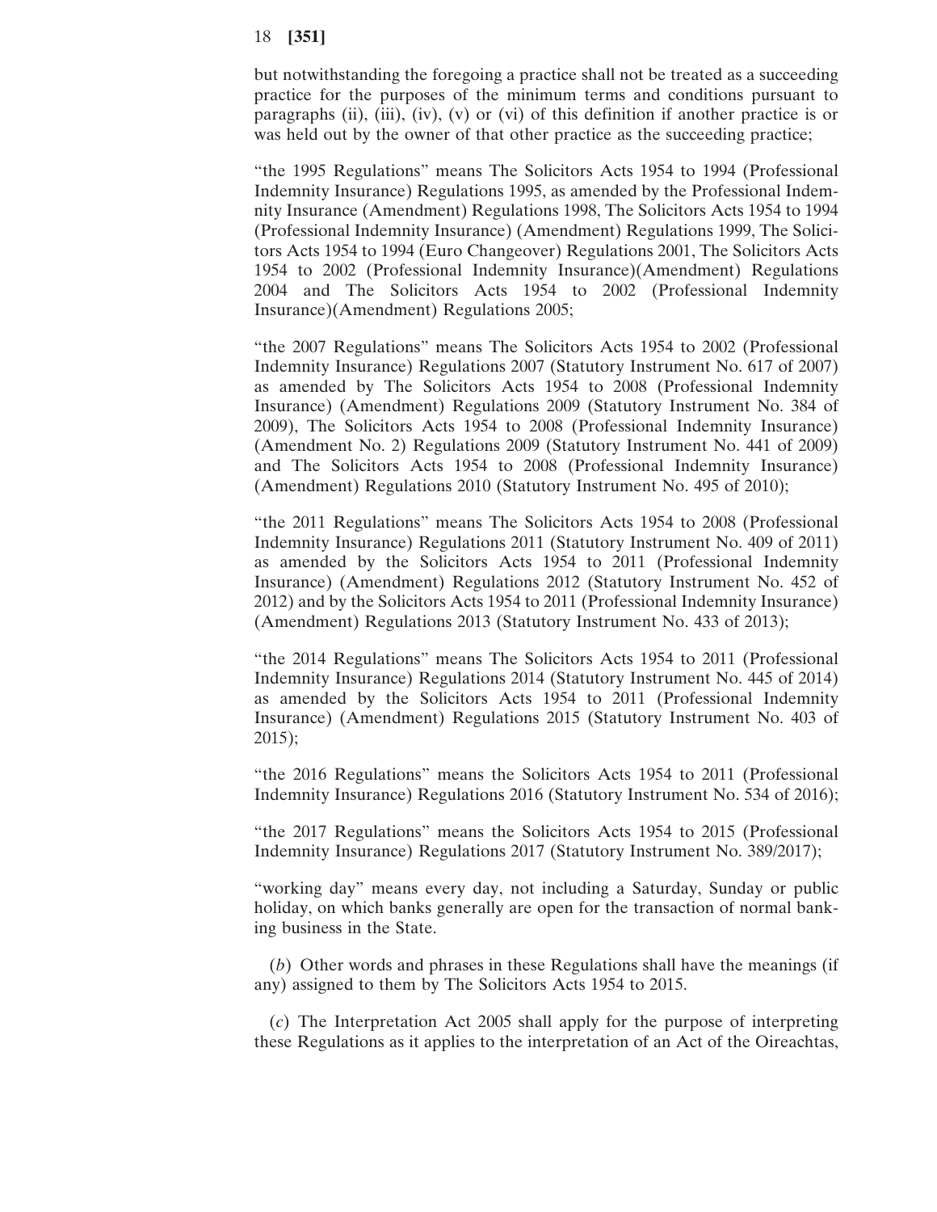but notwithstanding the foregoing a practice shall not be treated as a succeeding practice for the purposes of the minimum terms and conditions pursuant to paragraphs (ii), (iii), (iv), (v) or (vi) of this definition if another practice is or was held out by the owner of that other practice as the succeeding practice;

"the 1995 Regulations" means The Solicitors Acts 1954 to 1994 (Professional Indemnity Insurance) Regulations 1995, as amended by the Professional Indemnity Insurance (Amendment) Regulations 1998, The Solicitors Acts 1954 to 1994 (Professional Indemnity Insurance) (Amendment) Regulations 1999, The Solicitors Acts 1954 to 1994 (Euro Changeover) Regulations 2001, The Solicitors Acts 1954 to 2002 (Professional Indemnity Insurance)(Amendment) Regulations 2004 and The Solicitors Acts 1954 to 2002 (Professional Indemnity Insurance)(Amendment) Regulations 2005;

"the 2007 Regulations" means The Solicitors Acts 1954 to 2002 (Professional Indemnity Insurance) Regulations 2007 (Statutory Instrument No. 617 of 2007) as amended by The Solicitors Acts 1954 to 2008 (Professional Indemnity Insurance) (Amendment) Regulations 2009 (Statutory Instrument No. 384 of 2009), The Solicitors Acts 1954 to 2008 (Professional Indemnity Insurance) (Amendment No. 2) Regulations 2009 (Statutory Instrument No. 441 of 2009) and The Solicitors Acts 1954 to 2008 (Professional Indemnity Insurance) (Amendment) Regulations 2010 (Statutory Instrument No. 495 of 2010);

"the 2011 Regulations" means The Solicitors Acts 1954 to 2008 (Professional Indemnity Insurance) Regulations 2011 (Statutory Instrument No. 409 of 2011) as amended by the Solicitors Acts 1954 to 2011 (Professional Indemnity Insurance) (Amendment) Regulations 2012 (Statutory Instrument No. 452 of 2012) and by the Solicitors Acts 1954 to 2011 (Professional Indemnity Insurance) (Amendment) Regulations 2013 (Statutory Instrument No. 433 of 2013);

"the 2014 Regulations" means The Solicitors Acts 1954 to 2011 (Professional Indemnity Insurance) Regulations 2014 (Statutory Instrument No. 445 of 2014) as amended by the Solicitors Acts 1954 to 2011 (Professional Indemnity Insurance) (Amendment) Regulations 2015 (Statutory Instrument No. 403 of 2015);

"the 2016 Regulations" means the Solicitors Acts 1954 to 2011 (Professional Indemnity Insurance) Regulations 2016 (Statutory Instrument No. 534 of 2016);

"the 2017 Regulations" means the Solicitors Acts 1954 to 2015 (Professional Indemnity Insurance) Regulations 2017 (Statutory Instrument No. 389/2017);

"working day" means every day, not including a Saturday, Sunday or public holiday, on which banks generally are open for the transaction of normal banking business in the State.

(*b*) Other words and phrases in these Regulations shall have the meanings (if any) assigned to them by The Solicitors Acts 1954 to 2015.

(*c*) The Interpretation Act 2005 shall apply for the purpose of interpreting these Regulations as it applies to the interpretation of an Act of the Oireachtas,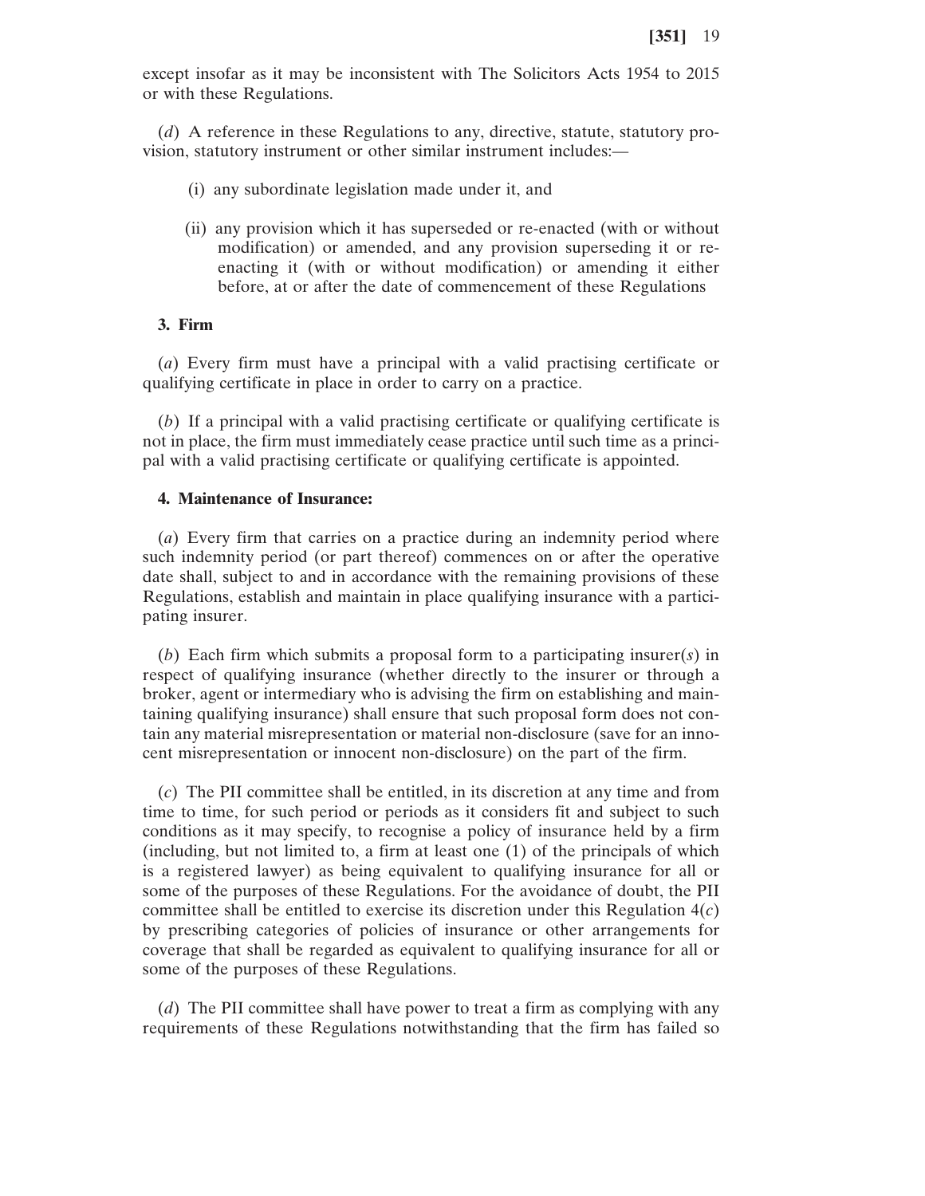except insofar as it may be inconsistent with The Solicitors Acts 1954 to 2015 or with these Regulations.

(*d*) A reference in these Regulations to any, directive, statute, statutory provision, statutory instrument or other similar instrument includes:—

(i) any subordinate legislation made under it, and

(ii) any provision which it has superseded or re-enacted (with or without modification) or amended, and any provision superseding it or re-enacting it (with or without modification) or amending it either before, at or after the date of commencement of these Regulations

**3. Firm**

(*a*) Every firm must have a principal with a valid practising certificate or qualifying certificate in place in order to carry on a practice.

(*b*) If a principal with a valid practising certificate or qualifying certificate is not in place, the firm must immediately cease practice until such time as a principal with a valid practising certificate or qualifying certificate is appointed.

**4. Maintenance of Insurance:**

(*a*) Every firm that carries on a practice during an indemnity period where such indemnity period (or part thereof) commences on or after the operative date shall, subject to and in accordance with the remaining provisions of these Regulations, establish and maintain in place qualifying insurance with a participating insurer.

(*b*) Each firm which submits a proposal form to a participating insurer(*s*) in respect of qualifying insurance (whether directly to the insurer or through a broker, agent or intermediary who is advising the firm on establishing and maintaining qualifying insurance) shall ensure that such proposal form does not contain any material misrepresentation or material non-disclosure (save for an innocent misrepresentation or innocent non-disclosure) on the part of the firm.

(*c*) The PII committee shall be entitled, in its discretion at any time and from time to time, for such period or periods as it considers fit and subject to such conditions as it may specify, to recognise a policy of insurance held by a firm (including, but not limited to, a firm at least one (1) of the principals of which is a registered lawyer) as being equivalent to qualifying insurance for all or some of the purposes of these Regulations. For the avoidance of doubt, the PII committee shall be entitled to exercise its discretion under this Regulation 4(*c*) by prescribing categories of policies of insurance or other arrangements for coverage that shall be regarded as equivalent to qualifying insurance for all or some of the purposes of these Regulations.

(*d*) The PII committee shall have power to treat a firm as complying with any requirements of these Regulations notwithstanding that the firm has failed so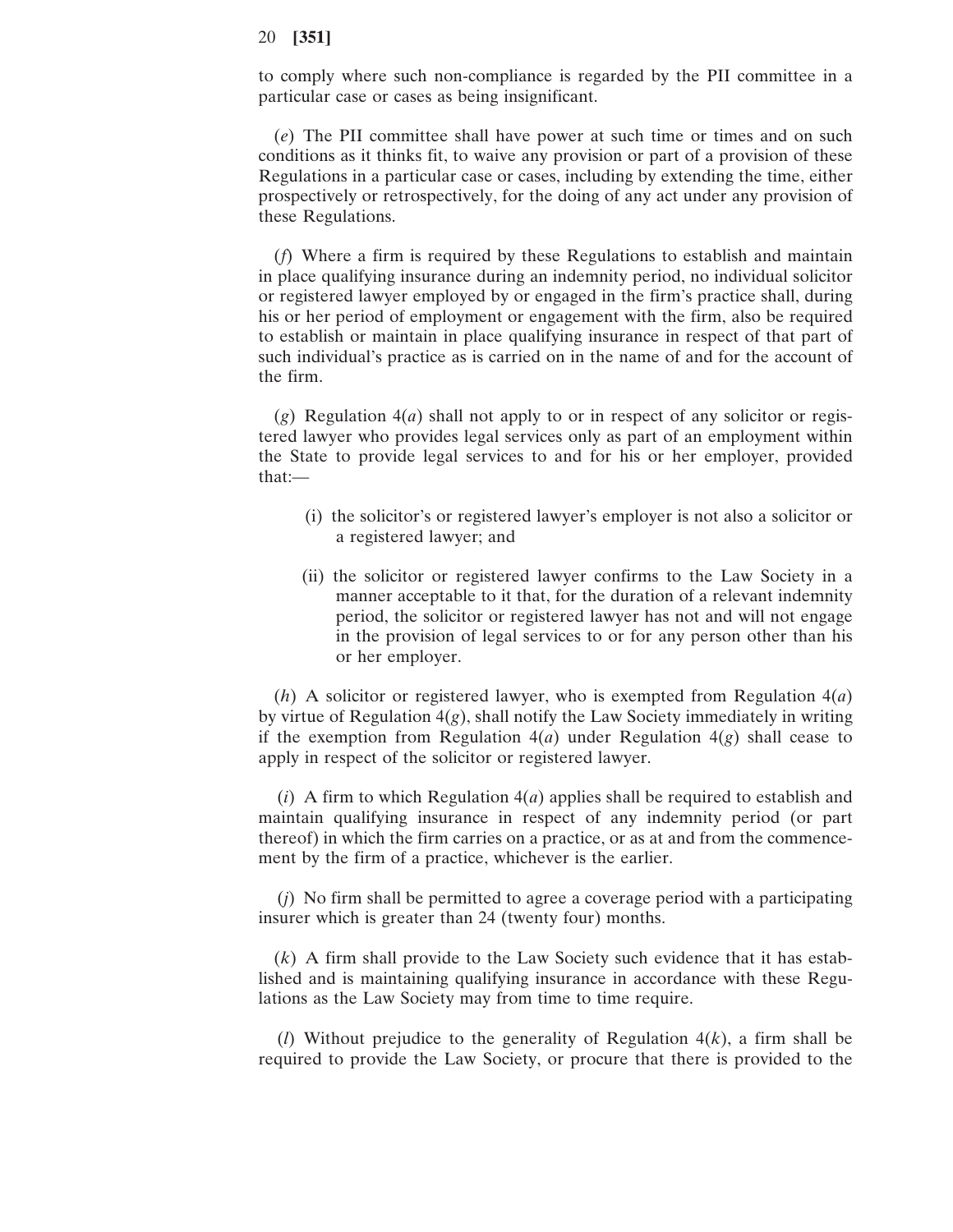to comply where such non-compliance is regarded by the PII committee in a particular case or cases as being insignificant.

(*e*) The PII committee shall have power at such time or times and on such conditions as it thinks fit, to waive any provision or part of a provision of these Regulations in a particular case or cases, including by extending the time, either prospectively or retrospectively, for the doing of any act under any provision of these Regulations.

(*f*) Where a firm is required by these Regulations to establish and maintain in place qualifying insurance during an indemnity period, no individual solicitor or registered lawyer employed by or engaged in the firm's practice shall, during his or her period of employment or engagement with the firm, also be required to establish or maintain in place qualifying insurance in respect of that part of such individual's practice as is carried on in the name of and for the account of the firm.

(*g*) Regulation 4(*a*) shall not apply to or in respect of any solicitor or registered lawyer who provides legal services only as part of an employment within the State to provide legal services to and for his or her employer, provided that:—

- (i) the solicitor's or registered lawyer's employer is not also a solicitor or a registered lawyer; and
- (ii) the solicitor or registered lawyer confirms to the Law Society in a manner acceptable to it that, for the duration of a relevant indemnity period, the solicitor or registered lawyer has not and will not engage in the provision of legal services to or for any person other than his or her employer.

(*h*) A solicitor or registered lawyer, who is exempted from Regulation 4(*a*) by virtue of Regulation 4(*g*), shall notify the Law Society immediately in writing if the exemption from Regulation 4(*a*) under Regulation 4(*g*) shall cease to apply in respect of the solicitor or registered lawyer.

(*i*) A firm to which Regulation 4(*a*) applies shall be required to establish and maintain qualifying insurance in respect of any indemnity period (or part thereof) in which the firm carries on a practice, or as at and from the commencement by the firm of a practice, whichever is the earlier.

(*j*) No firm shall be permitted to agree a coverage period with a participating insurer which is greater than 24 (twenty four) months.

(*k*) A firm shall provide to the Law Society such evidence that it has established and is maintaining qualifying insurance in accordance with these Regulations as the Law Society may from time to time require.

(*l*) Without prejudice to the generality of Regulation 4(*k*), a firm shall be required to provide the Law Society, or procure that there is provided to the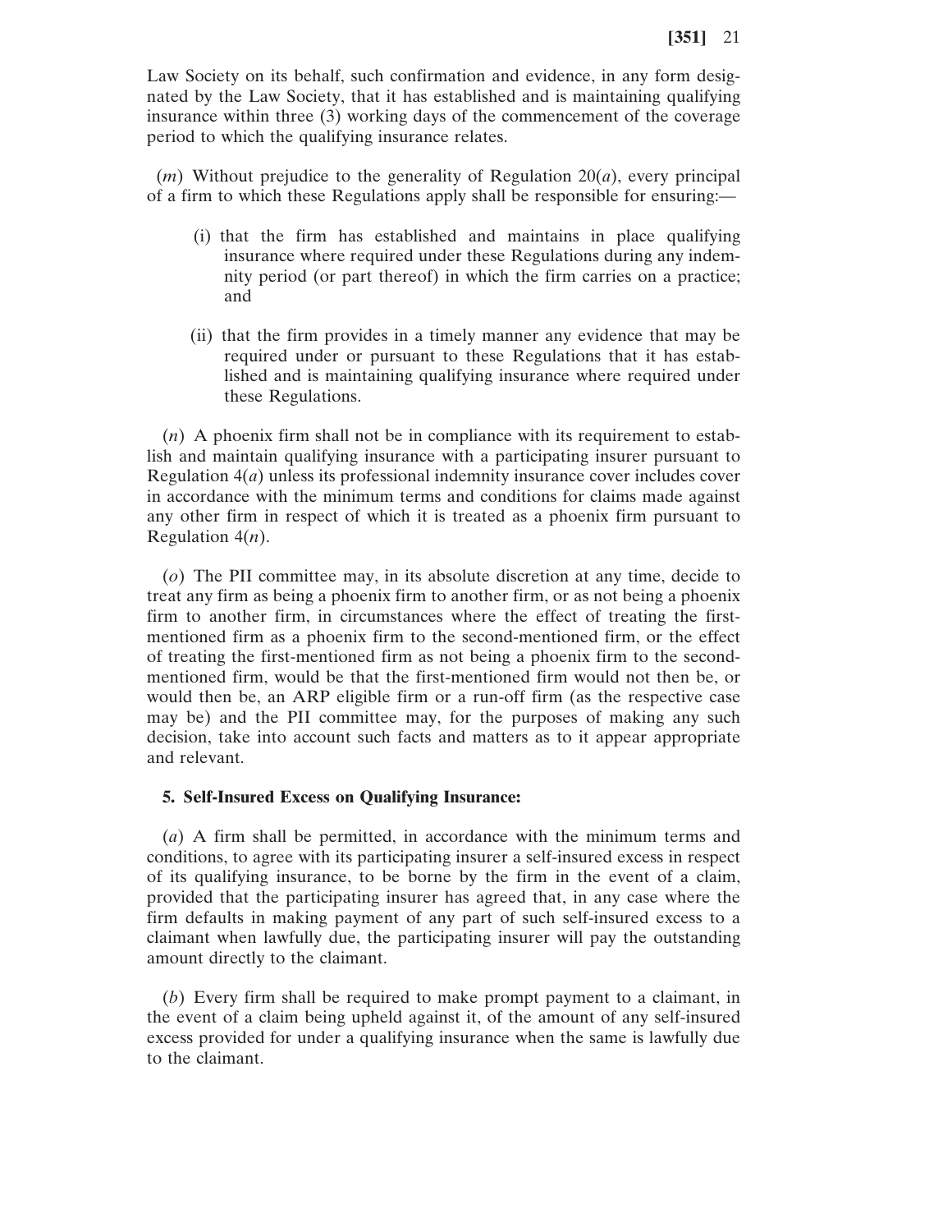Law Society on its behalf, such confirmation and evidence, in any form designated by the Law Society, that it has established and is maintaining qualifying insurance within three (3) working days of the commencement of the coverage period to which the qualifying insurance relates.

(*m*) Without prejudice to the generality of Regulation 20(*a*), every principal of a firm to which these Regulations apply shall be responsible for ensuring:—

(i) that the firm has established and maintains in place qualifying insurance where required under these Regulations during any indemnity period (or part thereof) in which the firm carries on a practice; and

(ii) that the firm provides in a timely manner any evidence that may be required under or pursuant to these Regulations that it has established and is maintaining qualifying insurance where required under these Regulations.

(*n*) A phoenix firm shall not be in compliance with its requirement to establish and maintain qualifying insurance with a participating insurer pursuant to Regulation 4(*a*) unless its professional indemnity insurance cover includes cover in accordance with the minimum terms and conditions for claims made against any other firm in respect of which it is treated as a phoenix firm pursuant to Regulation 4(*n*).

(*o*) The PII committee may, in its absolute discretion at any time, decide to treat any firm as being a phoenix firm to another firm, or as not being a phoenix firm to another firm, in circumstances where the effect of treating the first-mentioned firm as a phoenix firm to the second-mentioned firm, or the effect of treating the first-mentioned firm as not being a phoenix firm to the second-mentioned firm, would be that the first-mentioned firm would not then be, or would then be, an ARP eligible firm or a run-off firm (as the respective case may be) and the PII committee may, for the purposes of making any such decision, take into account such facts and matters as to it appear appropriate and relevant.

**5. Self-Insured Excess on Qualifying Insurance:**

(*a*) A firm shall be permitted, in accordance with the minimum terms and conditions, to agree with its participating insurer a self-insured excess in respect of its qualifying insurance, to be borne by the firm in the event of a claim, provided that the participating insurer has agreed that, in any case where the firm defaults in making payment of any part of such self-insured excess to a claimant when lawfully due, the participating insurer will pay the outstanding amount directly to the claimant.

(*b*) Every firm shall be required to make prompt payment to a claimant, in the event of a claim being upheld against it, of the amount of any self-insured excess provided for under a qualifying insurance when the same is lawfully due to the claimant.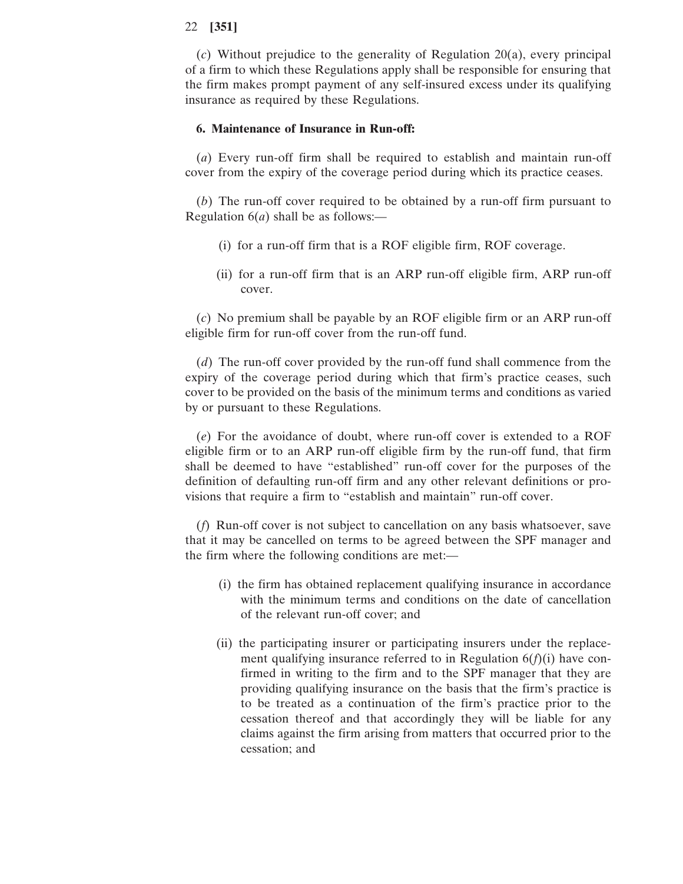(*c*) Without prejudice to the generality of Regulation 20(a), every principal of a firm to which these Regulations apply shall be responsible for ensuring that the firm makes prompt payment of any self-insured excess under its qualifying insurance as required by these Regulations.

**6. Maintenance of Insurance in Run-off:**

(*a*) Every run-off firm shall be required to establish and maintain run-off cover from the expiry of the coverage period during which its practice ceases.

(*b*) The run-off cover required to be obtained by a run-off firm pursuant to Regulation 6(*a*) shall be as follows:—

(i) for a run-off firm that is a ROF eligible firm, ROF coverage.

(ii) for a run-off firm that is an ARP run-off eligible firm, ARP run-off cover.

(*c*) No premium shall be payable by an ROF eligible firm or an ARP run-off eligible firm for run-off cover from the run-off fund.

(*d*) The run-off cover provided by the run-off fund shall commence from the expiry of the coverage period during which that firm's practice ceases, such cover to be provided on the basis of the minimum terms and conditions as varied by or pursuant to these Regulations.

(*e*) For the avoidance of doubt, where run-off cover is extended to a ROF eligible firm or to an ARP run-off eligible firm by the run-off fund, that firm shall be deemed to have "established" run-off cover for the purposes of the definition of defaulting run-off firm and any other relevant definitions or provisions that require a firm to "establish and maintain" run-off cover.

(*f*) Run-off cover is not subject to cancellation on any basis whatsoever, save that it may be cancelled on terms to be agreed between the SPF manager and the firm where the following conditions are met:—

(i) the firm has obtained replacement qualifying insurance in accordance with the minimum terms and conditions on the date of cancellation of the relevant run-off cover; and

(ii) the participating insurer or participating insurers under the replacement qualifying insurance referred to in Regulation 6(*f*)(i) have confirmed in writing to the firm and to the SPF manager that they are providing qualifying insurance on the basis that the firm's practice is to be treated as a continuation of the firm's practice prior to the cessation thereof and that accordingly they will be liable for any claims against the firm arising from matters that occurred prior to the cessation; and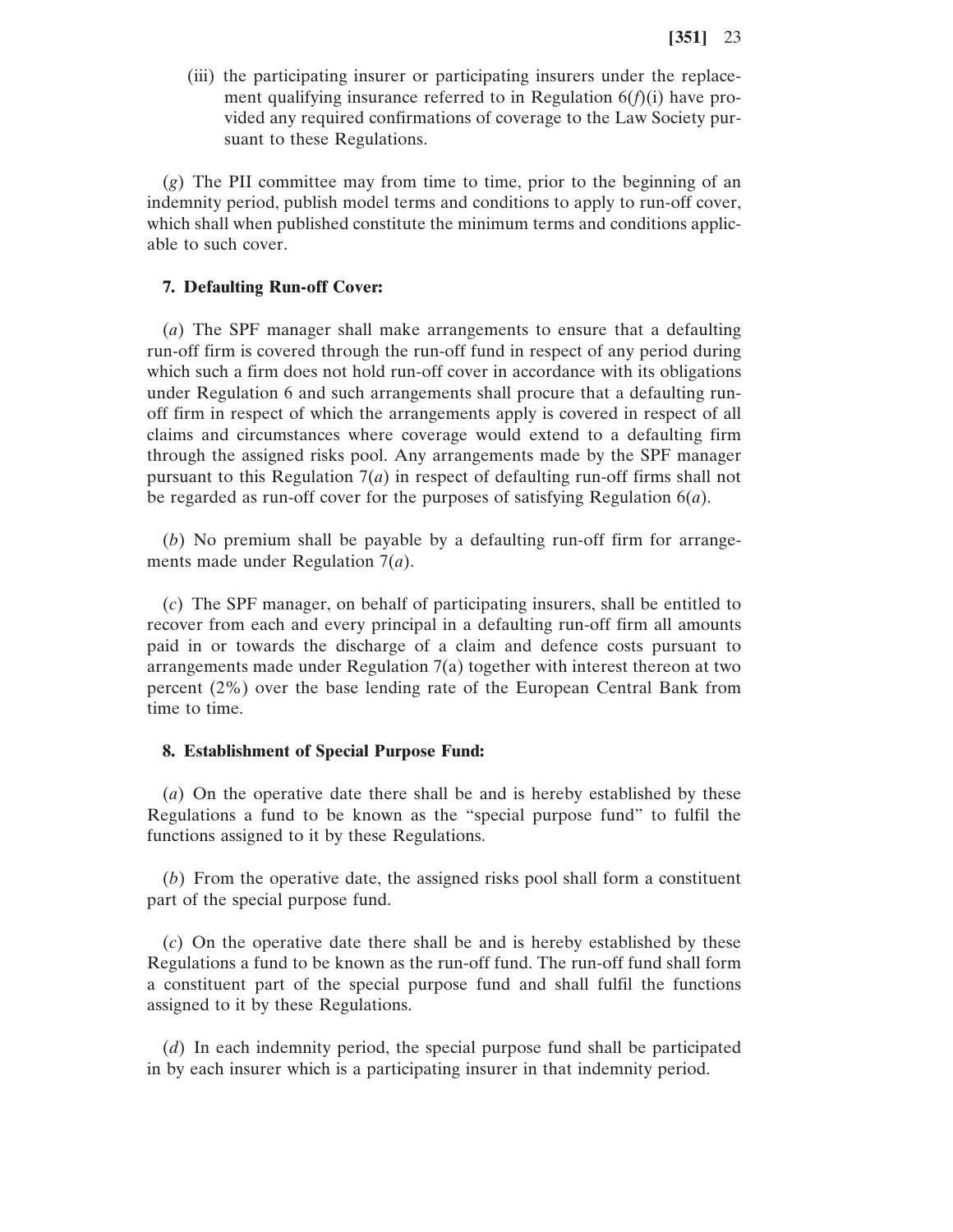(iii) the participating insurer or participating insurers under the replacement qualifying insurance referred to in Regulation 6(*f*)(i) have provided any required confirmations of coverage to the Law Society pursuant to these Regulations.

(*g*) The PII committee may from time to time, prior to the beginning of an indemnity period, publish model terms and conditions to apply to run-off cover, which shall when published constitute the minimum terms and conditions applicable to such cover.

**7. Defaulting Run-off Cover:**

(*a*) The SPF manager shall make arrangements to ensure that a defaulting run-off firm is covered through the run-off fund in respect of any period during which such a firm does not hold run-off cover in accordance with its obligations under Regulation 6 and such arrangements shall procure that a defaulting run-off firm in respect of which the arrangements apply is covered in respect of all claims and circumstances where coverage would extend to a defaulting firm through the assigned risks pool. Any arrangements made by the SPF manager pursuant to this Regulation 7(*a*) in respect of defaulting run-off firms shall not be regarded as run-off cover for the purposes of satisfying Regulation 6(*a*).

(*b*) No premium shall be payable by a defaulting run-off firm for arrangements made under Regulation 7(*a*).

(*c*) The SPF manager, on behalf of participating insurers, shall be entitled to recover from each and every principal in a defaulting run-off firm all amounts paid in or towards the discharge of a claim and defence costs pursuant to arrangements made under Regulation 7(a) together with interest thereon at two percent (2%) over the base lending rate of the European Central Bank from time to time.

**8. Establishment of Special Purpose Fund:**

(*a*) On the operative date there shall be and is hereby established by these Regulations a fund to be known as the "special purpose fund" to fulfil the functions assigned to it by these Regulations.

(*b*) From the operative date, the assigned risks pool shall form a constituent part of the special purpose fund.

(*c*) On the operative date there shall be and is hereby established by these Regulations a fund to be known as the run-off fund. The run-off fund shall form a constituent part of the special purpose fund and shall fulfil the functions assigned to it by these Regulations.

(*d*) In each indemnity period, the special purpose fund shall be participated in by each insurer which is a participating insurer in that indemnity period.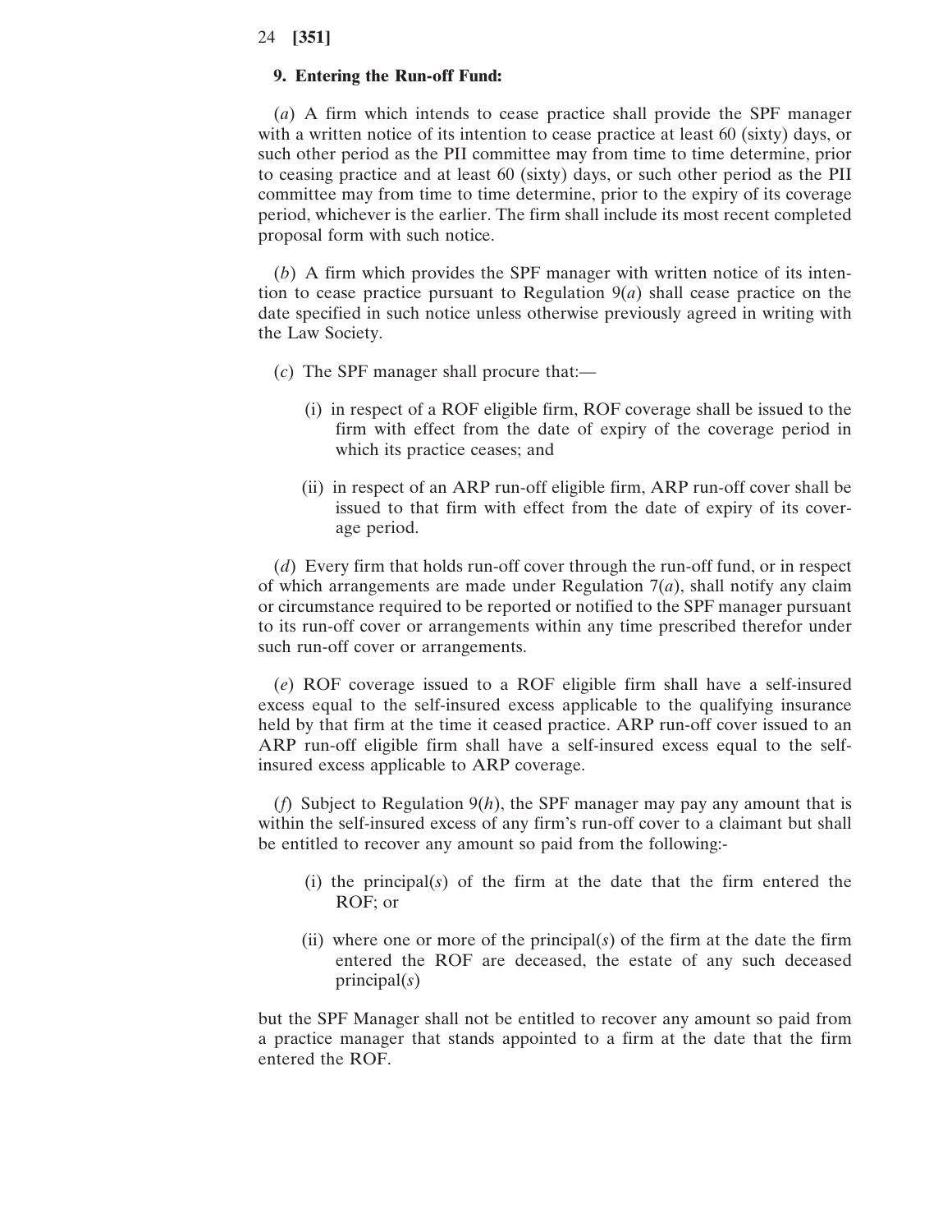**9. Entering the Run-off Fund:**

(*a*) A firm which intends to cease practice shall provide the SPF manager with a written notice of its intention to cease practice at least 60 (sixty) days, or such other period as the PII committee may from time to time determine, prior to ceasing practice and at least 60 (sixty) days, or such other period as the PII committee may from time to time determine, prior to the expiry of its coverage period, whichever is the earlier. The firm shall include its most recent completed proposal form with such notice.

(*b*) A firm which provides the SPF manager with written notice of its intention to cease practice pursuant to Regulation 9(*a*) shall cease practice on the date specified in such notice unless otherwise previously agreed in writing with the Law Society.

(*c*) The SPF manager shall procure that:—

(i) in respect of a ROF eligible firm, ROF coverage shall be issued to the firm with effect from the date of expiry of the coverage period in which its practice ceases; and

(ii) in respect of an ARP run-off eligible firm, ARP run-off cover shall be issued to that firm with effect from the date of expiry of its coverage period.

(*d*) Every firm that holds run-off cover through the run-off fund, or in respect of which arrangements are made under Regulation 7(*a*), shall notify any claim or circumstance required to be reported or notified to the SPF manager pursuant to its run-off cover or arrangements within any time prescribed therefor under such run-off cover or arrangements.

(*e*) ROF coverage issued to a ROF eligible firm shall have a self-insured excess equal to the self-insured excess applicable to the qualifying insurance held by that firm at the time it ceased practice. ARP run-off cover issued to an ARP run-off eligible firm shall have a self-insured excess equal to the self-insured excess applicable to ARP coverage.

(*f*) Subject to Regulation 9(*h*), the SPF manager may pay any amount that is within the self-insured excess of any firm's run-off cover to a claimant but shall be entitled to recover any amount so paid from the following:-

(i) the principal(*s*) of the firm at the date that the firm entered the ROF; or

(ii) where one or more of the principal(*s*) of the firm at the date the firm entered the ROF are deceased, the estate of any such deceased principal(*s*)

but the SPF Manager shall not be entitled to recover any amount so paid from a practice manager that stands appointed to a firm at the date that the firm entered the ROF.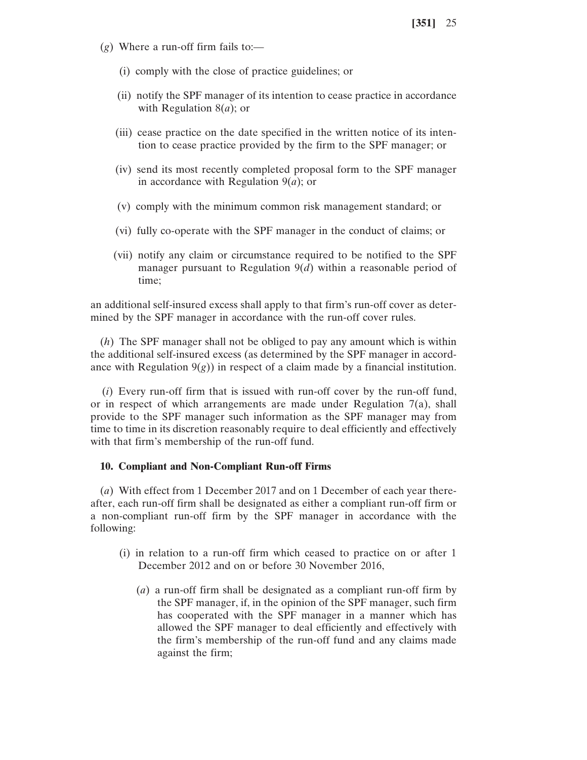(*g*) Where a run-off firm fails to:—

(i) comply with the close of practice guidelines; or

(ii) notify the SPF manager of its intention to cease practice in accordance with Regulation 8(*a*); or

(iii) cease practice on the date specified in the written notice of its intention to cease practice provided by the firm to the SPF manager; or

(iv) send its most recently completed proposal form to the SPF manager in accordance with Regulation 9(*a*); or

(v) comply with the minimum common risk management standard; or

(vi) fully co-operate with the SPF manager in the conduct of claims; or

(vii) notify any claim or circumstance required to be notified to the SPF manager pursuant to Regulation 9(*d*) within a reasonable period of time;

an additional self-insured excess shall apply to that firm's run-off cover as determined by the SPF manager in accordance with the run-off cover rules.

(*h*) The SPF manager shall not be obliged to pay any amount which is within the additional self-insured excess (as determined by the SPF manager in accordance with Regulation 9(*g*)) in respect of a claim made by a financial institution.

(*i*) Every run-off firm that is issued with run-off cover by the run-off fund, or in respect of which arrangements are made under Regulation 7(a), shall provide to the SPF manager such information as the SPF manager may from time to time in its discretion reasonably require to deal efficiently and effectively with that firm's membership of the run-off fund.

**10. Compliant and Non-Compliant Run-off Firms**

(*a*) With effect from 1 December 2017 and on 1 December of each year thereafter, each run-off firm shall be designated as either a compliant run-off firm or a non-compliant run-off firm by the SPF manager in accordance with the following:

(i) in relation to a run-off firm which ceased to practice on or after 1 December 2012 and on or before 30 November 2016,

(*a*) a run-off firm shall be designated as a compliant run-off firm by the SPF manager, if, in the opinion of the SPF manager, such firm has cooperated with the SPF manager in a manner which has allowed the SPF manager to deal efficiently and effectively with the firm's membership of the run-off fund and any claims made against the firm;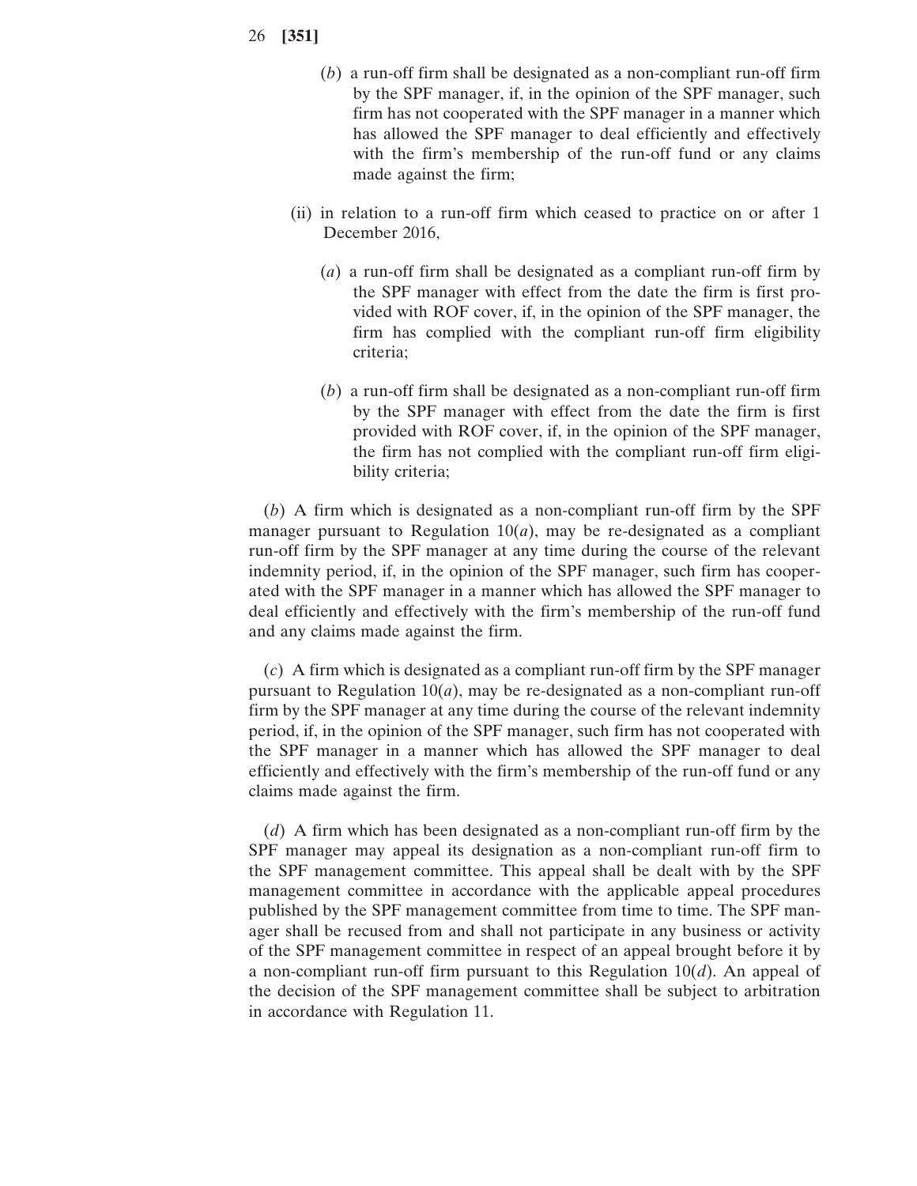(*b*) a run-off firm shall be designated as a non-compliant run-off firm by the SPF manager, if, in the opinion of the SPF manager, such firm has not cooperated with the SPF manager in a manner which has allowed the SPF manager to deal efficiently and effectively with the firm's membership of the run-off fund or any claims made against the firm;

(ii) in relation to a run-off firm which ceased to practice on or after 1 December 2016,

(*a*) a run-off firm shall be designated as a compliant run-off firm by the SPF manager with effect from the date the firm is first provided with ROF cover, if, in the opinion of the SPF manager, the firm has complied with the compliant run-off firm eligibility criteria;

(*b*) a run-off firm shall be designated as a non-compliant run-off firm by the SPF manager with effect from the date the firm is first provided with ROF cover, if, in the opinion of the SPF manager, the firm has not complied with the compliant run-off firm eligibility criteria;

(*b*) A firm which is designated as a non-compliant run-off firm by the SPF manager pursuant to Regulation 10(*a*), may be re-designated as a compliant run-off firm by the SPF manager at any time during the course of the relevant indemnity period, if, in the opinion of the SPF manager, such firm has cooperated with the SPF manager in a manner which has allowed the SPF manager to deal efficiently and effectively with the firm's membership of the run-off fund and any claims made against the firm.

(*c*) A firm which is designated as a compliant run-off firm by the SPF manager pursuant to Regulation 10(*a*), may be re-designated as a non-compliant run-off firm by the SPF manager at any time during the course of the relevant indemnity period, if, in the opinion of the SPF manager, such firm has not cooperated with the SPF manager in a manner which has allowed the SPF manager to deal efficiently and effectively with the firm's membership of the run-off fund or any claims made against the firm.

(*d*) A firm which has been designated as a non-compliant run-off firm by the SPF manager may appeal its designation as a non-compliant run-off firm to the SPF management committee. This appeal shall be dealt with by the SPF management committee in accordance with the applicable appeal procedures published by the SPF management committee from time to time. The SPF manager shall be recused from and shall not participate in any business or activity of the SPF management committee in respect of an appeal brought before it by a non-compliant run-off firm pursuant to this Regulation 10(*d*). An appeal of the decision of the SPF management committee shall be subject to arbitration in accordance with Regulation 11.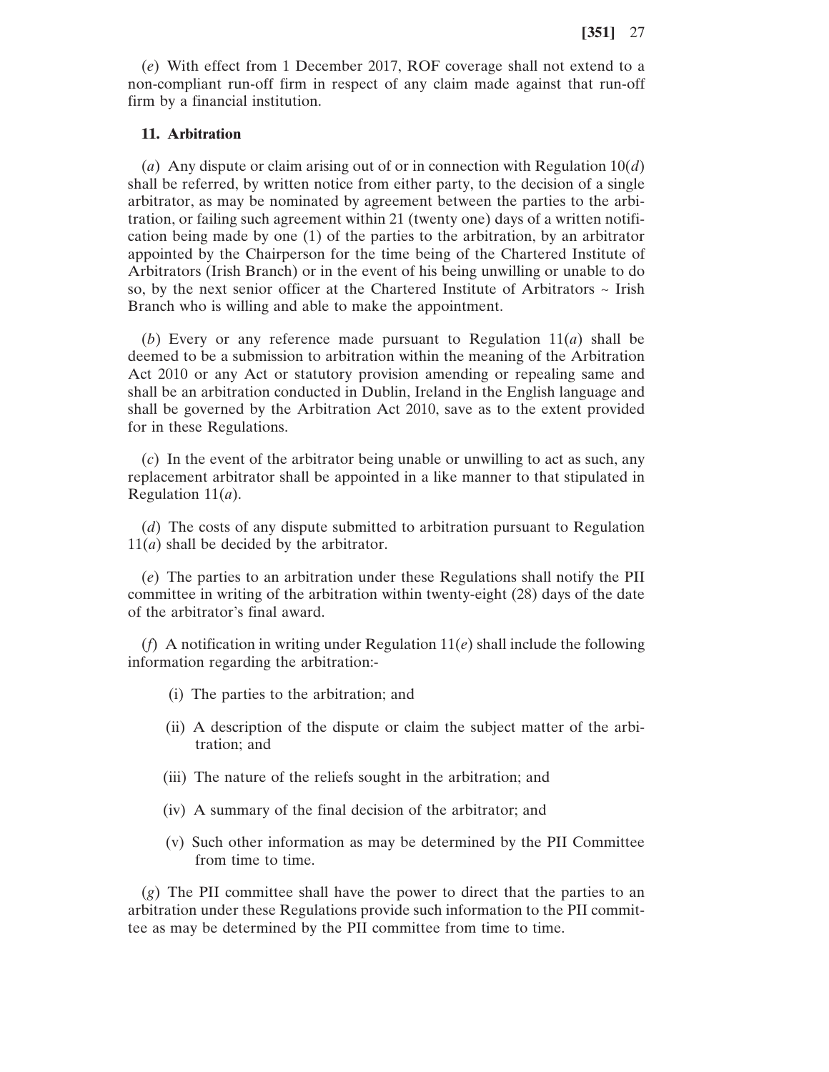(*e*) With effect from 1 December 2017, ROF coverage shall not extend to a non-compliant run-off firm in respect of any claim made against that run-off firm by a financial institution.

**11. Arbitration**

(*a*) Any dispute or claim arising out of or in connection with Regulation 10(*d*) shall be referred, by written notice from either party, to the decision of a single arbitrator, as may be nominated by agreement between the parties to the arbitration, or failing such agreement within 21 (twenty one) days of a written notification being made by one (1) of the parties to the arbitration, by an arbitrator appointed by the Chairperson for the time being of the Chartered Institute of Arbitrators (Irish Branch) or in the event of his being unwilling or unable to do so, by the next senior officer at the Chartered Institute of Arbitrators ~ Irish Branch who is willing and able to make the appointment.

(*b*) Every or any reference made pursuant to Regulation 11(*a*) shall be deemed to be a submission to arbitration within the meaning of the Arbitration Act 2010 or any Act or statutory provision amending or repealing same and shall be an arbitration conducted in Dublin, Ireland in the English language and shall be governed by the Arbitration Act 2010, save as to the extent provided for in these Regulations.

(*c*) In the event of the arbitrator being unable or unwilling to act as such, any replacement arbitrator shall be appointed in a like manner to that stipulated in Regulation 11(*a*).

(*d*) The costs of any dispute submitted to arbitration pursuant to Regulation 11(*a*) shall be decided by the arbitrator.

(*e*) The parties to an arbitration under these Regulations shall notify the PII committee in writing of the arbitration within twenty-eight (28) days of the date of the arbitrator's final award.

(*f*) A notification in writing under Regulation 11(*e*) shall include the following information regarding the arbitration:-

(i) The parties to the arbitration; and

(ii) A description of the dispute or claim the subject matter of the arbitration; and

(iii) The nature of the reliefs sought in the arbitration; and

(iv) A summary of the final decision of the arbitrator; and

(v) Such other information as may be determined by the PII Committee from time to time.

(*g*) The PII committee shall have the power to direct that the parties to an arbitration under these Regulations provide such information to the PII committee as may be determined by the PII committee from time to time.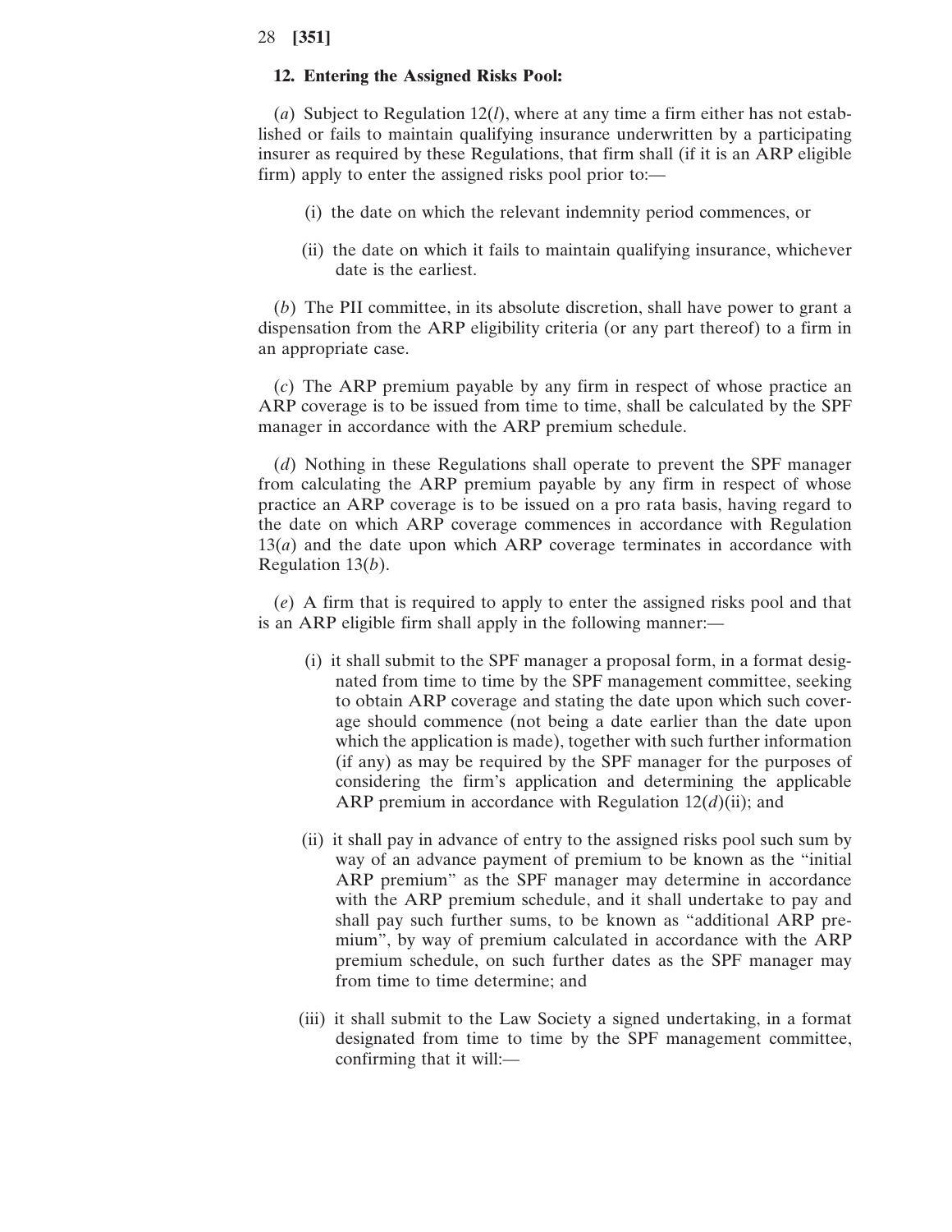**12. Entering the Assigned Risks Pool:**

(*a*) Subject to Regulation 12(*l*), where at any time a firm either has not established or fails to maintain qualifying insurance underwritten by a participating insurer as required by these Regulations, that firm shall (if it is an ARP eligible firm) apply to enter the assigned risks pool prior to:—

(i) the date on which the relevant indemnity period commences, or

(ii) the date on which it fails to maintain qualifying insurance, whichever date is the earliest.

(*b*) The PII committee, in its absolute discretion, shall have power to grant a dispensation from the ARP eligibility criteria (or any part thereof) to a firm in an appropriate case.

(*c*) The ARP premium payable by any firm in respect of whose practice an ARP coverage is to be issued from time to time, shall be calculated by the SPF manager in accordance with the ARP premium schedule.

(*d*) Nothing in these Regulations shall operate to prevent the SPF manager from calculating the ARP premium payable by any firm in respect of whose practice an ARP coverage is to be issued on a pro rata basis, having regard to the date on which ARP coverage commences in accordance with Regulation 13(*a*) and the date upon which ARP coverage terminates in accordance with Regulation 13(*b*).

(*e*) A firm that is required to apply to enter the assigned risks pool and that is an ARP eligible firm shall apply in the following manner:—

(i) it shall submit to the SPF manager a proposal form, in a format designated from time to time by the SPF management committee, seeking to obtain ARP coverage and stating the date upon which such coverage should commence (not being a date earlier than the date upon which the application is made), together with such further information (if any) as may be required by the SPF manager for the purposes of considering the firm's application and determining the applicable ARP premium in accordance with Regulation 12(*d*)(ii); and

(ii) it shall pay in advance of entry to the assigned risks pool such sum by way of an advance payment of premium to be known as the "initial ARP premium" as the SPF manager may determine in accordance with the ARP premium schedule, and it shall undertake to pay and shall pay such further sums, to be known as "additional ARP premium", by way of premium calculated in accordance with the ARP premium schedule, on such further dates as the SPF manager may from time to time determine; and

(iii) it shall submit to the Law Society a signed undertaking, in a format designated from time to time by the SPF management committee, confirming that it will:—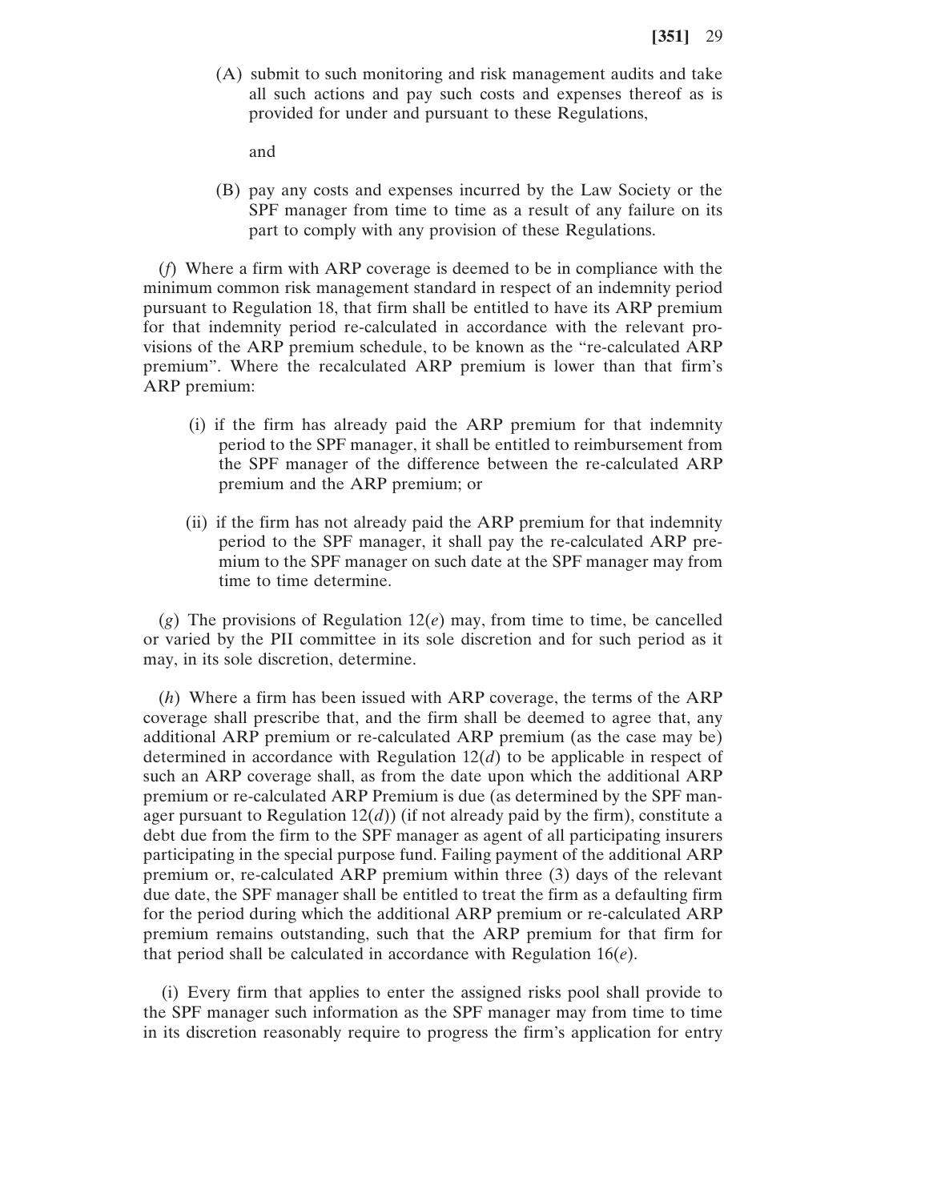(A) submit to such monitoring and risk management audits and take all such actions and pay such costs and expenses thereof as is provided for under and pursuant to these Regulations,

and

(B) pay any costs and expenses incurred by the Law Society or the SPF manager from time to time as a result of any failure on its part to comply with any provision of these Regulations.

(*f*) Where a firm with ARP coverage is deemed to be in compliance with the minimum common risk management standard in respect of an indemnity period pursuant to Regulation 18, that firm shall be entitled to have its ARP premium for that indemnity period re-calculated in accordance with the relevant provisions of the ARP premium schedule, to be known as the "re-calculated ARP premium". Where the recalculated ARP premium is lower than that firm's ARP premium:

(i) if the firm has already paid the ARP premium for that indemnity period to the SPF manager, it shall be entitled to reimbursement from the SPF manager of the difference between the re-calculated ARP premium and the ARP premium; or

(ii) if the firm has not already paid the ARP premium for that indemnity period to the SPF manager, it shall pay the re-calculated ARP premium to the SPF manager on such date at the SPF manager may from time to time determine.

(*g*) The provisions of Regulation 12(*e*) may, from time to time, be cancelled or varied by the PII committee in its sole discretion and for such period as it may, in its sole discretion, determine.

(*h*) Where a firm has been issued with ARP coverage, the terms of the ARP coverage shall prescribe that, and the firm shall be deemed to agree that, any additional ARP premium or re-calculated ARP premium (as the case may be) determined in accordance with Regulation 12(*d*) to be applicable in respect of such an ARP coverage shall, as from the date upon which the additional ARP premium or re-calculated ARP Premium is due (as determined by the SPF manager pursuant to Regulation 12(*d*)) (if not already paid by the firm), constitute a debt due from the firm to the SPF manager as agent of all participating insurers participating in the special purpose fund. Failing payment of the additional ARP premium or, re-calculated ARP premium within three (3) days of the relevant due date, the SPF manager shall be entitled to treat the firm as a defaulting firm for the period during which the additional ARP premium or re-calculated ARP premium remains outstanding, such that the ARP premium for that firm for that period shall be calculated in accordance with Regulation 16(*e*).

(i) Every firm that applies to enter the assigned risks pool shall provide to the SPF manager such information as the SPF manager may from time to time in its discretion reasonably require to progress the firm's application for entry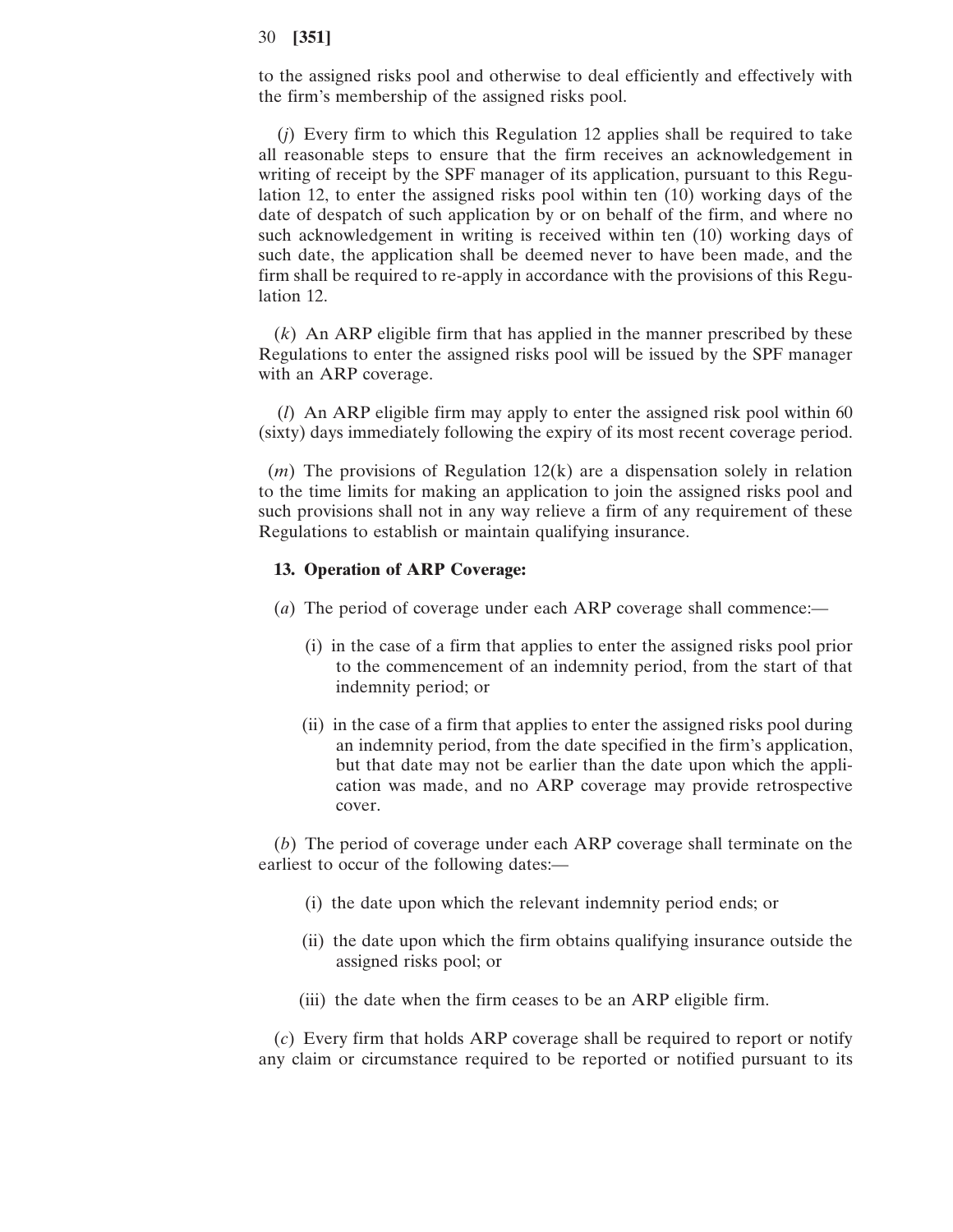to the assigned risks pool and otherwise to deal efficiently and effectively with the firm's membership of the assigned risks pool.

(*j*) Every firm to which this Regulation 12 applies shall be required to take all reasonable steps to ensure that the firm receives an acknowledgement in writing of receipt by the SPF manager of its application, pursuant to this Regulation 12, to enter the assigned risks pool within ten (10) working days of the date of despatch of such application by or on behalf of the firm, and where no such acknowledgement in writing is received within ten (10) working days of such date, the application shall be deemed never to have been made, and the firm shall be required to re-apply in accordance with the provisions of this Regulation 12.

(*k*) An ARP eligible firm that has applied in the manner prescribed by these Regulations to enter the assigned risks pool will be issued by the SPF manager with an ARP coverage.

(*l*) An ARP eligible firm may apply to enter the assigned risk pool within 60 (sixty) days immediately following the expiry of its most recent coverage period.

(*m*) The provisions of Regulation 12(k) are a dispensation solely in relation to the time limits for making an application to join the assigned risks pool and such provisions shall not in any way relieve a firm of any requirement of these Regulations to establish or maintain qualifying insurance.

**13. Operation of ARP Coverage:**

(*a*) The period of coverage under each ARP coverage shall commence:—

(i) in the case of a firm that applies to enter the assigned risks pool prior to the commencement of an indemnity period, from the start of that indemnity period; or

(ii) in the case of a firm that applies to enter the assigned risks pool during an indemnity period, from the date specified in the firm's application, but that date may not be earlier than the date upon which the application was made, and no ARP coverage may provide retrospective cover.

(*b*) The period of coverage under each ARP coverage shall terminate on the earliest to occur of the following dates:—

(i) the date upon which the relevant indemnity period ends; or

(ii) the date upon which the firm obtains qualifying insurance outside the assigned risks pool; or

(iii) the date when the firm ceases to be an ARP eligible firm.

(*c*) Every firm that holds ARP coverage shall be required to report or notify any claim or circumstance required to be reported or notified pursuant to its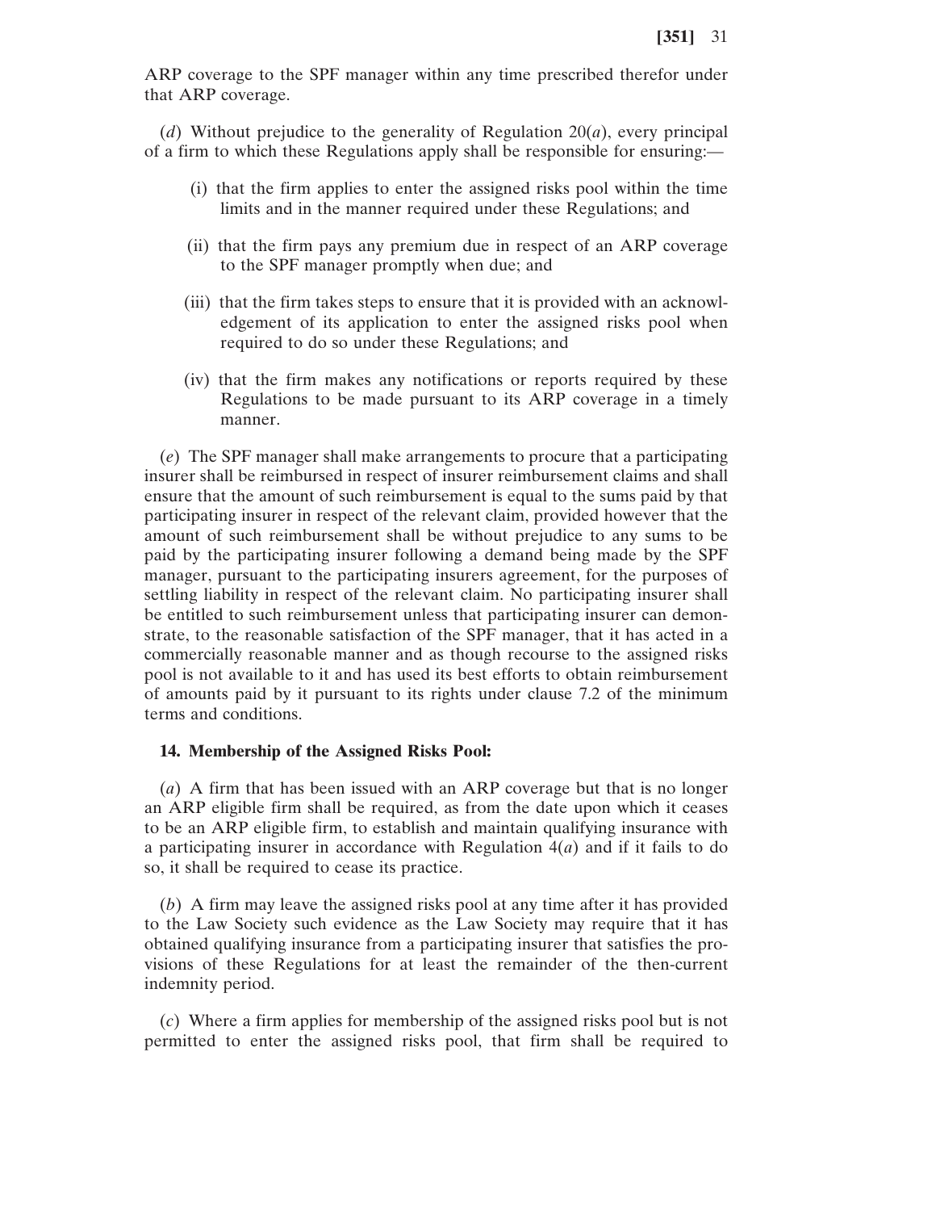ARP coverage to the SPF manager within any time prescribed therefor under that ARP coverage.

(*d*) Without prejudice to the generality of Regulation 20(*a*), every principal of a firm to which these Regulations apply shall be responsible for ensuring:—

(i) that the firm applies to enter the assigned risks pool within the time limits and in the manner required under these Regulations; and

(ii) that the firm pays any premium due in respect of an ARP coverage to the SPF manager promptly when due; and

(iii) that the firm takes steps to ensure that it is provided with an acknowledgement of its application to enter the assigned risks pool when required to do so under these Regulations; and

(iv) that the firm makes any notifications or reports required by these Regulations to be made pursuant to its ARP coverage in a timely manner.

(*e*) The SPF manager shall make arrangements to procure that a participating insurer shall be reimbursed in respect of insurer reimbursement claims and shall ensure that the amount of such reimbursement is equal to the sums paid by that participating insurer in respect of the relevant claim, provided however that the amount of such reimbursement shall be without prejudice to any sums to be paid by the participating insurer following a demand being made by the SPF manager, pursuant to the participating insurers agreement, for the purposes of settling liability in respect of the relevant claim. No participating insurer shall be entitled to such reimbursement unless that participating insurer can demonstrate, to the reasonable satisfaction of the SPF manager, that it has acted in a commercially reasonable manner and as though recourse to the assigned risks pool is not available to it and has used its best efforts to obtain reimbursement of amounts paid by it pursuant to its rights under clause 7.2 of the minimum terms and conditions.

**14. Membership of the Assigned Risks Pool:**

(*a*) A firm that has been issued with an ARP coverage but that is no longer an ARP eligible firm shall be required, as from the date upon which it ceases to be an ARP eligible firm, to establish and maintain qualifying insurance with a participating insurer in accordance with Regulation 4(*a*) and if it fails to do so, it shall be required to cease its practice.

(*b*) A firm may leave the assigned risks pool at any time after it has provided to the Law Society such evidence as the Law Society may require that it has obtained qualifying insurance from a participating insurer that satisfies the provisions of these Regulations for at least the remainder of the then-current indemnity period.

(*c*) Where a firm applies for membership of the assigned risks pool but is not permitted to enter the assigned risks pool, that firm shall be required to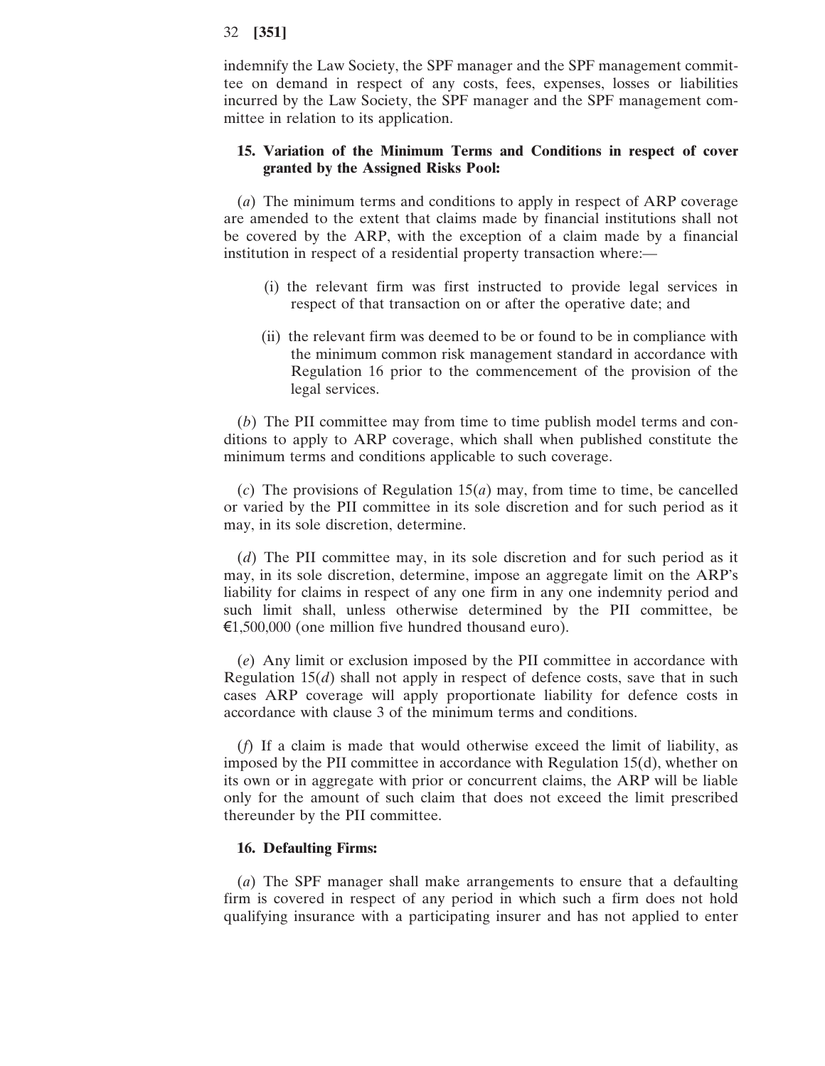indemnify the Law Society, the SPF manager and the SPF management committee on demand in respect of any costs, fees, expenses, losses or liabilities incurred by the Law Society, the SPF manager and the SPF management committee in relation to its application.

**15. Variation of the Minimum Terms and Conditions in respect of cover granted by the Assigned Risks Pool:**

(*a*) The minimum terms and conditions to apply in respect of ARP coverage are amended to the extent that claims made by financial institutions shall not be covered by the ARP, with the exception of a claim made by a financial institution in respect of a residential property transaction where:—

(i) the relevant firm was first instructed to provide legal services in respect of that transaction on or after the operative date; and

(ii) the relevant firm was deemed to be or found to be in compliance with the minimum common risk management standard in accordance with Regulation 16 prior to the commencement of the provision of the legal services.

(*b*) The PII committee may from time to time publish model terms and conditions to apply to ARP coverage, which shall when published constitute the minimum terms and conditions applicable to such coverage.

(*c*) The provisions of Regulation 15(*a*) may, from time to time, be cancelled or varied by the PII committee in its sole discretion and for such period as it may, in its sole discretion, determine.

(*d*) The PII committee may, in its sole discretion and for such period as it may, in its sole discretion, determine, impose an aggregate limit on the ARP's liability for claims in respect of any one firm in any one indemnity period and such limit shall, unless otherwise determined by the PII committee, be €1,500,000 (one million five hundred thousand euro).

(*e*) Any limit or exclusion imposed by the PII committee in accordance with Regulation 15(*d*) shall not apply in respect of defence costs, save that in such cases ARP coverage will apply proportionate liability for defence costs in accordance with clause 3 of the minimum terms and conditions.

(*f*) If a claim is made that would otherwise exceed the limit of liability, as imposed by the PII committee in accordance with Regulation 15(d), whether on its own or in aggregate with prior or concurrent claims, the ARP will be liable only for the amount of such claim that does not exceed the limit prescribed thereunder by the PII committee.

**16. Defaulting Firms:**

(*a*) The SPF manager shall make arrangements to ensure that a defaulting firm is covered in respect of any period in which such a firm does not hold qualifying insurance with a participating insurer and has not applied to enter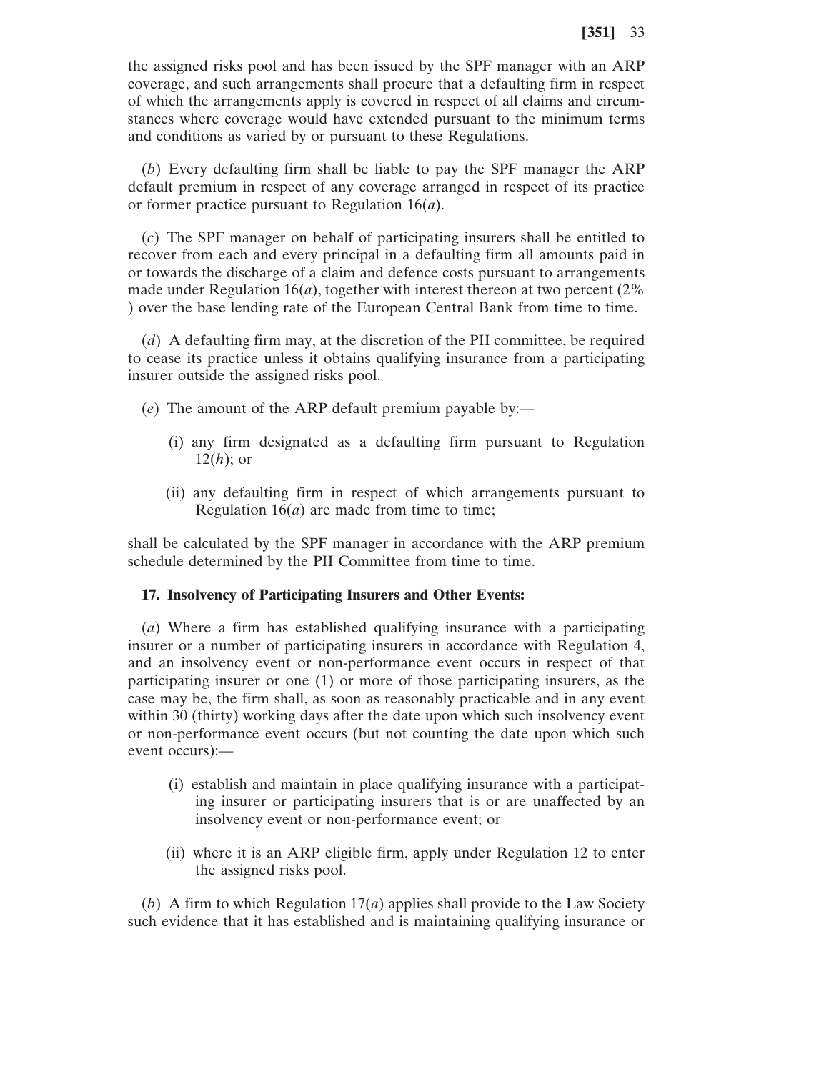the assigned risks pool and has been issued by the SPF manager with an ARP coverage, and such arrangements shall procure that a defaulting firm in respect of which the arrangements apply is covered in respect of all claims and circumstances where coverage would have extended pursuant to the minimum terms and conditions as varied by or pursuant to these Regulations.

(*b*) Every defaulting firm shall be liable to pay the SPF manager the ARP default premium in respect of any coverage arranged in respect of its practice or former practice pursuant to Regulation 16(*a*).

(*c*) The SPF manager on behalf of participating insurers shall be entitled to recover from each and every principal in a defaulting firm all amounts paid in or towards the discharge of a claim and defence costs pursuant to arrangements made under Regulation 16(*a*), together with interest thereon at two percent (2% ) over the base lending rate of the European Central Bank from time to time.

(*d*) A defaulting firm may, at the discretion of the PII committee, be required to cease its practice unless it obtains qualifying insurance from a participating insurer outside the assigned risks pool.

(*e*) The amount of the ARP default premium payable by:—

(i) any firm designated as a defaulting firm pursuant to Regulation 12(*h*); or

(ii) any defaulting firm in respect of which arrangements pursuant to Regulation 16(*a*) are made from time to time;

shall be calculated by the SPF manager in accordance with the ARP premium schedule determined by the PII Committee from time to time.

**17. Insolvency of Participating Insurers and Other Events:**

(*a*) Where a firm has established qualifying insurance with a participating insurer or a number of participating insurers in accordance with Regulation 4, and an insolvency event or non-performance event occurs in respect of that participating insurer or one (1) or more of those participating insurers, as the case may be, the firm shall, as soon as reasonably practicable and in any event within 30 (thirty) working days after the date upon which such insolvency event or non-performance event occurs (but not counting the date upon which such event occurs):—

(i) establish and maintain in place qualifying insurance with a participating insurer or participating insurers that is or are unaffected by an insolvency event or non-performance event; or

(ii) where it is an ARP eligible firm, apply under Regulation 12 to enter the assigned risks pool.

(*b*) A firm to which Regulation 17(*a*) applies shall provide to the Law Society such evidence that it has established and is maintaining qualifying insurance or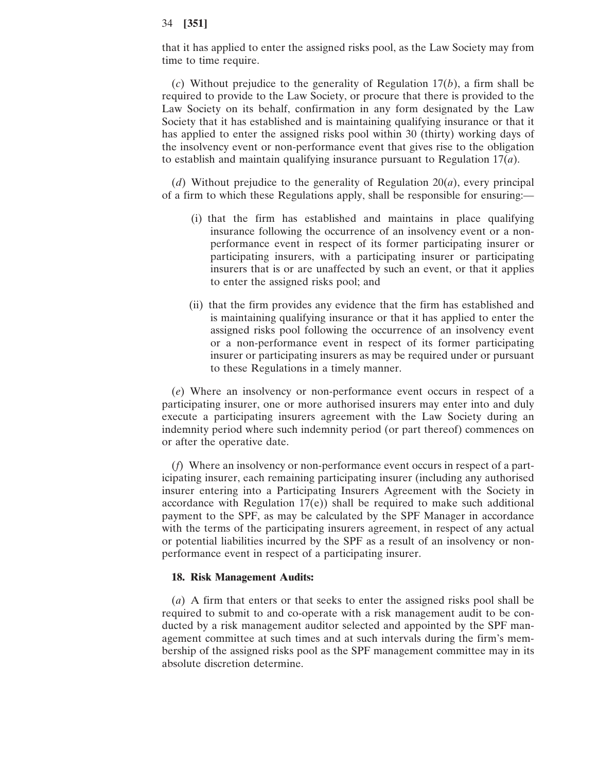that it has applied to enter the assigned risks pool, as the Law Society may from time to time require.

(*c*) Without prejudice to the generality of Regulation 17(*b*), a firm shall be required to provide to the Law Society, or procure that there is provided to the Law Society on its behalf, confirmation in any form designated by the Law Society that it has established and is maintaining qualifying insurance or that it has applied to enter the assigned risks pool within 30 (thirty) working days of the insolvency event or non-performance event that gives rise to the obligation to establish and maintain qualifying insurance pursuant to Regulation 17(*a*).

(*d*) Without prejudice to the generality of Regulation 20(*a*), every principal of a firm to which these Regulations apply, shall be responsible for ensuring:—

(i) that the firm has established and maintains in place qualifying insurance following the occurrence of an insolvency event or a non-performance event in respect of its former participating insurer or participating insurers, with a participating insurer or participating insurers that is or are unaffected by such an event, or that it applies to enter the assigned risks pool; and

(ii) that the firm provides any evidence that the firm has established and is maintaining qualifying insurance or that it has applied to enter the assigned risks pool following the occurrence of an insolvency event or a non-performance event in respect of its former participating insurer or participating insurers as may be required under or pursuant to these Regulations in a timely manner.

(*e*) Where an insolvency or non-performance event occurs in respect of a participating insurer, one or more authorised insurers may enter into and duly execute a participating insurers agreement with the Law Society during an indemnity period where such indemnity period (or part thereof) commences on or after the operative date.

(*f*) Where an insolvency or non-performance event occurs in respect of a participating insurer, each remaining participating insurer (including any authorised insurer entering into a Participating Insurers Agreement with the Society in accordance with Regulation 17(e)) shall be required to make such additional payment to the SPF, as may be calculated by the SPF Manager in accordance with the terms of the participating insurers agreement, in respect of any actual or potential liabilities incurred by the SPF as a result of an insolvency or non-performance event in respect of a participating insurer.

**18. Risk Management Audits:**

(*a*) A firm that enters or that seeks to enter the assigned risks pool shall be required to submit to and co-operate with a risk management audit to be conducted by a risk management auditor selected and appointed by the SPF management committee at such times and at such intervals during the firm's membership of the assigned risks pool as the SPF management committee may in its absolute discretion determine.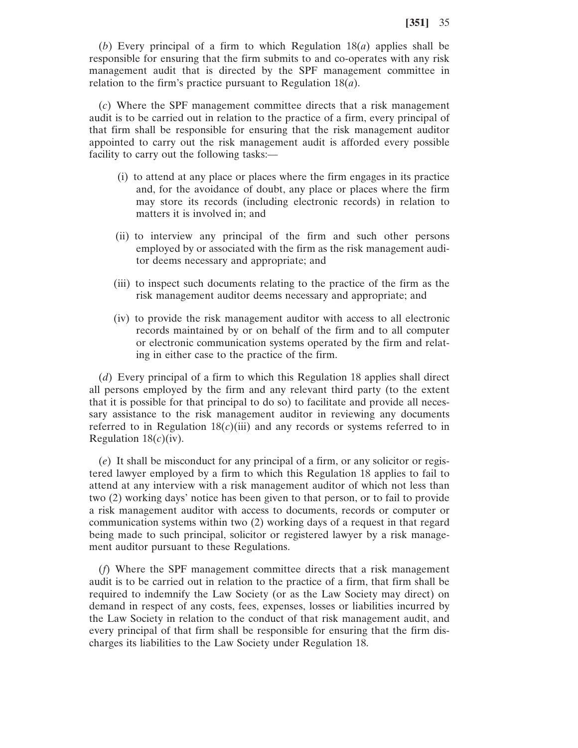(*b*) Every principal of a firm to which Regulation 18(*a*) applies shall be responsible for ensuring that the firm submits to and co-operates with any risk management audit that is directed by the SPF management committee in relation to the firm's practice pursuant to Regulation 18(*a*).

(*c*) Where the SPF management committee directs that a risk management audit is to be carried out in relation to the practice of a firm, every principal of that firm shall be responsible for ensuring that the risk management auditor appointed to carry out the risk management audit is afforded every possible facility to carry out the following tasks:—

(i) to attend at any place or places where the firm engages in its practice and, for the avoidance of doubt, any place or places where the firm may store its records (including electronic records) in relation to matters it is involved in; and

(ii) to interview any principal of the firm and such other persons employed by or associated with the firm as the risk management auditor deems necessary and appropriate; and

(iii) to inspect such documents relating to the practice of the firm as the risk management auditor deems necessary and appropriate; and

(iv) to provide the risk management auditor with access to all electronic records maintained by or on behalf of the firm and to all computer or electronic communication systems operated by the firm and relating in either case to the practice of the firm.

(*d*) Every principal of a firm to which this Regulation 18 applies shall direct all persons employed by the firm and any relevant third party (to the extent that it is possible for that principal to do so) to facilitate and provide all necessary assistance to the risk management auditor in reviewing any documents referred to in Regulation 18(*c*)(iii) and any records or systems referred to in Regulation 18(*c*)(iv).

(*e*) It shall be misconduct for any principal of a firm, or any solicitor or registered lawyer employed by a firm to which this Regulation 18 applies to fail to attend at any interview with a risk management auditor of which not less than two (2) working days' notice has been given to that person, or to fail to provide a risk management auditor with access to documents, records or computer or communication systems within two (2) working days of a request in that regard being made to such principal, solicitor or registered lawyer by a risk management auditor pursuant to these Regulations.

(*f*) Where the SPF management committee directs that a risk management audit is to be carried out in relation to the practice of a firm, that firm shall be required to indemnify the Law Society (or as the Law Society may direct) on demand in respect of any costs, fees, expenses, losses or liabilities incurred by the Law Society in relation to the conduct of that risk management audit, and every principal of that firm shall be responsible for ensuring that the firm discharges its liabilities to the Law Society under Regulation 18.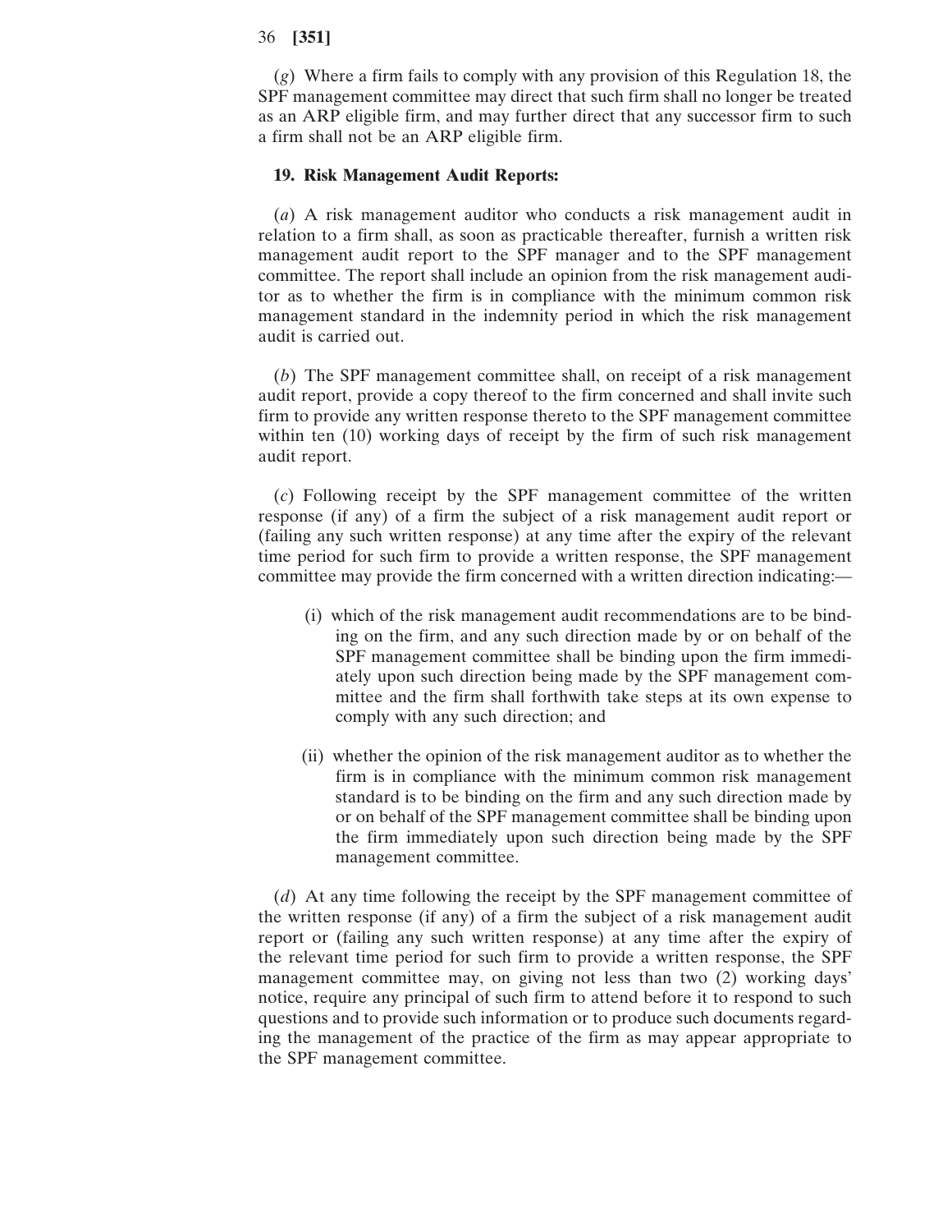(*g*) Where a firm fails to comply with any provision of this Regulation 18, the SPF management committee may direct that such firm shall no longer be treated as an ARP eligible firm, and may further direct that any successor firm to such a firm shall not be an ARP eligible firm.

**19. Risk Management Audit Reports:**

(*a*) A risk management auditor who conducts a risk management audit in relation to a firm shall, as soon as practicable thereafter, furnish a written risk management audit report to the SPF manager and to the SPF management committee. The report shall include an opinion from the risk management auditor as to whether the firm is in compliance with the minimum common risk management standard in the indemnity period in which the risk management audit is carried out.

(*b*) The SPF management committee shall, on receipt of a risk management audit report, provide a copy thereof to the firm concerned and shall invite such firm to provide any written response thereto to the SPF management committee within ten (10) working days of receipt by the firm of such risk management audit report.

(*c*) Following receipt by the SPF management committee of the written response (if any) of a firm the subject of a risk management audit report or (failing any such written response) at any time after the expiry of the relevant time period for such firm to provide a written response, the SPF management committee may provide the firm concerned with a written direction indicating:—

(i) which of the risk management audit recommendations are to be binding on the firm, and any such direction made by or on behalf of the SPF management committee shall be binding upon the firm immediately upon such direction being made by the SPF management committee and the firm shall forthwith take steps at its own expense to comply with any such direction; and

(ii) whether the opinion of the risk management auditor as to whether the firm is in compliance with the minimum common risk management standard is to be binding on the firm and any such direction made by or on behalf of the SPF management committee shall be binding upon the firm immediately upon such direction being made by the SPF management committee.

(*d*) At any time following the receipt by the SPF management committee of the written response (if any) of a firm the subject of a risk management audit report or (failing any such written response) at any time after the expiry of the relevant time period for such firm to provide a written response, the SPF management committee may, on giving not less than two (2) working days' notice, require any principal of such firm to attend before it to respond to such questions and to provide such information or to produce such documents regarding the management of the practice of the firm as may appear appropriate to the SPF management committee.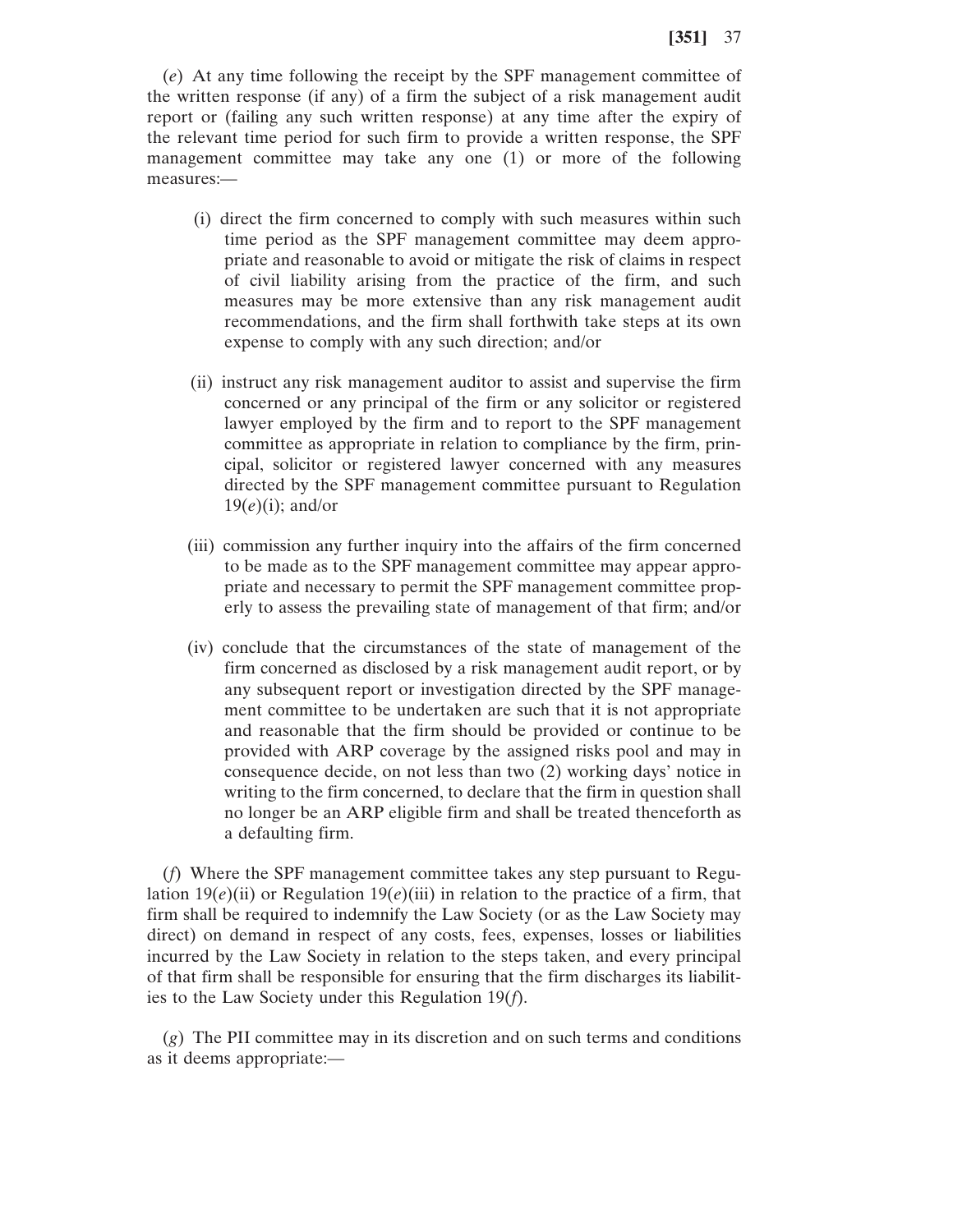(*e*) At any time following the receipt by the SPF management committee of the written response (if any) of a firm the subject of a risk management audit report or (failing any such written response) at any time after the expiry of the relevant time period for such firm to provide a written response, the SPF management committee may take any one (1) or more of the following measures:—

(i) direct the firm concerned to comply with such measures within such time period as the SPF management committee may deem appropriate and reasonable to avoid or mitigate the risk of claims in respect of civil liability arising from the practice of the firm, and such measures may be more extensive than any risk management audit recommendations, and the firm shall forthwith take steps at its own expense to comply with any such direction; and/or

(ii) instruct any risk management auditor to assist and supervise the firm concerned or any principal of the firm or any solicitor or registered lawyer employed by the firm and to report to the SPF management committee as appropriate in relation to compliance by the firm, principal, solicitor or registered lawyer concerned with any measures directed by the SPF management committee pursuant to Regulation 19(*e*)(i); and/or

(iii) commission any further inquiry into the affairs of the firm concerned to be made as to the SPF management committee may appear appropriate and necessary to permit the SPF management committee properly to assess the prevailing state of management of that firm; and/or

(iv) conclude that the circumstances of the state of management of the firm concerned as disclosed by a risk management audit report, or by any subsequent report or investigation directed by the SPF management committee to be undertaken are such that it is not appropriate and reasonable that the firm should be provided or continue to be provided with ARP coverage by the assigned risks pool and may in consequence decide, on not less than two (2) working days' notice in writing to the firm concerned, to declare that the firm in question shall no longer be an ARP eligible firm and shall be treated thenceforth as a defaulting firm.

(*f*) Where the SPF management committee takes any step pursuant to Regulation 19(*e*)(ii) or Regulation 19(*e*)(iii) in relation to the practice of a firm, that firm shall be required to indemnify the Law Society (or as the Law Society may direct) on demand in respect of any costs, fees, expenses, losses or liabilities incurred by the Law Society in relation to the steps taken, and every principal of that firm shall be responsible for ensuring that the firm discharges its liabilities to the Law Society under this Regulation 19(*f*).

(*g*) The PII committee may in its discretion and on such terms and conditions as it deems appropriate:—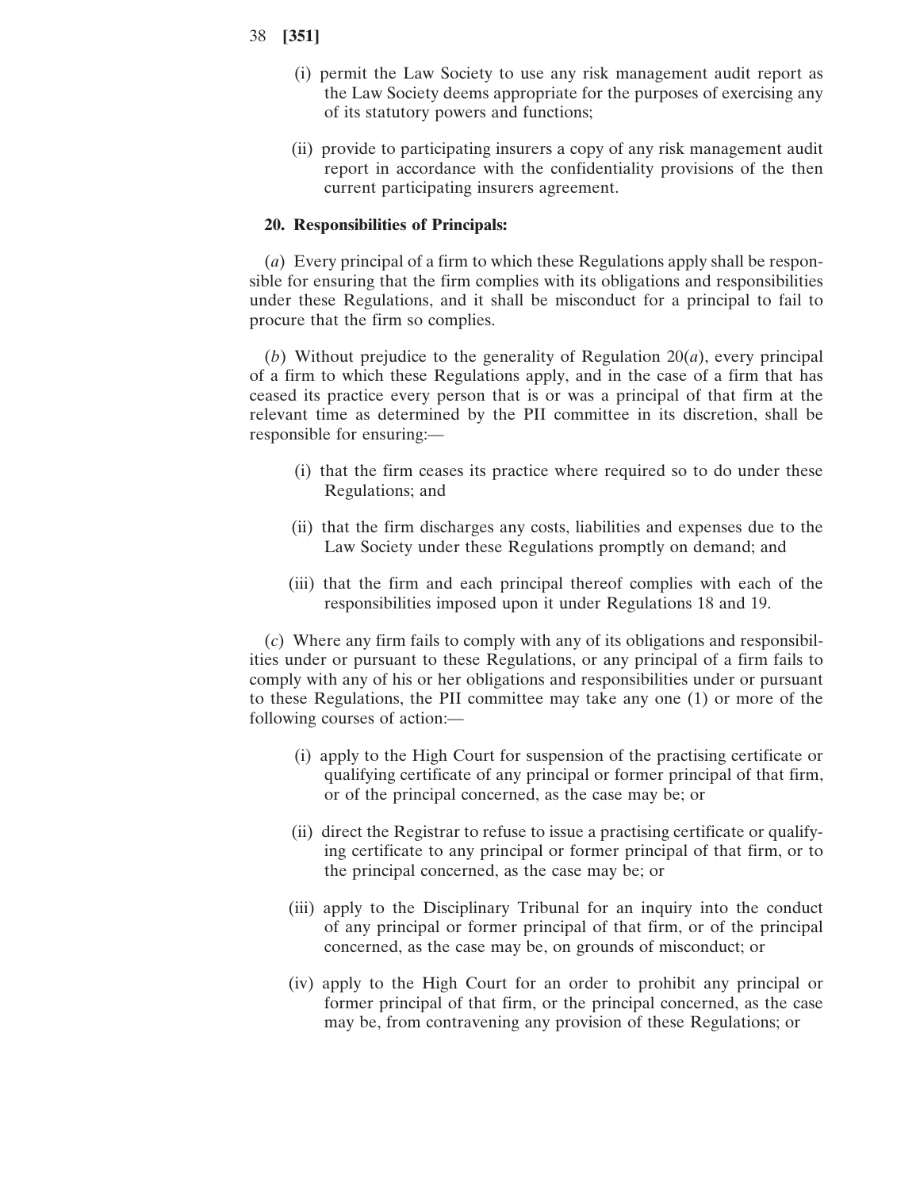(i) permit the Law Society to use any risk management audit report as the Law Society deems appropriate for the purposes of exercising any of its statutory powers and functions;

(ii) provide to participating insurers a copy of any risk management audit report in accordance with the confidentiality provisions of the then current participating insurers agreement.

**20. Responsibilities of Principals:**

(*a*) Every principal of a firm to which these Regulations apply shall be responsible for ensuring that the firm complies with its obligations and responsibilities under these Regulations, and it shall be misconduct for a principal to fail to procure that the firm so complies.

(*b*) Without prejudice to the generality of Regulation 20(*a*), every principal of a firm to which these Regulations apply, and in the case of a firm that has ceased its practice every person that is or was a principal of that firm at the relevant time as determined by the PII committee in its discretion, shall be responsible for ensuring:—

(i) that the firm ceases its practice where required so to do under these Regulations; and

(ii) that the firm discharges any costs, liabilities and expenses due to the Law Society under these Regulations promptly on demand; and

(iii) that the firm and each principal thereof complies with each of the responsibilities imposed upon it under Regulations 18 and 19.

(*c*) Where any firm fails to comply with any of its obligations and responsibilities under or pursuant to these Regulations, or any principal of a firm fails to comply with any of his or her obligations and responsibilities under or pursuant to these Regulations, the PII committee may take any one (1) or more of the following courses of action:—

(i) apply to the High Court for suspension of the practising certificate or qualifying certificate of any principal or former principal of that firm, or of the principal concerned, as the case may be; or

(ii) direct the Registrar to refuse to issue a practising certificate or qualifying certificate to any principal or former principal of that firm, or to the principal concerned, as the case may be; or

(iii) apply to the Disciplinary Tribunal for an inquiry into the conduct of any principal or former principal of that firm, or of the principal concerned, as the case may be, on grounds of misconduct; or

(iv) apply to the High Court for an order to prohibit any principal or former principal of that firm, or the principal concerned, as the case may be, from contravening any provision of these Regulations; or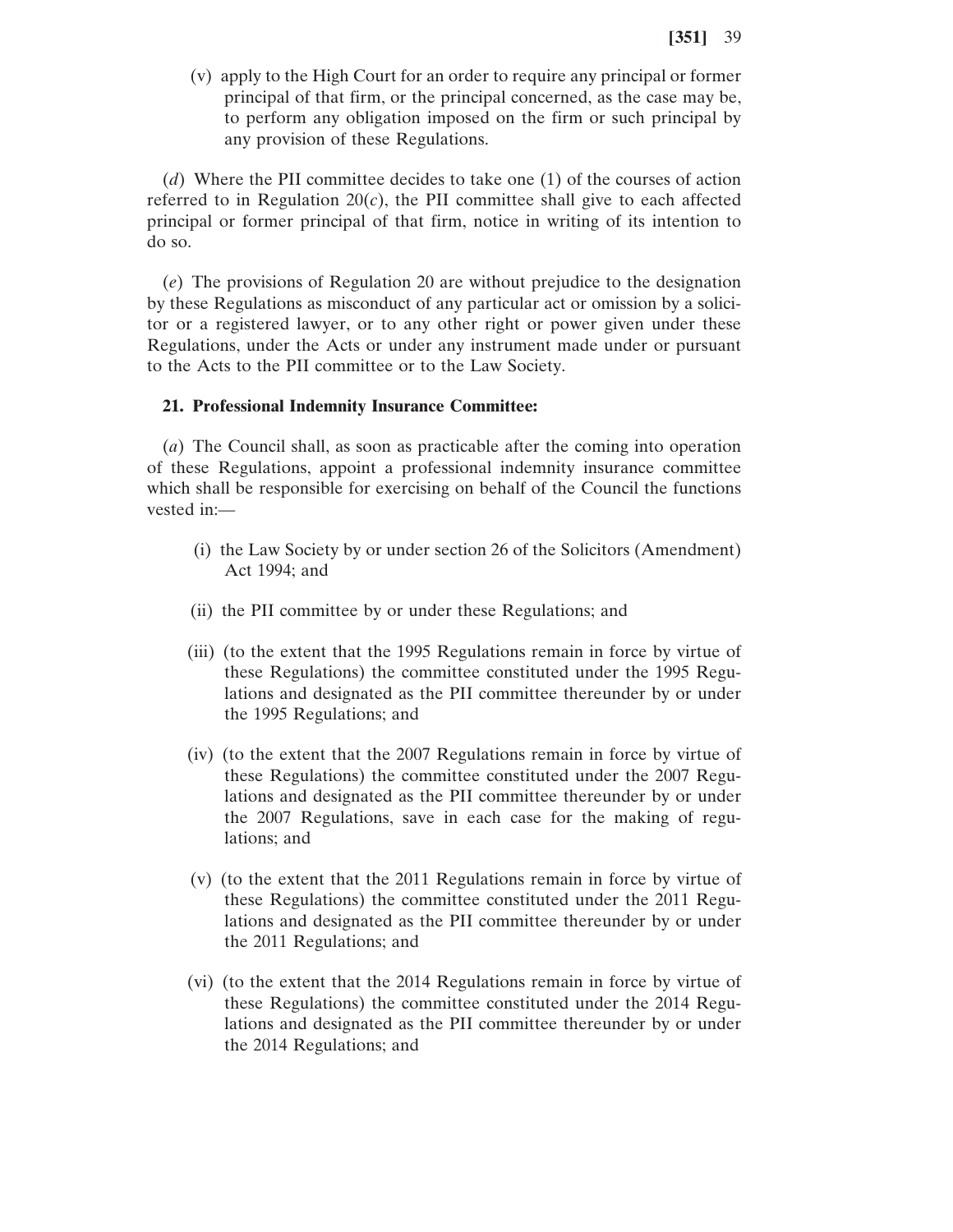(v) apply to the High Court for an order to require any principal or former principal of that firm, or the principal concerned, as the case may be, to perform any obligation imposed on the firm or such principal by any provision of these Regulations.

(*d*) Where the PII committee decides to take one (1) of the courses of action referred to in Regulation 20(*c*), the PII committee shall give to each affected principal or former principal of that firm, notice in writing of its intention to do so.

(*e*) The provisions of Regulation 20 are without prejudice to the designation by these Regulations as misconduct of any particular act or omission by a solicitor or a registered lawyer, or to any other right or power given under these Regulations, under the Acts or under any instrument made under or pursuant to the Acts to the PII committee or to the Law Society.

**21. Professional Indemnity Insurance Committee:**

(*a*) The Council shall, as soon as practicable after the coming into operation of these Regulations, appoint a professional indemnity insurance committee which shall be responsible for exercising on behalf of the Council the functions vested in:—

(i) the Law Society by or under section 26 of the Solicitors (Amendment) Act 1994; and

(ii) the PII committee by or under these Regulations; and

(iii) (to the extent that the 1995 Regulations remain in force by virtue of these Regulations) the committee constituted under the 1995 Regulations and designated as the PII committee thereunder by or under the 1995 Regulations; and

(iv) (to the extent that the 2007 Regulations remain in force by virtue of these Regulations) the committee constituted under the 2007 Regulations and designated as the PII committee thereunder by or under the 2007 Regulations, save in each case for the making of regulations; and

(v) (to the extent that the 2011 Regulations remain in force by virtue of these Regulations) the committee constituted under the 2011 Regulations and designated as the PII committee thereunder by or under the 2011 Regulations; and

(vi) (to the extent that the 2014 Regulations remain in force by virtue of these Regulations) the committee constituted under the 2014 Regulations and designated as the PII committee thereunder by or under the 2014 Regulations; and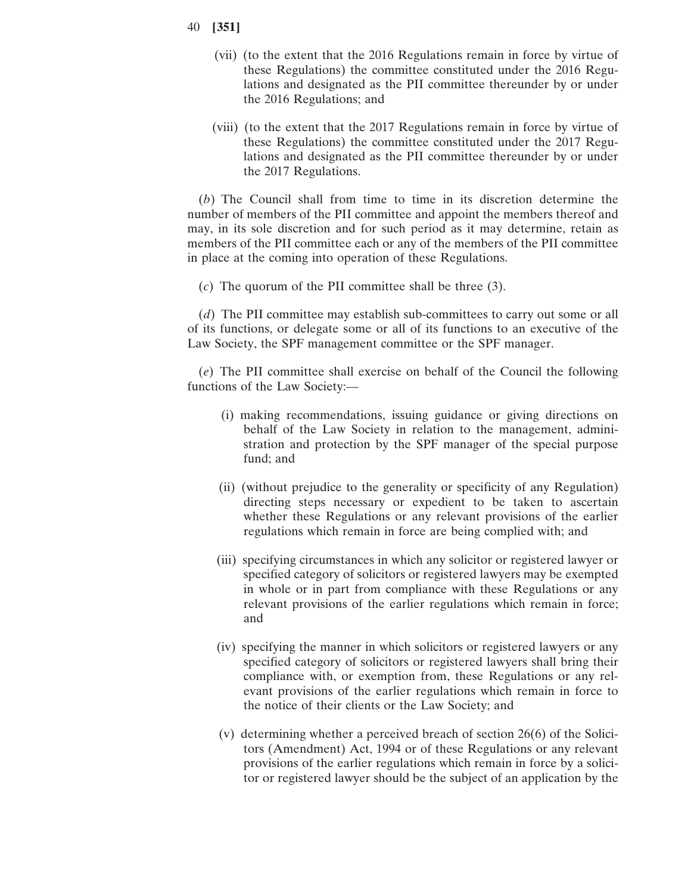(vii) (to the extent that the 2016 Regulations remain in force by virtue of these Regulations) the committee constituted under the 2016 Regulations and designated as the PII committee thereunder by or under the 2016 Regulations; and

(viii) (to the extent that the 2017 Regulations remain in force by virtue of these Regulations) the committee constituted under the 2017 Regulations and designated as the PII committee thereunder by or under the 2017 Regulations.

(*b*) The Council shall from time to time in its discretion determine the number of members of the PII committee and appoint the members thereof and may, in its sole discretion and for such period as it may determine, retain as members of the PII committee each or any of the members of the PII committee in place at the coming into operation of these Regulations.

(*c*) The quorum of the PII committee shall be three (3).

(*d*) The PII committee may establish sub-committees to carry out some or all of its functions, or delegate some or all of its functions to an executive of the Law Society, the SPF management committee or the SPF manager.

(*e*) The PII committee shall exercise on behalf of the Council the following functions of the Law Society:—

(i) making recommendations, issuing guidance or giving directions on behalf of the Law Society in relation to the management, administration and protection by the SPF manager of the special purpose fund; and

(ii) (without prejudice to the generality or specificity of any Regulation) directing steps necessary or expedient to be taken to ascertain whether these Regulations or any relevant provisions of the earlier regulations which remain in force are being complied with; and

(iii) specifying circumstances in which any solicitor or registered lawyer or specified category of solicitors or registered lawyers may be exempted in whole or in part from compliance with these Regulations or any relevant provisions of the earlier regulations which remain in force; and

(iv) specifying the manner in which solicitors or registered lawyers or any specified category of solicitors or registered lawyers shall bring their compliance with, or exemption from, these Regulations or any relevant provisions of the earlier regulations which remain in force to the notice of their clients or the Law Society; and

(v) determining whether a perceived breach of section 26(6) of the Solicitors (Amendment) Act, 1994 or of these Regulations or any relevant provisions of the earlier regulations which remain in force by a solicitor or registered lawyer should be the subject of an application by the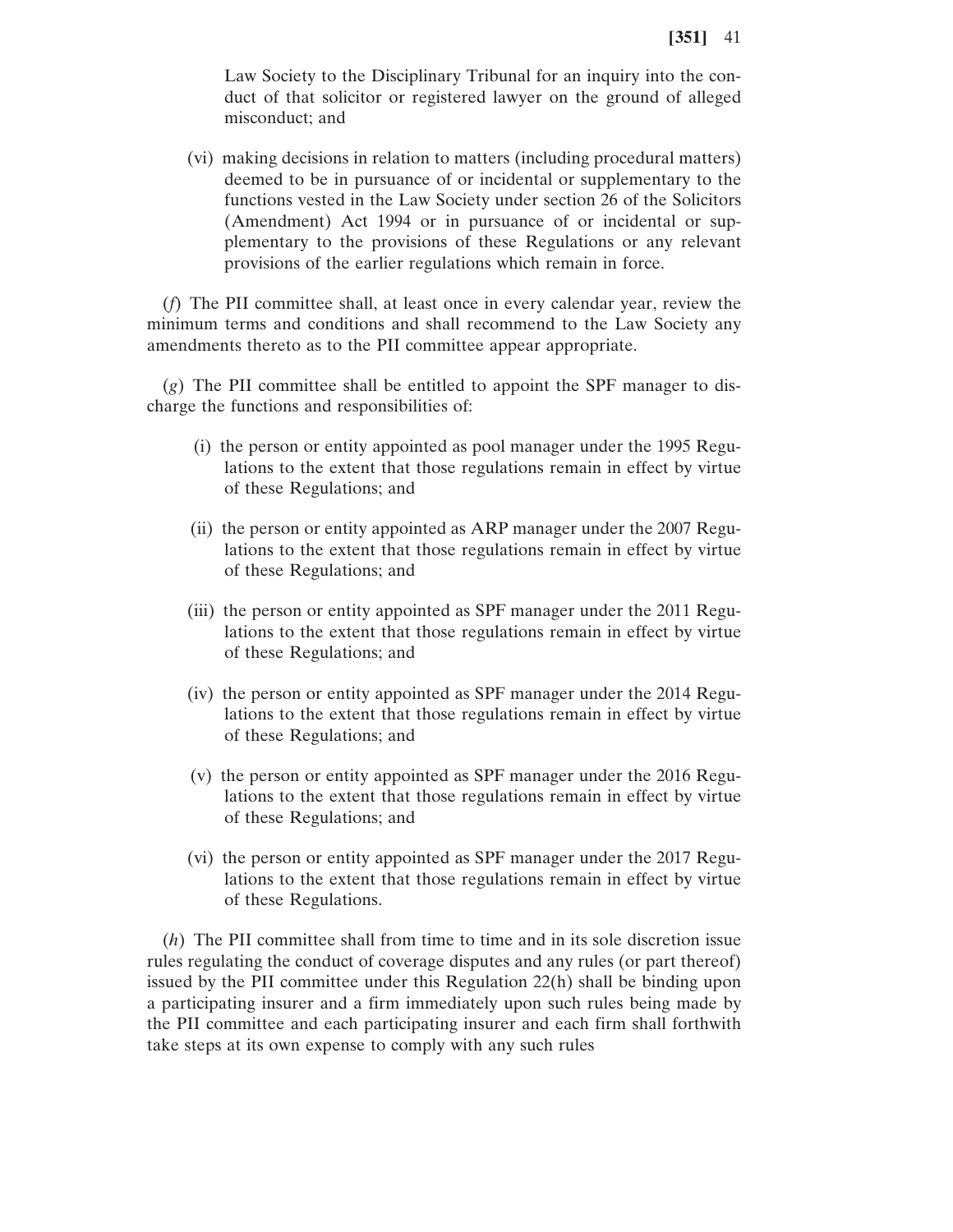Law Society to the Disciplinary Tribunal for an inquiry into the conduct of that solicitor or registered lawyer on the ground of alleged misconduct; and

(vi) making decisions in relation to matters (including procedural matters) deemed to be in pursuance of or incidental or supplementary to the functions vested in the Law Society under section 26 of the Solicitors (Amendment) Act 1994 or in pursuance of or incidental or supplementary to the provisions of these Regulations or any relevant provisions of the earlier regulations which remain in force.

(*f*) The PII committee shall, at least once in every calendar year, review the minimum terms and conditions and shall recommend to the Law Society any amendments thereto as to the PII committee appear appropriate.

(*g*) The PII committee shall be entitled to appoint the SPF manager to discharge the functions and responsibilities of:

(i) the person or entity appointed as pool manager under the 1995 Regulations to the extent that those regulations remain in effect by virtue of these Regulations; and

(ii) the person or entity appointed as ARP manager under the 2007 Regulations to the extent that those regulations remain in effect by virtue of these Regulations; and

(iii) the person or entity appointed as SPF manager under the 2011 Regulations to the extent that those regulations remain in effect by virtue of these Regulations; and

(iv) the person or entity appointed as SPF manager under the 2014 Regulations to the extent that those regulations remain in effect by virtue of these Regulations; and

(v) the person or entity appointed as SPF manager under the 2016 Regulations to the extent that those regulations remain in effect by virtue of these Regulations; and

(vi) the person or entity appointed as SPF manager under the 2017 Regulations to the extent that those regulations remain in effect by virtue of these Regulations.

(*h*) The PII committee shall from time to time and in its sole discretion issue rules regulating the conduct of coverage disputes and any rules (or part thereof) issued by the PII committee under this Regulation 22(h) shall be binding upon a participating insurer and a firm immediately upon such rules being made by the PII committee and each participating insurer and each firm shall forthwith take steps at its own expense to comply with any such rules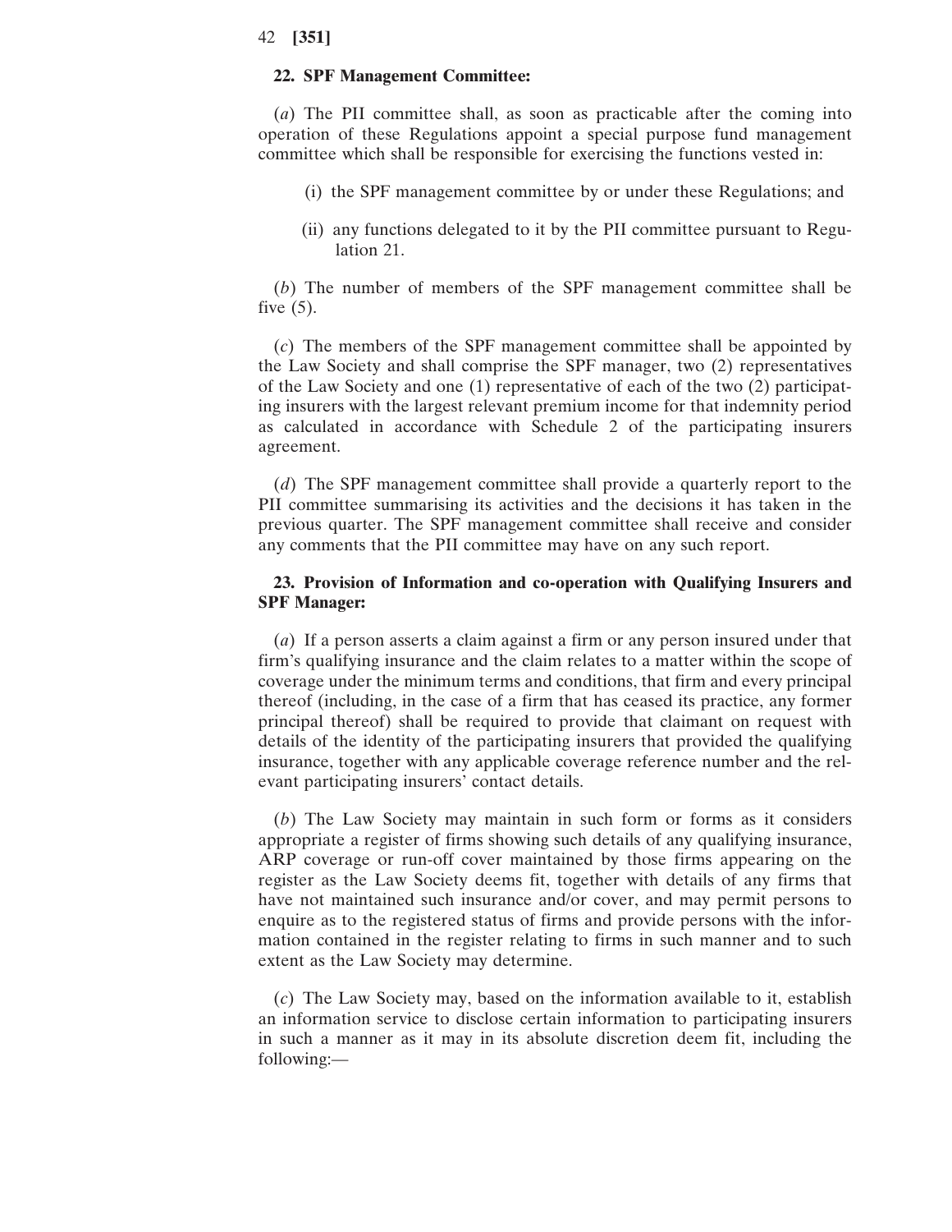**22. SPF Management Committee:**

(*a*) The PII committee shall, as soon as practicable after the coming into operation of these Regulations appoint a special purpose fund management committee which shall be responsible for exercising the functions vested in:

(i) the SPF management committee by or under these Regulations; and

(ii) any functions delegated to it by the PII committee pursuant to Regulation 21.

(*b*) The number of members of the SPF management committee shall be five (5).

(*c*) The members of the SPF management committee shall be appointed by the Law Society and shall comprise the SPF manager, two (2) representatives of the Law Society and one (1) representative of each of the two (2) participating insurers with the largest relevant premium income for that indemnity period as calculated in accordance with Schedule 2 of the participating insurers agreement.

(*d*) The SPF management committee shall provide a quarterly report to the PII committee summarising its activities and the decisions it has taken in the previous quarter. The SPF management committee shall receive and consider any comments that the PII committee may have on any such report.

**23. Provision of Information and co-operation with Qualifying Insurers and SPF Manager:**

(*a*) If a person asserts a claim against a firm or any person insured under that firm's qualifying insurance and the claim relates to a matter within the scope of coverage under the minimum terms and conditions, that firm and every principal thereof (including, in the case of a firm that has ceased its practice, any former principal thereof) shall be required to provide that claimant on request with details of the identity of the participating insurers that provided the qualifying insurance, together with any applicable coverage reference number and the relevant participating insurers' contact details.

(*b*) The Law Society may maintain in such form or forms as it considers appropriate a register of firms showing such details of any qualifying insurance, ARP coverage or run-off cover maintained by those firms appearing on the register as the Law Society deems fit, together with details of any firms that have not maintained such insurance and/or cover, and may permit persons to enquire as to the registered status of firms and provide persons with the information contained in the register relating to firms in such manner and to such extent as the Law Society may determine.

(*c*) The Law Society may, based on the information available to it, establish an information service to disclose certain information to participating insurers in such a manner as it may in its absolute discretion deem fit, including the following:—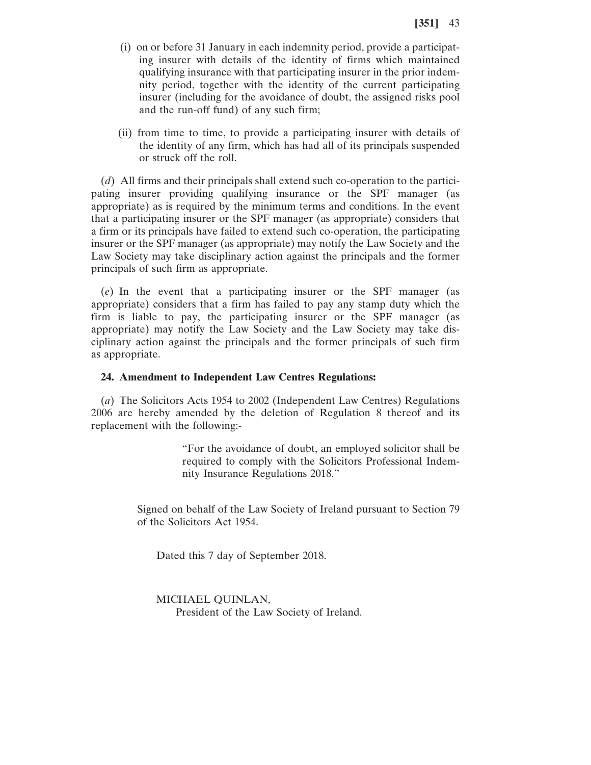(i) on or before 31 January in each indemnity period, provide a participating insurer with details of the identity of firms which maintained qualifying insurance with that participating insurer in the prior indemnity period, together with the identity of the current participating insurer (including for the avoidance of doubt, the assigned risks pool and the run-off fund) of any such firm;

(ii) from time to time, to provide a participating insurer with details of the identity of any firm, which has had all of its principals suspended or struck off the roll.

(*d*) All firms and their principals shall extend such co-operation to the participating insurer providing qualifying insurance or the SPF manager (as appropriate) as is required by the minimum terms and conditions. In the event that a participating insurer or the SPF manager (as appropriate) considers that a firm or its principals have failed to extend such co-operation, the participating insurer or the SPF manager (as appropriate) may notify the Law Society and the Law Society may take disciplinary action against the principals and the former principals of such firm as appropriate.

(*e*) In the event that a participating insurer or the SPF manager (as appropriate) considers that a firm has failed to pay any stamp duty which the firm is liable to pay, the participating insurer or the SPF manager (as appropriate) may notify the Law Society and the Law Society may take disciplinary action against the principals and the former principals of such firm as appropriate.

**24. Amendment to Independent Law Centres Regulations:**

(*a*) The Solicitors Acts 1954 to 2002 (Independent Law Centres) Regulations 2006 are hereby amended by the deletion of Regulation 8 thereof and its replacement with the following:-

> "For the avoidance of doubt, an employed solicitor shall be required to comply with the Solicitors Professional Indemnity Insurance Regulations 2018."

Signed on behalf of the Law Society of Ireland pursuant to Section 79 of the Solicitors Act 1954.

Dated this 7 day of September 2018.

MICHAEL QUINLAN,
President of the Law Society of Ireland.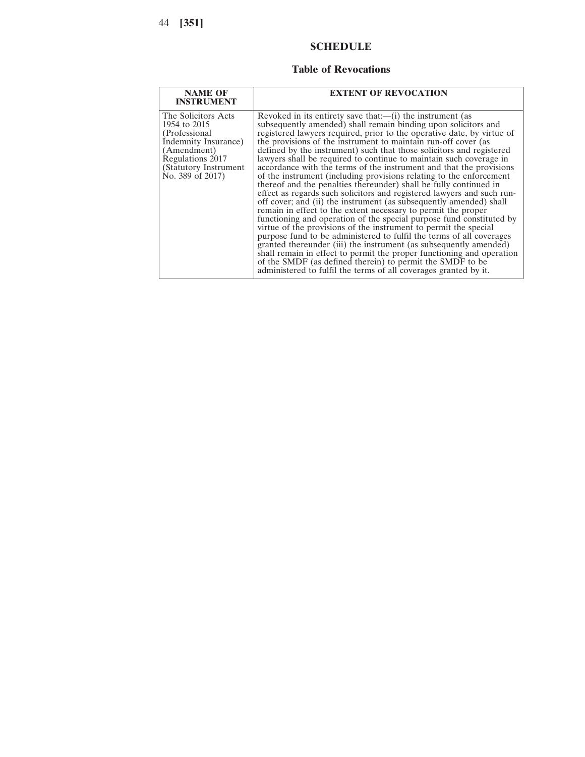## SCHEDULE

### Table of Revocations

| NAME OF INSTRUMENT | EXTENT OF REVOCATION |
| --- | --- |
| The Solicitors Acts 1954 to 2015 (Professional Indemnity Insurance) (Amendment) Regulations 2017 (Statutory Instrument No. 389 of 2017) | Revoked in its entirety save that:—(i) the instrument (as subsequently amended) shall remain binding upon solicitors and registered lawyers required, prior to the operative date, by virtue of the provisions of the instrument to maintain run-off cover (as defined by the instrument) such that those solicitors and registered lawyers shall be required to continue to maintain such coverage in accordance with the terms of the instrument and that the provisions of the instrument (including provisions relating to the enforcement thereof and the penalties thereunder) shall be fully continued in effect as regards such solicitors and registered lawyers and such run-off cover; and (ii) the instrument (as subsequently amended) shall remain in effect to the extent necessary to permit the proper functioning and operation of the special purpose fund constituted by virtue of the provisions of the instrument to permit the special purpose fund to be administered to fulfil the terms of all coverages granted thereunder (iii) the instrument (as subsequently amended) shall remain in effect to permit the proper functioning and operation of the SMDF (as defined therein) to permit the SMDF to be administered to fulfil the terms of all coverages granted by it. |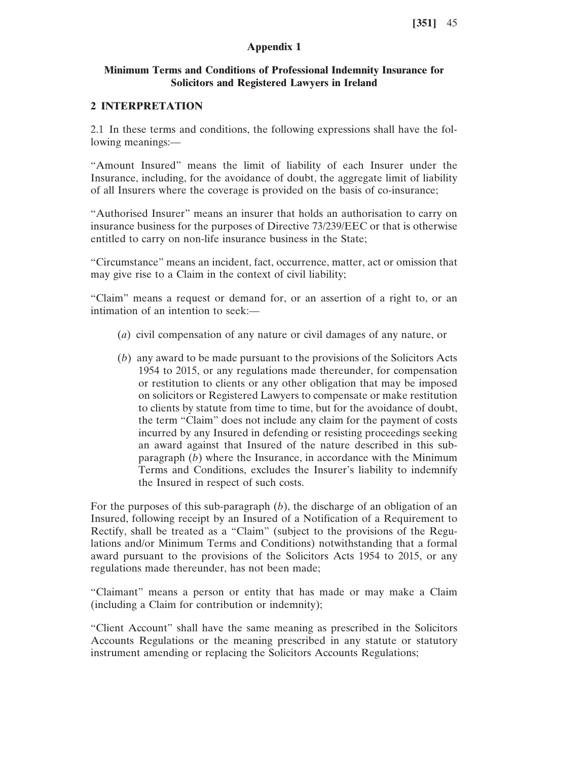## Appendix 1

### Minimum Terms and Conditions of Professional Indemnity Insurance for Solicitors and Registered Lawyers in Ireland

### 2 INTERPRETATION

2.1 In these terms and conditions, the following expressions shall have the following meanings:—

"Amount Insured" means the limit of liability of each Insurer under the Insurance, including, for the avoidance of doubt, the aggregate limit of liability of all Insurers where the coverage is provided on the basis of co-insurance;

"Authorised Insurer" means an insurer that holds an authorisation to carry on insurance business for the purposes of Directive 73/239/EEC or that is otherwise entitled to carry on non-life insurance business in the State;

"Circumstance" means an incident, fact, occurrence, matter, act or omission that may give rise to a Claim in the context of civil liability;

"Claim" means a request or demand for, or an assertion of a right to, or an intimation of an intention to seek:—

(*a*) civil compensation of any nature or civil damages of any nature, or

(*b*) any award to be made pursuant to the provisions of the Solicitors Acts 1954 to 2015, or any regulations made thereunder, for compensation or restitution to clients or any other obligation that may be imposed on solicitors or Registered Lawyers to compensate or make restitution to clients by statute from time to time, but for the avoidance of doubt, the term "Claim" does not include any claim for the payment of costs incurred by any Insured in defending or resisting proceedings seeking an award against that Insured of the nature described in this sub-paragraph (*b*) where the Insurance, in accordance with the Minimum Terms and Conditions, excludes the Insurer's liability to indemnify the Insured in respect of such costs.

For the purposes of this sub-paragraph (*b*), the discharge of an obligation of an Insured, following receipt by an Insured of a Notification of a Requirement to Rectify, shall be treated as a "Claim" (subject to the provisions of the Regulations and/or Minimum Terms and Conditions) notwithstanding that a formal award pursuant to the provisions of the Solicitors Acts 1954 to 2015, or any regulations made thereunder, has not been made;

"Claimant" means a person or entity that has made or may make a Claim (including a Claim for contribution or indemnity);

"Client Account" shall have the same meaning as prescribed in the Solicitors Accounts Regulations or the meaning prescribed in any statute or statutory instrument amending or replacing the Solicitors Accounts Regulations;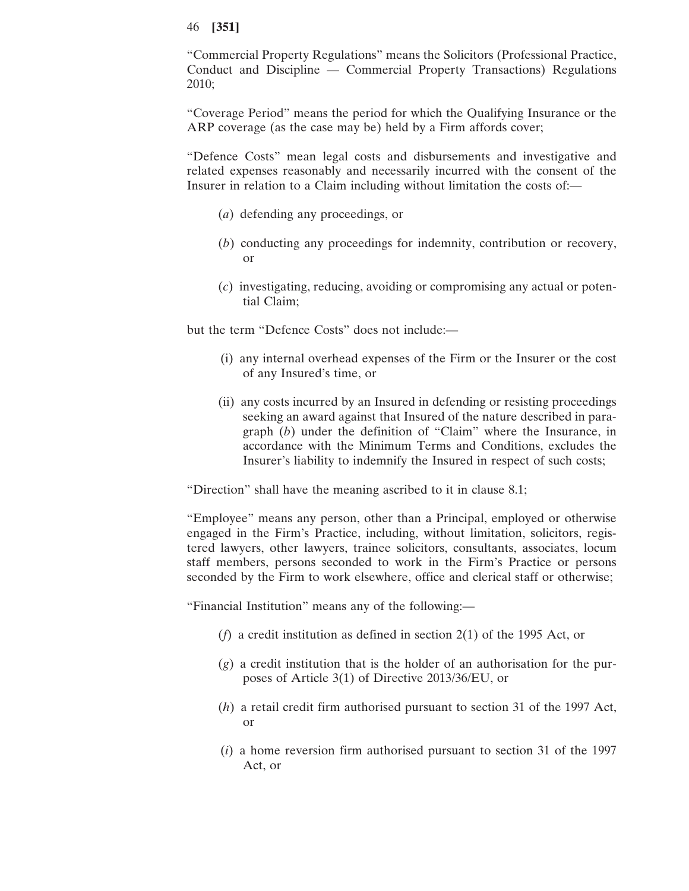"Commercial Property Regulations" means the Solicitors (Professional Practice, Conduct and Discipline — Commercial Property Transactions) Regulations 2010;

"Coverage Period" means the period for which the Qualifying Insurance or the ARP coverage (as the case may be) held by a Firm affords cover;

"Defence Costs" mean legal costs and disbursements and investigative and related expenses reasonably and necessarily incurred with the consent of the Insurer in relation to a Claim including without limitation the costs of:—

(*a*) defending any proceedings, or

(*b*) conducting any proceedings for indemnity, contribution or recovery, or

(*c*) investigating, reducing, avoiding or compromising any actual or potential Claim;

but the term "Defence Costs" does not include:—

(i) any internal overhead expenses of the Firm or the Insurer or the cost of any Insured's time, or

(ii) any costs incurred by an Insured in defending or resisting proceedings seeking an award against that Insured of the nature described in paragraph (*b*) under the definition of "Claim" where the Insurance, in accordance with the Minimum Terms and Conditions, excludes the Insurer's liability to indemnify the Insured in respect of such costs;

"Direction" shall have the meaning ascribed to it in clause 8.1;

"Employee" means any person, other than a Principal, employed or otherwise engaged in the Firm's Practice, including, without limitation, solicitors, registered lawyers, other lawyers, trainee solicitors, consultants, associates, locum staff members, persons seconded to work in the Firm's Practice or persons seconded by the Firm to work elsewhere, office and clerical staff or otherwise;

"Financial Institution" means any of the following:—

(*f*) a credit institution as defined in section 2(1) of the 1995 Act, or

(*g*) a credit institution that is the holder of an authorisation for the purposes of Article 3(1) of Directive 2013/36/EU, or

(*h*) a retail credit firm authorised pursuant to section 31 of the 1997 Act, or

(*i*) a home reversion firm authorised pursuant to section 31 of the 1997 Act, or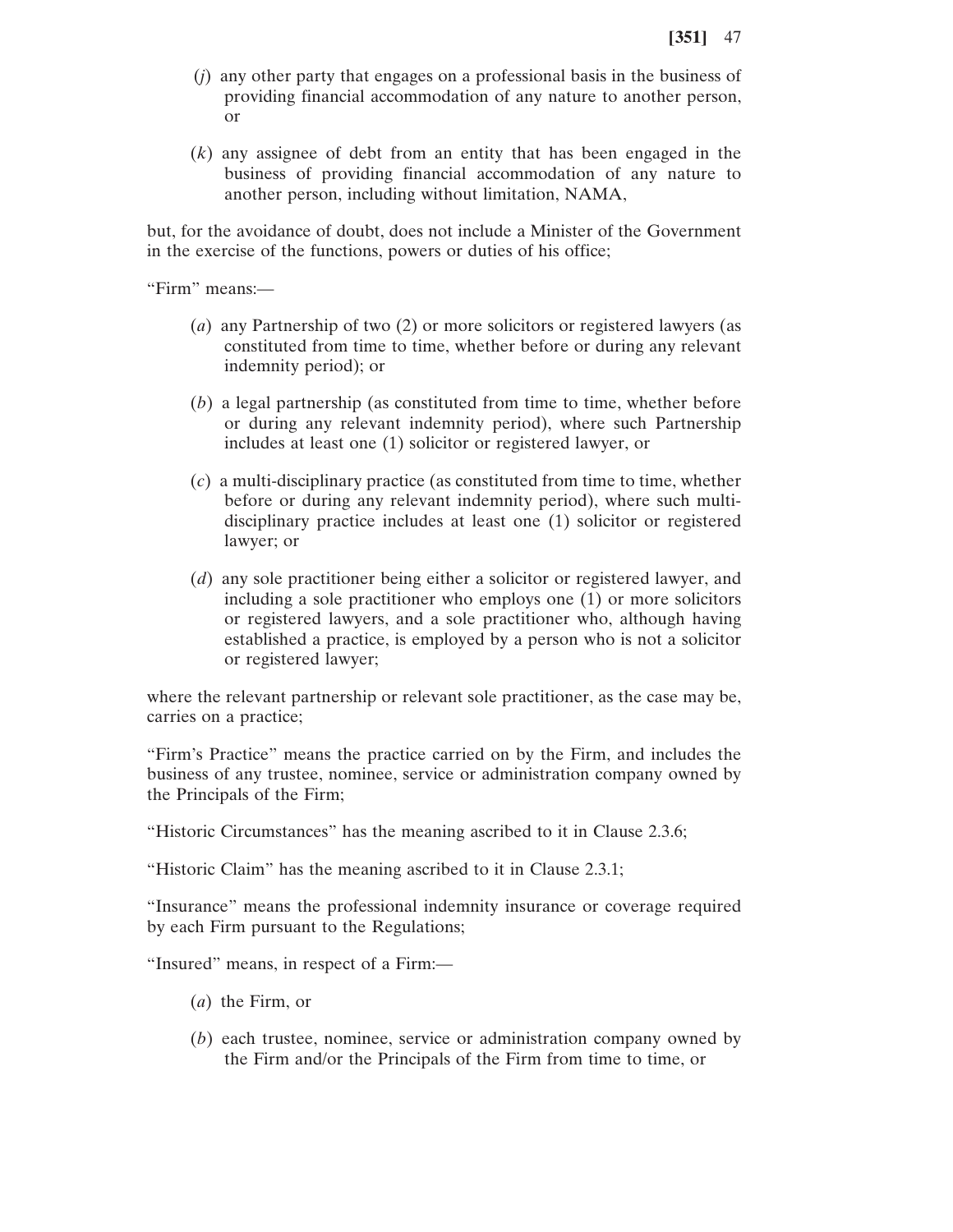(*j*) any other party that engages on a professional basis in the business of providing financial accommodation of any nature to another person, or

(*k*) any assignee of debt from an entity that has been engaged in the business of providing financial accommodation of any nature to another person, including without limitation, NAMA,

but, for the avoidance of doubt, does not include a Minister of the Government in the exercise of the functions, powers or duties of his office;

"Firm" means:—

(*a*) any Partnership of two (2) or more solicitors or registered lawyers (as constituted from time to time, whether before or during any relevant indemnity period); or

(*b*) a legal partnership (as constituted from time to time, whether before or during any relevant indemnity period), where such Partnership includes at least one (1) solicitor or registered lawyer, or

(*c*) a multi-disciplinary practice (as constituted from time to time, whether before or during any relevant indemnity period), where such multi-disciplinary practice includes at least one (1) solicitor or registered lawyer; or

(*d*) any sole practitioner being either a solicitor or registered lawyer, and including a sole practitioner who employs one (1) or more solicitors or registered lawyers, and a sole practitioner who, although having established a practice, is employed by a person who is not a solicitor or registered lawyer;

where the relevant partnership or relevant sole practitioner, as the case may be, carries on a practice;

"Firm's Practice" means the practice carried on by the Firm, and includes the business of any trustee, nominee, service or administration company owned by the Principals of the Firm;

"Historic Circumstances" has the meaning ascribed to it in Clause 2.3.6;

"Historic Claim" has the meaning ascribed to it in Clause 2.3.1;

"Insurance" means the professional indemnity insurance or coverage required by each Firm pursuant to the Regulations;

"Insured" means, in respect of a Firm:—

(*a*) the Firm, or

(*b*) each trustee, nominee, service or administration company owned by the Firm and/or the Principals of the Firm from time to time, or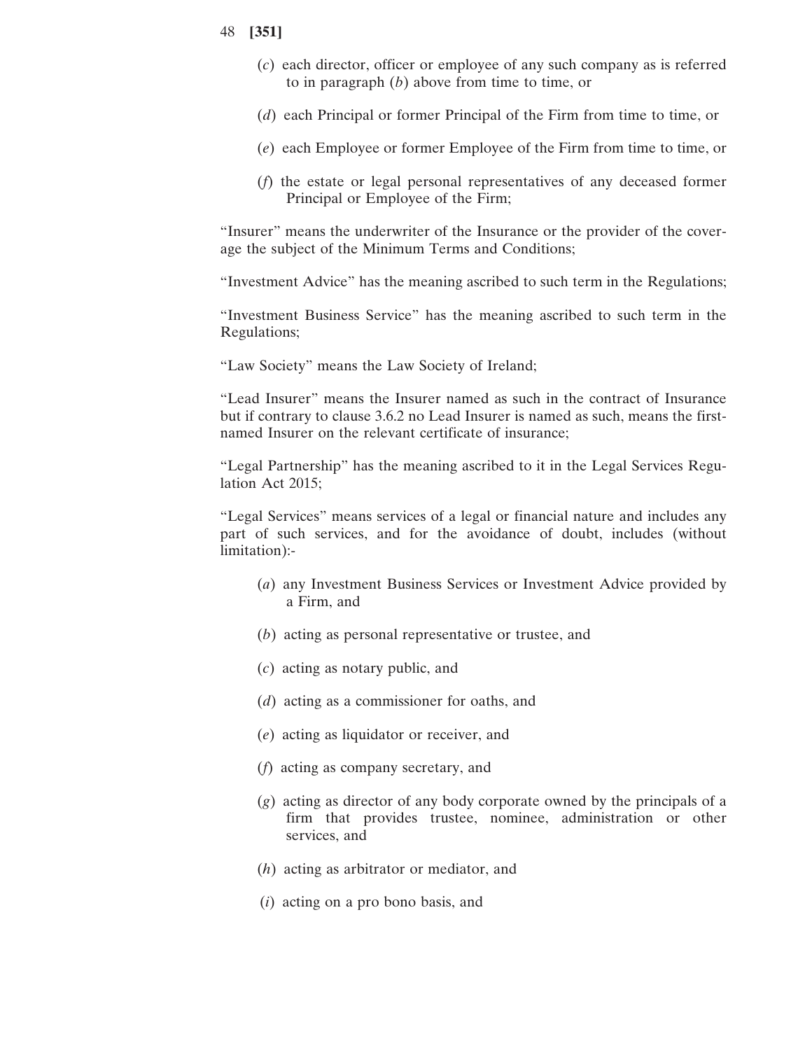(*c*) each director, officer or employee of any such company as is referred to in paragraph (*b*) above from time to time, or

(*d*) each Principal or former Principal of the Firm from time to time, or

(*e*) each Employee or former Employee of the Firm from time to time, or

(*f*) the estate or legal personal representatives of any deceased former Principal or Employee of the Firm;

"Insurer" means the underwriter of the Insurance or the provider of the coverage the subject of the Minimum Terms and Conditions;

"Investment Advice" has the meaning ascribed to such term in the Regulations;

"Investment Business Service" has the meaning ascribed to such term in the Regulations;

"Law Society" means the Law Society of Ireland;

"Lead Insurer" means the Insurer named as such in the contract of Insurance but if contrary to clause 3.6.2 no Lead Insurer is named as such, means the first-named Insurer on the relevant certificate of insurance;

"Legal Partnership" has the meaning ascribed to it in the Legal Services Regulation Act 2015;

"Legal Services" means services of a legal or financial nature and includes any part of such services, and for the avoidance of doubt, includes (without limitation):-

(*a*) any Investment Business Services or Investment Advice provided by a Firm, and

(*b*) acting as personal representative or trustee, and

(*c*) acting as notary public, and

(*d*) acting as a commissioner for oaths, and

(*e*) acting as liquidator or receiver, and

(*f*) acting as company secretary, and

(*g*) acting as director of any body corporate owned by the principals of a firm that provides trustee, nominee, administration or other services, and

(*h*) acting as arbitrator or mediator, and

(*i*) acting on a pro bono basis, and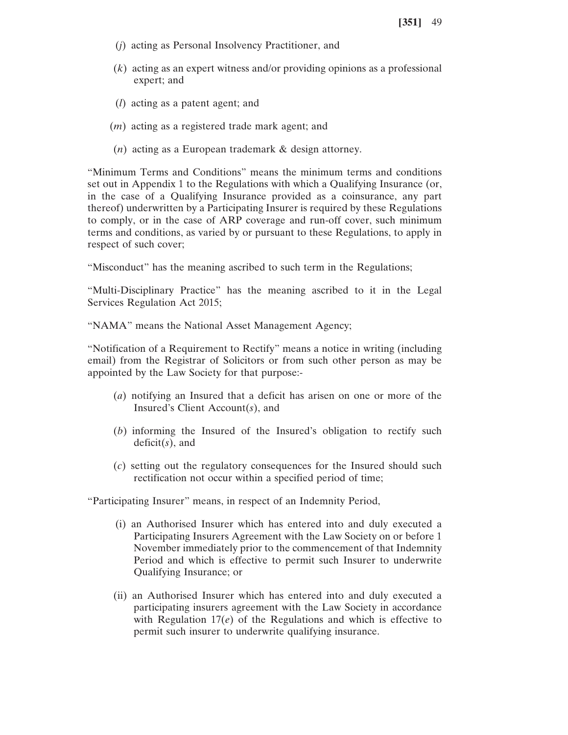(*j*) acting as Personal Insolvency Practitioner, and

(*k*) acting as an expert witness and/or providing opinions as a professional expert; and

(*l*) acting as a patent agent; and

(*m*) acting as a registered trade mark agent; and

(*n*) acting as a European trademark & design attorney.

"Minimum Terms and Conditions" means the minimum terms and conditions set out in Appendix 1 to the Regulations with which a Qualifying Insurance (or, in the case of a Qualifying Insurance provided as a coinsurance, any part thereof) underwritten by a Participating Insurer is required by these Regulations to comply, or in the case of ARP coverage and run-off cover, such minimum terms and conditions, as varied by or pursuant to these Regulations, to apply in respect of such cover;

"Misconduct" has the meaning ascribed to such term in the Regulations;

"Multi-Disciplinary Practice" has the meaning ascribed to it in the Legal Services Regulation Act 2015;

"NAMA" means the National Asset Management Agency;

"Notification of a Requirement to Rectify" means a notice in writing (including email) from the Registrar of Solicitors or from such other person as may be appointed by the Law Society for that purpose:-

(*a*) notifying an Insured that a deficit has arisen on one or more of the Insured's Client Account(*s*), and

(*b*) informing the Insured of the Insured's obligation to rectify such deficit(*s*), and

(*c*) setting out the regulatory consequences for the Insured should such rectification not occur within a specified period of time;

"Participating Insurer" means, in respect of an Indemnity Period,

(i) an Authorised Insurer which has entered into and duly executed a Participating Insurers Agreement with the Law Society on or before 1 November immediately prior to the commencement of that Indemnity Period and which is effective to permit such Insurer to underwrite Qualifying Insurance; or

(ii) an Authorised Insurer which has entered into and duly executed a participating insurers agreement with the Law Society in accordance with Regulation 17(*e*) of the Regulations and which is effective to permit such insurer to underwrite qualifying insurance.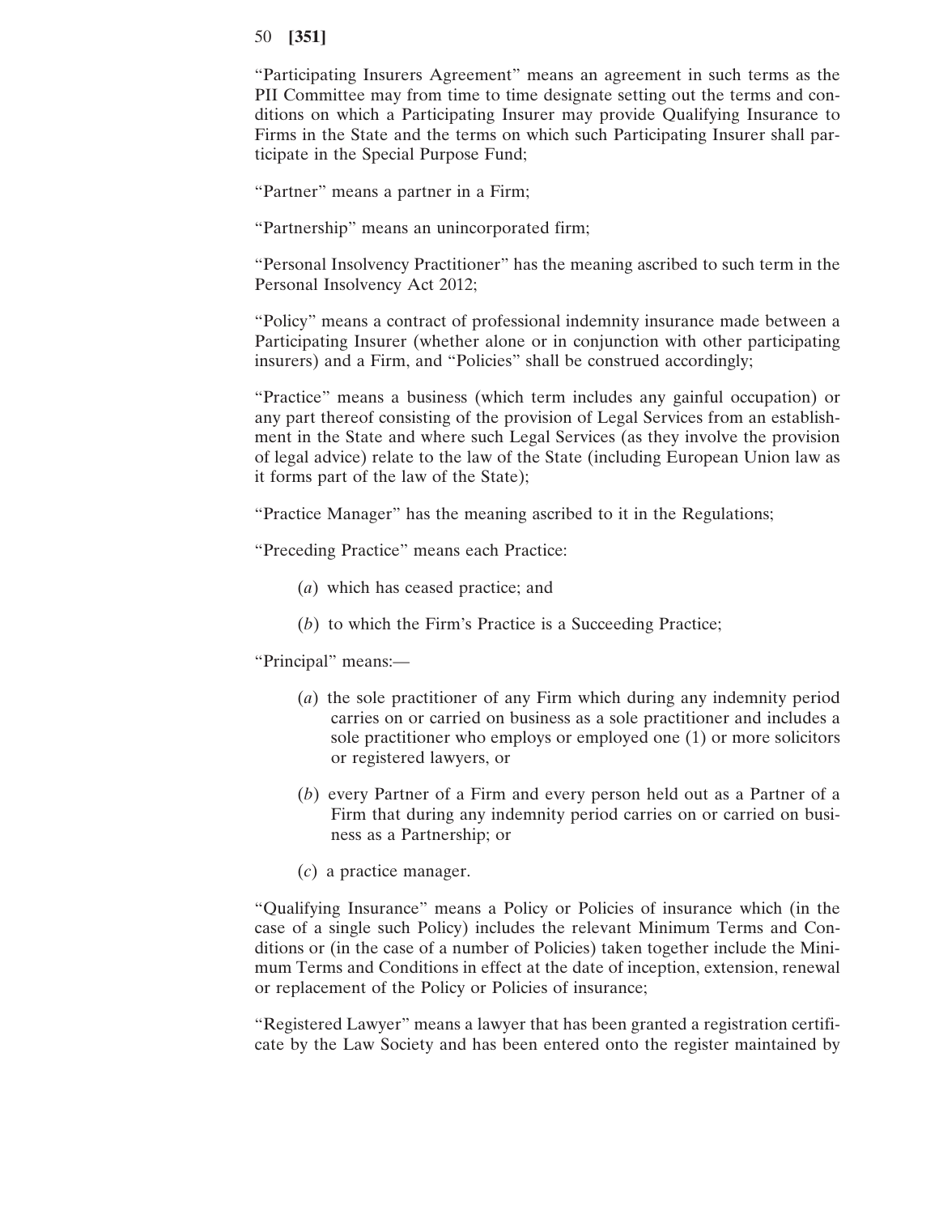"Participating Insurers Agreement" means an agreement in such terms as the PII Committee may from time to time designate setting out the terms and conditions on which a Participating Insurer may provide Qualifying Insurance to Firms in the State and the terms on which such Participating Insurer shall participate in the Special Purpose Fund;

"Partner" means a partner in a Firm;

"Partnership" means an unincorporated firm;

"Personal Insolvency Practitioner" has the meaning ascribed to such term in the Personal Insolvency Act 2012;

"Policy" means a contract of professional indemnity insurance made between a Participating Insurer (whether alone or in conjunction with other participating insurers) and a Firm, and "Policies" shall be construed accordingly;

"Practice" means a business (which term includes any gainful occupation) or any part thereof consisting of the provision of Legal Services from an establishment in the State and where such Legal Services (as they involve the provision of legal advice) relate to the law of the State (including European Union law as it forms part of the law of the State);

"Practice Manager" has the meaning ascribed to it in the Regulations;

"Preceding Practice" means each Practice:

(*a*) which has ceased practice; and

(*b*) to which the Firm's Practice is a Succeeding Practice;

"Principal" means:—

(*a*) the sole practitioner of any Firm which during any indemnity period carries on or carried on business as a sole practitioner and includes a sole practitioner who employs or employed one (1) or more solicitors or registered lawyers, or

(*b*) every Partner of a Firm and every person held out as a Partner of a Firm that during any indemnity period carries on or carried on business as a Partnership; or

(*c*) a practice manager.

"Qualifying Insurance" means a Policy or Policies of insurance which (in the case of a single such Policy) includes the relevant Minimum Terms and Conditions or (in the case of a number of Policies) taken together include the Minimum Terms and Conditions in effect at the date of inception, extension, renewal or replacement of the Policy or Policies of insurance;

"Registered Lawyer" means a lawyer that has been granted a registration certificate by the Law Society and has been entered onto the register maintained by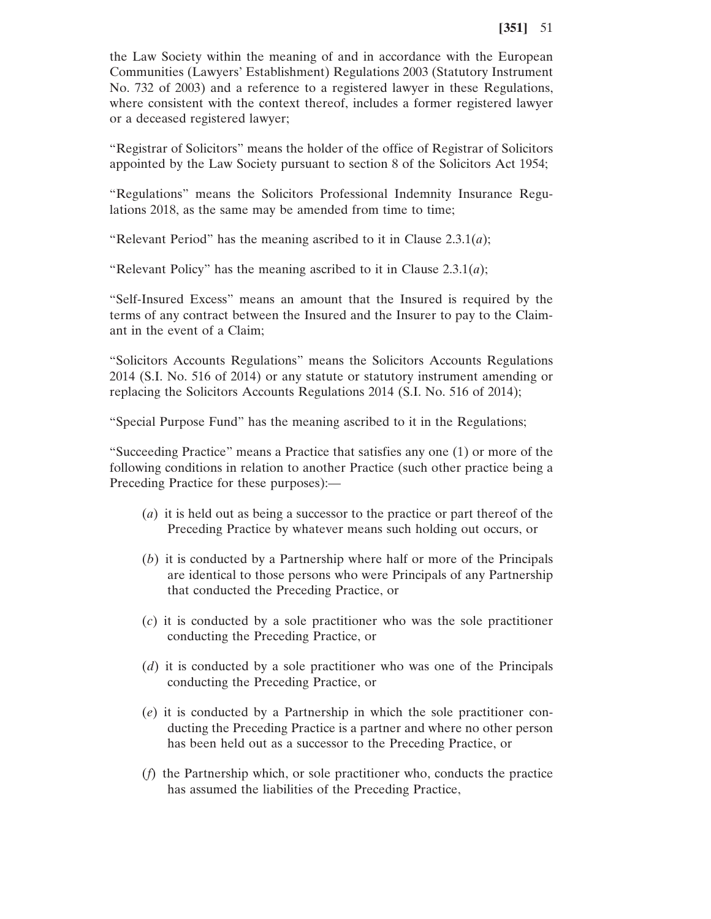the Law Society within the meaning of and in accordance with the European Communities (Lawyers' Establishment) Regulations 2003 (Statutory Instrument No. 732 of 2003) and a reference to a registered lawyer in these Regulations, where consistent with the context thereof, includes a former registered lawyer or a deceased registered lawyer;

"Registrar of Solicitors" means the holder of the office of Registrar of Solicitors appointed by the Law Society pursuant to section 8 of the Solicitors Act 1954;

"Regulations" means the Solicitors Professional Indemnity Insurance Regulations 2018, as the same may be amended from time to time;

"Relevant Period" has the meaning ascribed to it in Clause 2.3.1(*a*);

"Relevant Policy" has the meaning ascribed to it in Clause 2.3.1(*a*);

"Self-Insured Excess" means an amount that the Insured is required by the terms of any contract between the Insured and the Insurer to pay to the Claimant in the event of a Claim;

"Solicitors Accounts Regulations" means the Solicitors Accounts Regulations 2014 (S.I. No. 516 of 2014) or any statute or statutory instrument amending or replacing the Solicitors Accounts Regulations 2014 (S.I. No. 516 of 2014);

"Special Purpose Fund" has the meaning ascribed to it in the Regulations;

"Succeeding Practice" means a Practice that satisfies any one (1) or more of the following conditions in relation to another Practice (such other practice being a Preceding Practice for these purposes):—

(*a*) it is held out as being a successor to the practice or part thereof of the Preceding Practice by whatever means such holding out occurs, or

(*b*) it is conducted by a Partnership where half or more of the Principals are identical to those persons who were Principals of any Partnership that conducted the Preceding Practice, or

(*c*) it is conducted by a sole practitioner who was the sole practitioner conducting the Preceding Practice, or

(*d*) it is conducted by a sole practitioner who was one of the Principals conducting the Preceding Practice, or

(*e*) it is conducted by a Partnership in which the sole practitioner conducting the Preceding Practice is a partner and where no other person has been held out as a successor to the Preceding Practice, or

(*f*) the Partnership which, or sole practitioner who, conducts the practice has assumed the liabilities of the Preceding Practice,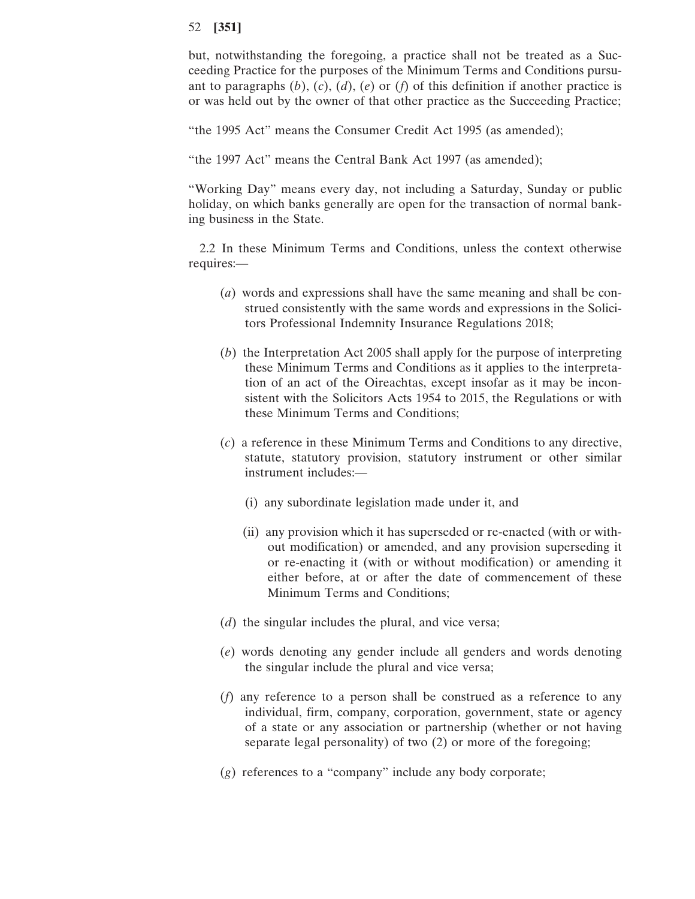but, notwithstanding the foregoing, a practice shall not be treated as a Succeeding Practice for the purposes of the Minimum Terms and Conditions pursuant to paragraphs (*b*), (*c*), (*d*), (*e*) or (*f*) of this definition if another practice is or was held out by the owner of that other practice as the Succeeding Practice;

"the 1995 Act" means the Consumer Credit Act 1995 (as amended);

"the 1997 Act" means the Central Bank Act 1997 (as amended);

"Working Day" means every day, not including a Saturday, Sunday or public holiday, on which banks generally are open for the transaction of normal banking business in the State.

2.2 In these Minimum Terms and Conditions, unless the context otherwise requires:—

(*a*) words and expressions shall have the same meaning and shall be construed consistently with the same words and expressions in the Solicitors Professional Indemnity Insurance Regulations 2018;

(*b*) the Interpretation Act 2005 shall apply for the purpose of interpreting these Minimum Terms and Conditions as it applies to the interpretation of an act of the Oireachtas, except insofar as it may be inconsistent with the Solicitors Acts 1954 to 2015, the Regulations or with these Minimum Terms and Conditions;

(*c*) a reference in these Minimum Terms and Conditions to any directive, statute, statutory provision, statutory instrument or other similar instrument includes:—

(i) any subordinate legislation made under it, and

(ii) any provision which it has superseded or re-enacted (with or without modification) or amended, and any provision superseding it or re-enacting it (with or without modification) or amending it either before, at or after the date of commencement of these Minimum Terms and Conditions;

(*d*) the singular includes the plural, and vice versa;

(*e*) words denoting any gender include all genders and words denoting the singular include the plural and vice versa;

(*f*) any reference to a person shall be construed as a reference to any individual, firm, company, corporation, government, state or agency of a state or any association or partnership (whether or not having separate legal personality) of two (2) or more of the foregoing;

(*g*) references to a "company" include any body corporate;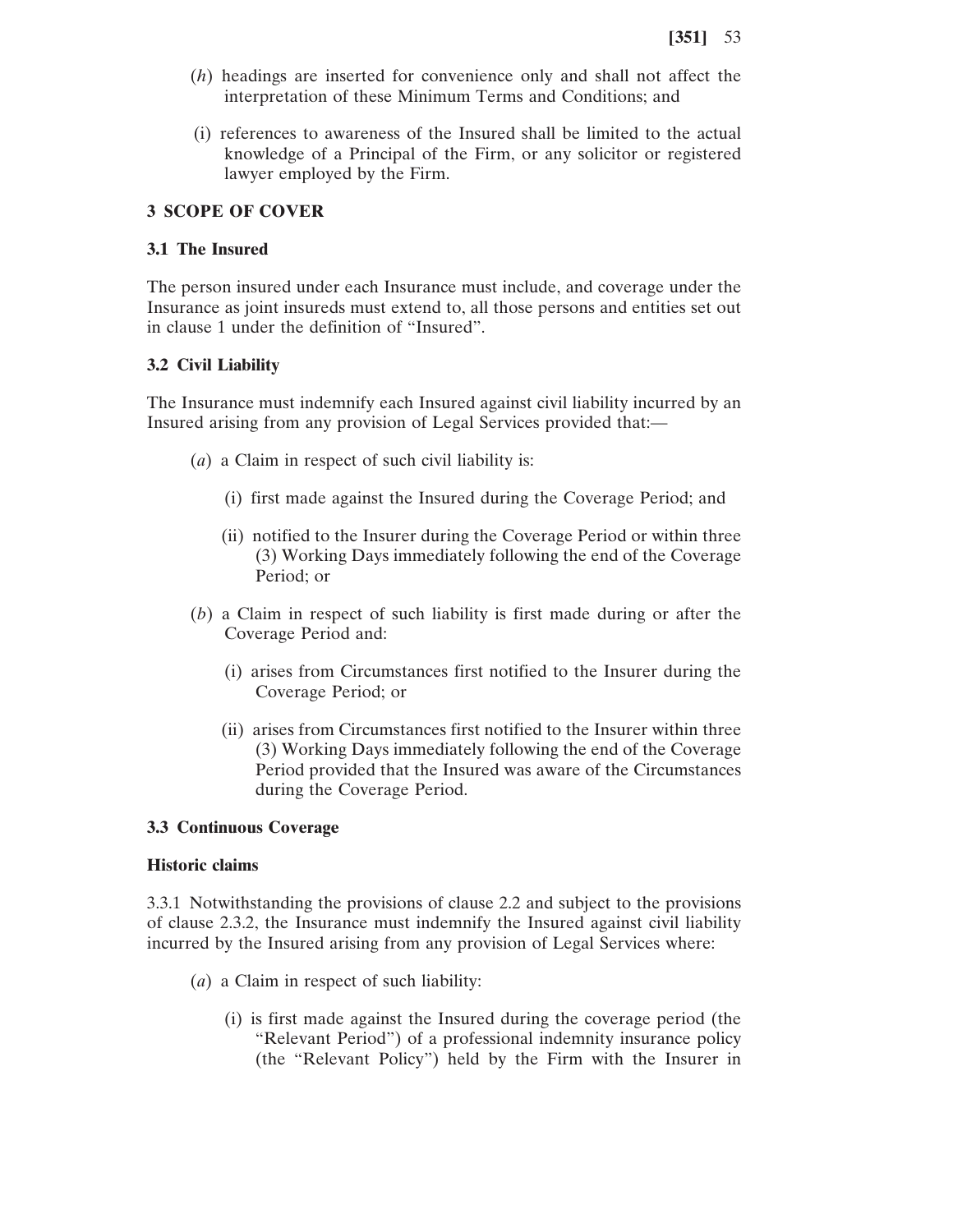(*h*) headings are inserted for convenience only and shall not affect the interpretation of these Minimum Terms and Conditions; and

(i) references to awareness of the Insured shall be limited to the actual knowledge of a Principal of the Firm, or any solicitor or registered lawyer employed by the Firm.

## 3 SCOPE OF COVER

### 3.1 The Insured

The person insured under each Insurance must include, and coverage under the Insurance as joint insureds must extend to, all those persons and entities set out in clause 1 under the definition of "Insured".

### 3.2 Civil Liability

The Insurance must indemnify each Insured against civil liability incurred by an Insured arising from any provision of Legal Services provided that:—

(*a*) a Claim in respect of such civil liability is:

(i) first made against the Insured during the Coverage Period; and

(ii) notified to the Insurer during the Coverage Period or within three (3) Working Days immediately following the end of the Coverage Period; or

(*b*) a Claim in respect of such liability is first made during or after the Coverage Period and:

(i) arises from Circumstances first notified to the Insurer during the Coverage Period; or

(ii) arises from Circumstances first notified to the Insurer within three (3) Working Days immediately following the end of the Coverage Period provided that the Insured was aware of the Circumstances during the Coverage Period.

### 3.3 Continuous Coverage

**Historic claims**

3.3.1 Notwithstanding the provisions of clause 2.2 and subject to the provisions of clause 2.3.2, the Insurance must indemnify the Insured against civil liability incurred by the Insured arising from any provision of Legal Services where:

(*a*) a Claim in respect of such liability:

(i) is first made against the Insured during the coverage period (the "Relevant Period") of a professional indemnity insurance policy (the "Relevant Policy") held by the Firm with the Insurer in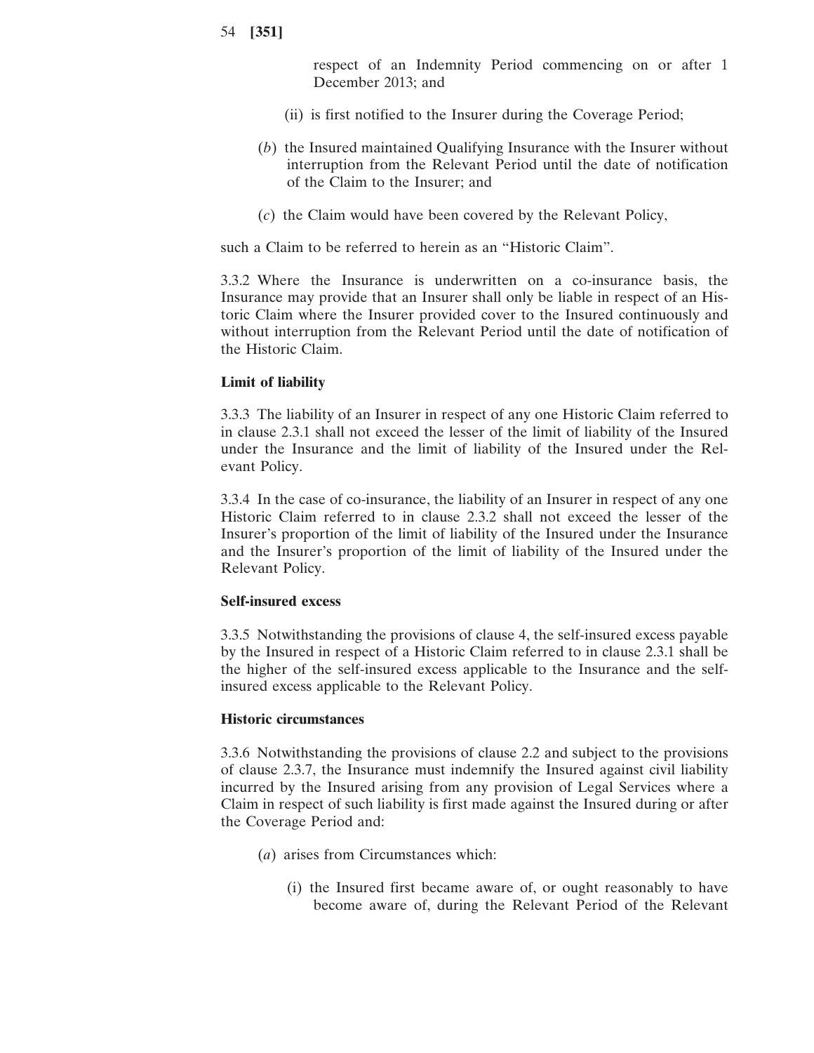respect of an Indemnity Period commencing on or after 1 December 2013; and

(ii) is first notified to the Insurer during the Coverage Period;

(*b*) the Insured maintained Qualifying Insurance with the Insurer without interruption from the Relevant Period until the date of notification of the Claim to the Insurer; and

(*c*) the Claim would have been covered by the Relevant Policy,

such a Claim to be referred to herein as an "Historic Claim".

3.3.2 Where the Insurance is underwritten on a co-insurance basis, the Insurance may provide that an Insurer shall only be liable in respect of an Historic Claim where the Insurer provided cover to the Insured continuously and without interruption from the Relevant Period until the date of notification of the Historic Claim.

**Limit of liability**

3.3.3 The liability of an Insurer in respect of any one Historic Claim referred to in clause 2.3.1 shall not exceed the lesser of the limit of liability of the Insured under the Insurance and the limit of liability of the Insured under the Relevant Policy.

3.3.4 In the case of co-insurance, the liability of an Insurer in respect of any one Historic Claim referred to in clause 2.3.2 shall not exceed the lesser of the Insurer's proportion of the limit of liability of the Insured under the Insurance and the Insurer's proportion of the limit of liability of the Insured under the Relevant Policy.

**Self-insured excess**

3.3.5 Notwithstanding the provisions of clause 4, the self-insured excess payable by the Insured in respect of a Historic Claim referred to in clause 2.3.1 shall be the higher of the self-insured excess applicable to the Insurance and the self-insured excess applicable to the Relevant Policy.

**Historic circumstances**

3.3.6 Notwithstanding the provisions of clause 2.2 and subject to the provisions of clause 2.3.7, the Insurance must indemnify the Insured against civil liability incurred by the Insured arising from any provision of Legal Services where a Claim in respect of such liability is first made against the Insured during or after the Coverage Period and:

(*a*) arises from Circumstances which:

(i) the Insured first became aware of, or ought reasonably to have become aware of, during the Relevant Period of the Relevant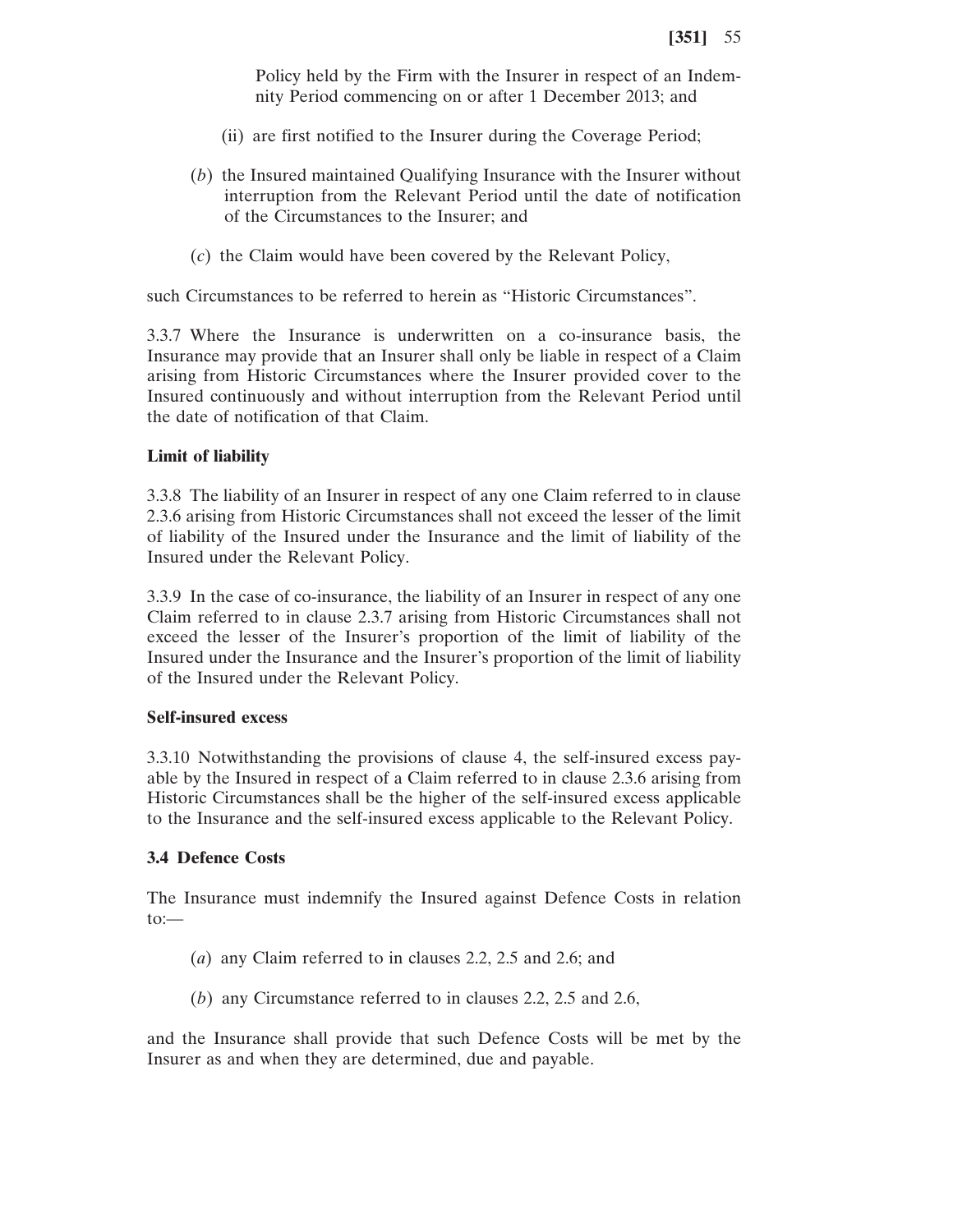Policy held by the Firm with the Insurer in respect of an Indemnity Period commencing on or after 1 December 2013; and

(ii) are first notified to the Insurer during the Coverage Period;

(*b*) the Insured maintained Qualifying Insurance with the Insurer without interruption from the Relevant Period until the date of notification of the Circumstances to the Insurer; and

(*c*) the Claim would have been covered by the Relevant Policy,

such Circumstances to be referred to herein as "Historic Circumstances".

3.3.7 Where the Insurance is underwritten on a co-insurance basis, the Insurance may provide that an Insurer shall only be liable in respect of a Claim arising from Historic Circumstances where the Insurer provided cover to the Insured continuously and without interruption from the Relevant Period until the date of notification of that Claim.

**Limit of liability**

3.3.8 The liability of an Insurer in respect of any one Claim referred to in clause 2.3.6 arising from Historic Circumstances shall not exceed the lesser of the limit of liability of the Insured under the Insurance and the limit of liability of the Insured under the Relevant Policy.

3.3.9 In the case of co-insurance, the liability of an Insurer in respect of any one Claim referred to in clause 2.3.7 arising from Historic Circumstances shall not exceed the lesser of the Insurer's proportion of the limit of liability of the Insured under the Insurance and the Insurer's proportion of the limit of liability of the Insured under the Relevant Policy.

**Self-insured excess**

3.3.10 Notwithstanding the provisions of clause 4, the self-insured excess payable by the Insured in respect of a Claim referred to in clause 2.3.6 arising from Historic Circumstances shall be the higher of the self-insured excess applicable to the Insurance and the self-insured excess applicable to the Relevant Policy.

**3.4 Defence Costs**

The Insurance must indemnify the Insured against Defence Costs in relation to:—

(*a*) any Claim referred to in clauses 2.2, 2.5 and 2.6; and

(*b*) any Circumstance referred to in clauses 2.2, 2.5 and 2.6,

and the Insurance shall provide that such Defence Costs will be met by the Insurer as and when they are determined, due and payable.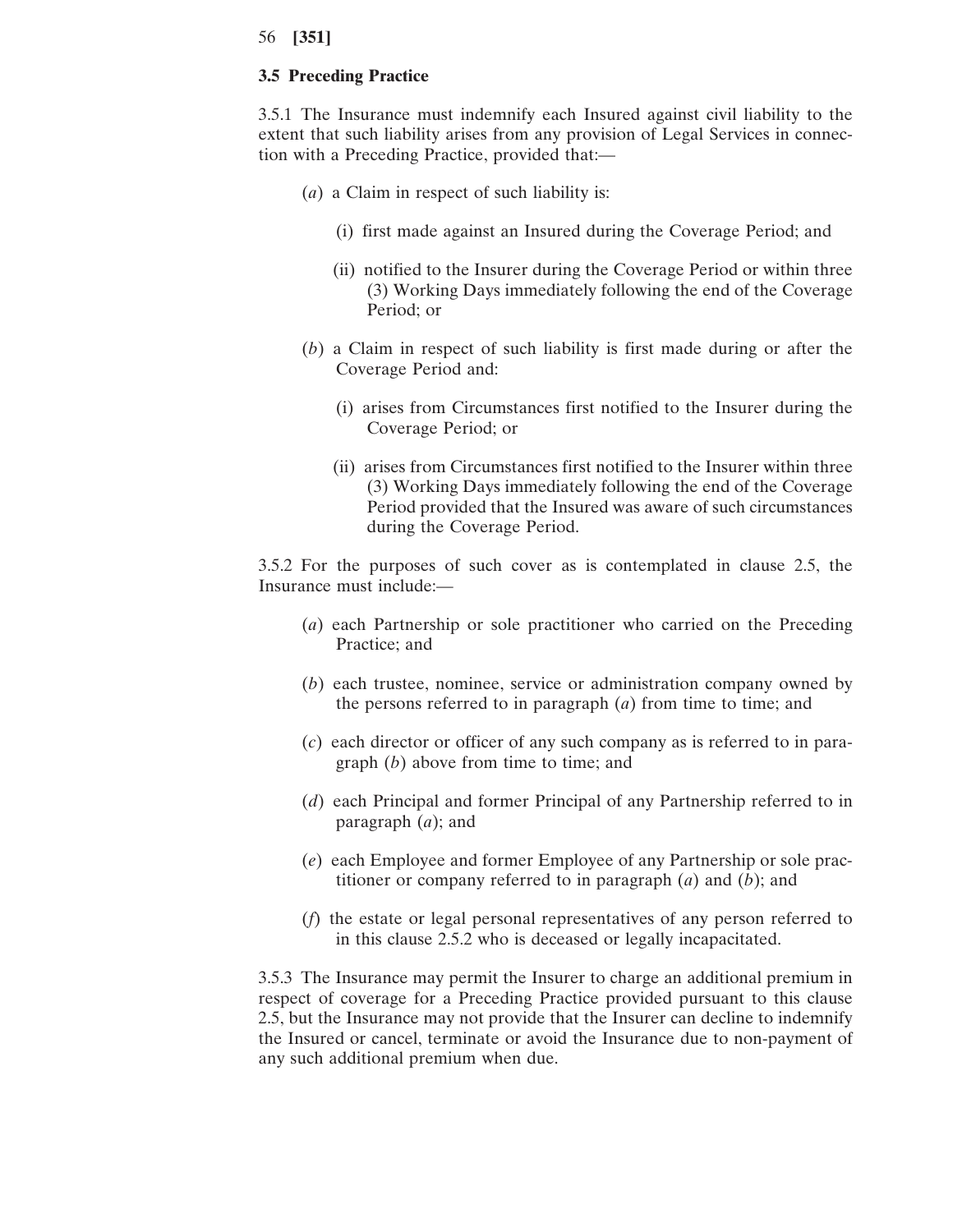### 3.5 Preceding Practice

3.5.1 The Insurance must indemnify each Insured against civil liability to the extent that such liability arises from any provision of Legal Services in connection with a Preceding Practice, provided that:—

(*a*) a Claim in respect of such liability is:

(i) first made against an Insured during the Coverage Period; and

(ii) notified to the Insurer during the Coverage Period or within three (3) Working Days immediately following the end of the Coverage Period; or

(*b*) a Claim in respect of such liability is first made during or after the Coverage Period and:

(i) arises from Circumstances first notified to the Insurer during the Coverage Period; or

(ii) arises from Circumstances first notified to the Insurer within three (3) Working Days immediately following the end of the Coverage Period provided that the Insured was aware of such circumstances during the Coverage Period.

3.5.2 For the purposes of such cover as is contemplated in clause 2.5, the Insurance must include:—

(*a*) each Partnership or sole practitioner who carried on the Preceding Practice; and

(*b*) each trustee, nominee, service or administration company owned by the persons referred to in paragraph (*a*) from time to time; and

(*c*) each director or officer of any such company as is referred to in paragraph (*b*) above from time to time; and

(*d*) each Principal and former Principal of any Partnership referred to in paragraph (*a*); and

(*e*) each Employee and former Employee of any Partnership or sole practitioner or company referred to in paragraph (*a*) and (*b*); and

(*f*) the estate or legal personal representatives of any person referred to in this clause 2.5.2 who is deceased or legally incapacitated.

3.5.3 The Insurance may permit the Insurer to charge an additional premium in respect of coverage for a Preceding Practice provided pursuant to this clause 2.5, but the Insurance may not provide that the Insurer can decline to indemnify the Insured or cancel, terminate or avoid the Insurance due to non-payment of any such additional premium when due.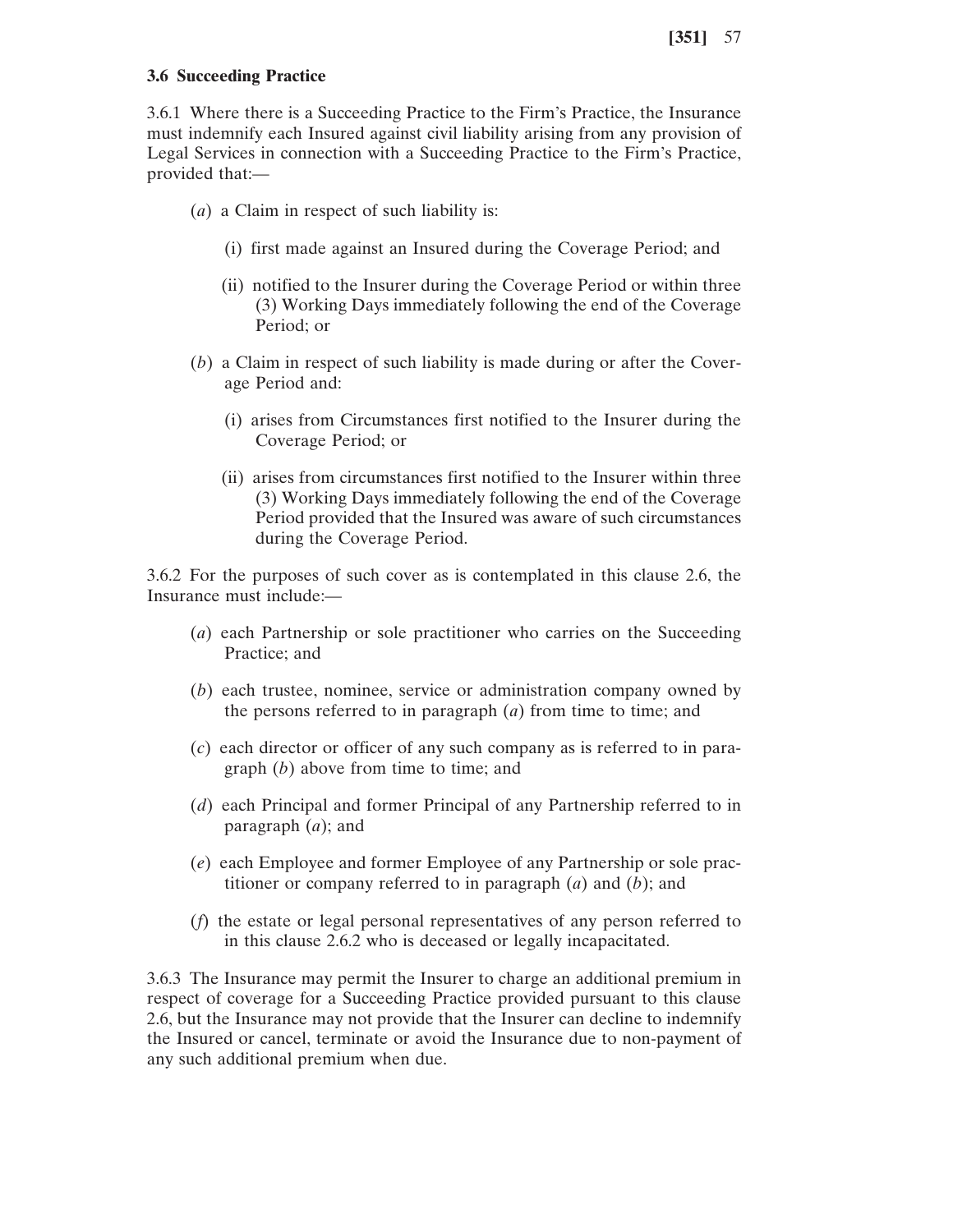### 3.6 Succeeding Practice

3.6.1 Where there is a Succeeding Practice to the Firm's Practice, the Insurance must indemnify each Insured against civil liability arising from any provision of Legal Services in connection with a Succeeding Practice to the Firm's Practice, provided that:—

(*a*) a Claim in respect of such liability is:

(i) first made against an Insured during the Coverage Period; and

(ii) notified to the Insurer during the Coverage Period or within three (3) Working Days immediately following the end of the Coverage Period; or

(*b*) a Claim in respect of such liability is made during or after the Coverage Period and:

(i) arises from Circumstances first notified to the Insurer during the Coverage Period; or

(ii) arises from circumstances first notified to the Insurer within three (3) Working Days immediately following the end of the Coverage Period provided that the Insured was aware of such circumstances during the Coverage Period.

3.6.2 For the purposes of such cover as is contemplated in this clause 2.6, the Insurance must include:—

(*a*) each Partnership or sole practitioner who carries on the Succeeding Practice; and

(*b*) each trustee, nominee, service or administration company owned by the persons referred to in paragraph (*a*) from time to time; and

(*c*) each director or officer of any such company as is referred to in paragraph (*b*) above from time to time; and

(*d*) each Principal and former Principal of any Partnership referred to in paragraph (*a*); and

(*e*) each Employee and former Employee of any Partnership or sole practitioner or company referred to in paragraph (*a*) and (*b*); and

(*f*) the estate or legal personal representatives of any person referred to in this clause 2.6.2 who is deceased or legally incapacitated.

3.6.3 The Insurance may permit the Insurer to charge an additional premium in respect of coverage for a Succeeding Practice provided pursuant to this clause 2.6, but the Insurance may not provide that the Insurer can decline to indemnify the Insured or cancel, terminate or avoid the Insurance due to non-payment of any such additional premium when due.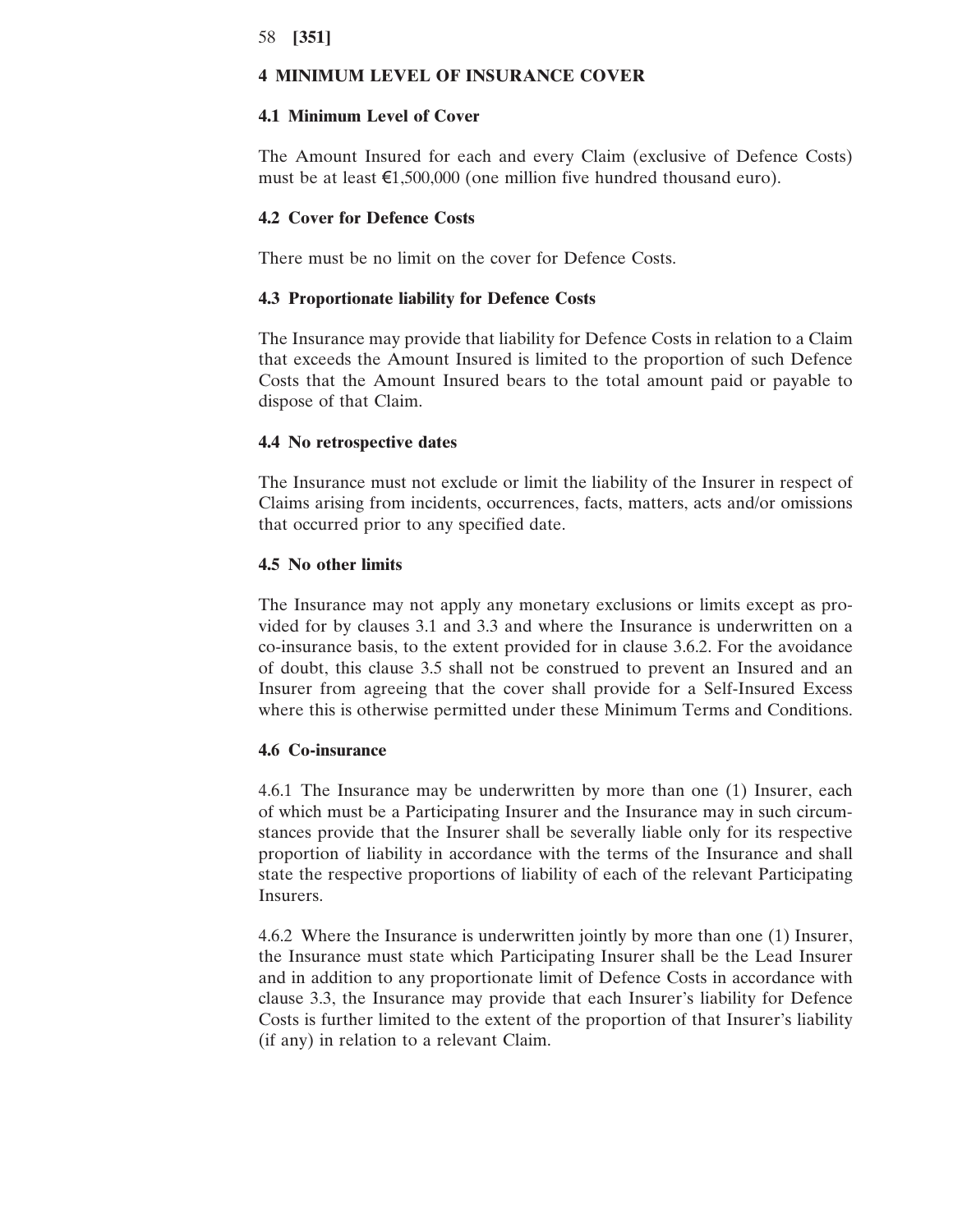## 4 MINIMUM LEVEL OF INSURANCE COVER

### 4.1 Minimum Level of Cover

The Amount Insured for each and every Claim (exclusive of Defence Costs) must be at least €1,500,000 (one million five hundred thousand euro).

### 4.2 Cover for Defence Costs

There must be no limit on the cover for Defence Costs.

### 4.3 Proportionate liability for Defence Costs

The Insurance may provide that liability for Defence Costs in relation to a Claim that exceeds the Amount Insured is limited to the proportion of such Defence Costs that the Amount Insured bears to the total amount paid or payable to dispose of that Claim.

### 4.4 No retrospective dates

The Insurance must not exclude or limit the liability of the Insurer in respect of Claims arising from incidents, occurrences, facts, matters, acts and/or omissions that occurred prior to any specified date.

### 4.5 No other limits

The Insurance may not apply any monetary exclusions or limits except as provided for by clauses 3.1 and 3.3 and where the Insurance is underwritten on a co-insurance basis, to the extent provided for in clause 3.6.2. For the avoidance of doubt, this clause 3.5 shall not be construed to prevent an Insured and an Insurer from agreeing that the cover shall provide for a Self-Insured Excess where this is otherwise permitted under these Minimum Terms and Conditions.

### 4.6 Co-insurance

4.6.1 The Insurance may be underwritten by more than one (1) Insurer, each of which must be a Participating Insurer and the Insurance may in such circumstances provide that the Insurer shall be severally liable only for its respective proportion of liability in accordance with the terms of the Insurance and shall state the respective proportions of liability of each of the relevant Participating Insurers.

4.6.2 Where the Insurance is underwritten jointly by more than one (1) Insurer, the Insurance must state which Participating Insurer shall be the Lead Insurer and in addition to any proportionate limit of Defence Costs in accordance with clause 3.3, the Insurance may provide that each Insurer's liability for Defence Costs is further limited to the extent of the proportion of that Insurer's liability (if any) in relation to a relevant Claim.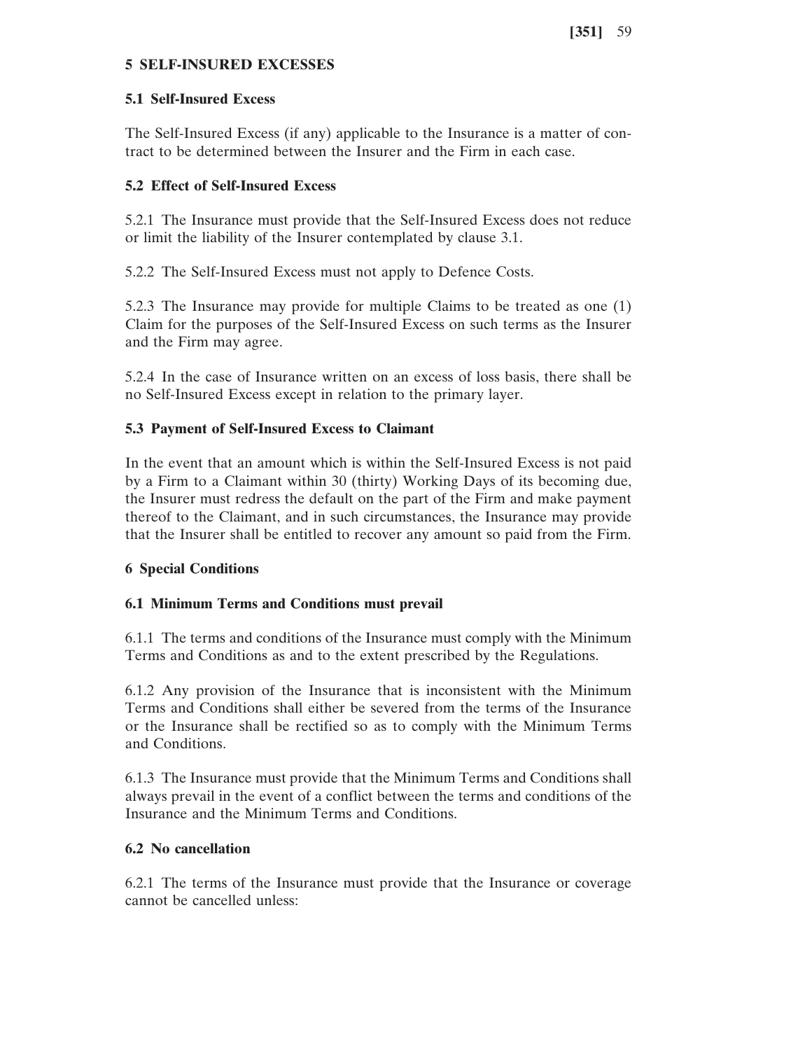## 5 SELF-INSURED EXCESSES

### 5.1 Self-Insured Excess

The Self-Insured Excess (if any) applicable to the Insurance is a matter of contract to be determined between the Insurer and the Firm in each case.

### 5.2 Effect of Self-Insured Excess

5.2.1 The Insurance must provide that the Self-Insured Excess does not reduce or limit the liability of the Insurer contemplated by clause 3.1.

5.2.2 The Self-Insured Excess must not apply to Defence Costs.

5.2.3 The Insurance may provide for multiple Claims to be treated as one (1) Claim for the purposes of the Self-Insured Excess on such terms as the Insurer and the Firm may agree.

5.2.4 In the case of Insurance written on an excess of loss basis, there shall be no Self-Insured Excess except in relation to the primary layer.

### 5.3 Payment of Self-Insured Excess to Claimant

In the event that an amount which is within the Self-Insured Excess is not paid by a Firm to a Claimant within 30 (thirty) Working Days of its becoming due, the Insurer must redress the default on the part of the Firm and make payment thereof to the Claimant, and in such circumstances, the Insurance may provide that the Insurer shall be entitled to recover any amount so paid from the Firm.

## 6 Special Conditions

### 6.1 Minimum Terms and Conditions must prevail

6.1.1 The terms and conditions of the Insurance must comply with the Minimum Terms and Conditions as and to the extent prescribed by the Regulations.

6.1.2 Any provision of the Insurance that is inconsistent with the Minimum Terms and Conditions shall either be severed from the terms of the Insurance or the Insurance shall be rectified so as to comply with the Minimum Terms and Conditions.

6.1.3 The Insurance must provide that the Minimum Terms and Conditions shall always prevail in the event of a conflict between the terms and conditions of the Insurance and the Minimum Terms and Conditions.

### 6.2 No cancellation

6.2.1 The terms of the Insurance must provide that the Insurance or coverage cannot be cancelled unless: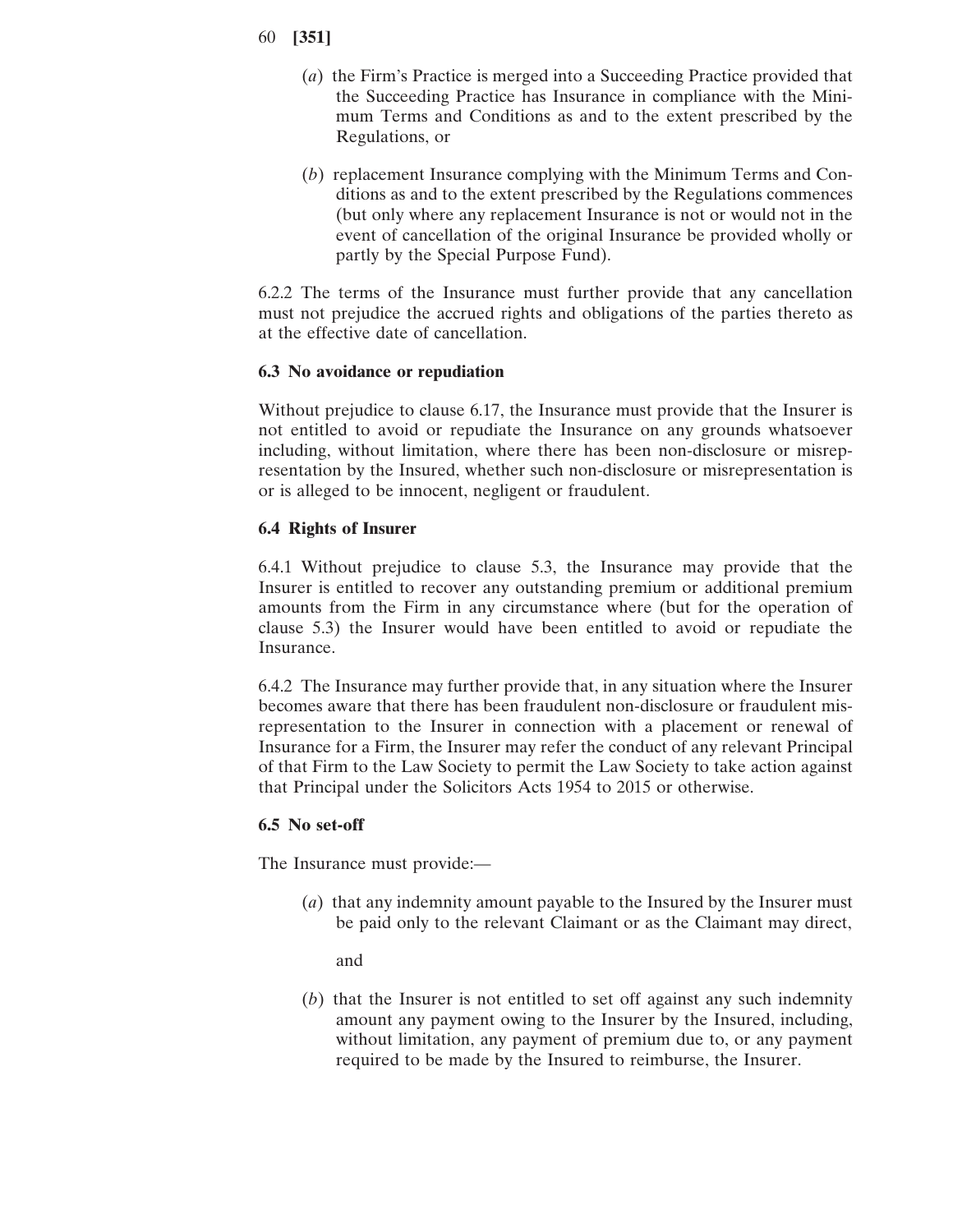(*a*) the Firm's Practice is merged into a Succeeding Practice provided that the Succeeding Practice has Insurance in compliance with the Minimum Terms and Conditions as and to the extent prescribed by the Regulations, or

(*b*) replacement Insurance complying with the Minimum Terms and Conditions as and to the extent prescribed by the Regulations commences (but only where any replacement Insurance is not or would not in the event of cancellation of the original Insurance be provided wholly or partly by the Special Purpose Fund).

6.2.2 The terms of the Insurance must further provide that any cancellation must not prejudice the accrued rights and obligations of the parties thereto as at the effective date of cancellation.

**6.3 No avoidance or repudiation**

Without prejudice to clause 6.17, the Insurance must provide that the Insurer is not entitled to avoid or repudiate the Insurance on any grounds whatsoever including, without limitation, where there has been non-disclosure or misrepresentation by the Insured, whether such non-disclosure or misrepresentation is or is alleged to be innocent, negligent or fraudulent.

**6.4 Rights of Insurer**

6.4.1 Without prejudice to clause 5.3, the Insurance may provide that the Insurer is entitled to recover any outstanding premium or additional premium amounts from the Firm in any circumstance where (but for the operation of clause 5.3) the Insurer would have been entitled to avoid or repudiate the Insurance.

6.4.2 The Insurance may further provide that, in any situation where the Insurer becomes aware that there has been fraudulent non-disclosure or fraudulent misrepresentation to the Insurer in connection with a placement or renewal of Insurance for a Firm, the Insurer may refer the conduct of any relevant Principal of that Firm to the Law Society to permit the Law Society to take action against that Principal under the Solicitors Acts 1954 to 2015 or otherwise.

**6.5 No set-off**

The Insurance must provide:—

(*a*) that any indemnity amount payable to the Insured by the Insurer must be paid only to the relevant Claimant or as the Claimant may direct,

and

(*b*) that the Insurer is not entitled to set off against any such indemnity amount any payment owing to the Insurer by the Insured, including, without limitation, any payment of premium due to, or any payment required to be made by the Insured to reimburse, the Insurer.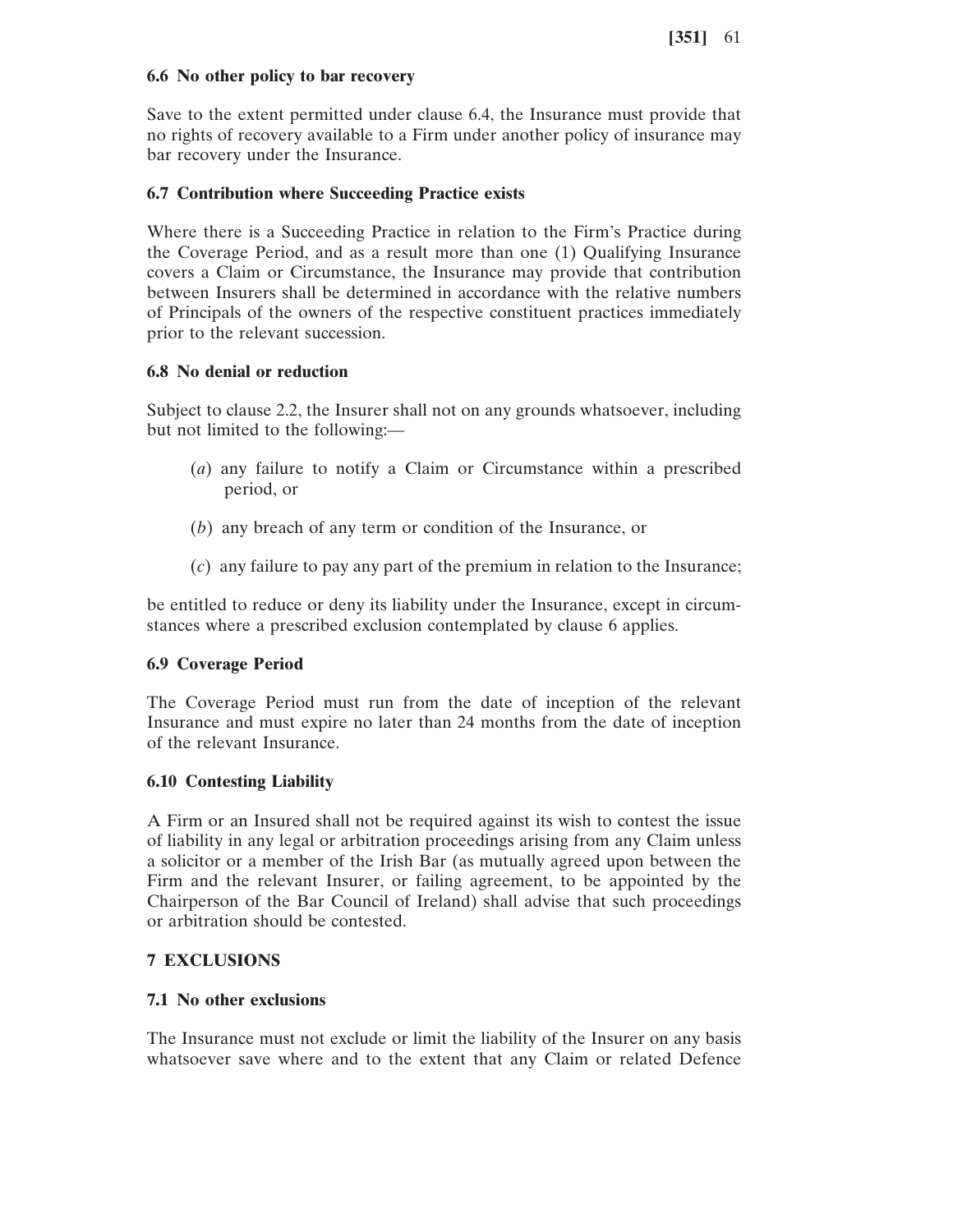### 6.6 No other policy to bar recovery

Save to the extent permitted under clause 6.4, the Insurance must provide that no rights of recovery available to a Firm under another policy of insurance may bar recovery under the Insurance.

### 6.7 Contribution where Succeeding Practice exists

Where there is a Succeeding Practice in relation to the Firm's Practice during the Coverage Period, and as a result more than one (1) Qualifying Insurance covers a Claim or Circumstance, the Insurance may provide that contribution between Insurers shall be determined in accordance with the relative numbers of Principals of the owners of the respective constituent practices immediately prior to the relevant succession.

### 6.8 No denial or reduction

Subject to clause 2.2, the Insurer shall not on any grounds whatsoever, including but not limited to the following:—

(*a*) any failure to notify a Claim or Circumstance within a prescribed period, or

(*b*) any breach of any term or condition of the Insurance, or

(*c*) any failure to pay any part of the premium in relation to the Insurance;

be entitled to reduce or deny its liability under the Insurance, except in circumstances where a prescribed exclusion contemplated by clause 6 applies.

### 6.9 Coverage Period

The Coverage Period must run from the date of inception of the relevant Insurance and must expire no later than 24 months from the date of inception of the relevant Insurance.

### 6.10 Contesting Liability

A Firm or an Insured shall not be required against its wish to contest the issue of liability in any legal or arbitration proceedings arising from any Claim unless a solicitor or a member of the Irish Bar (as mutually agreed upon between the Firm and the relevant Insurer, or failing agreement, to be appointed by the Chairperson of the Bar Council of Ireland) shall advise that such proceedings or arbitration should be contested.

## 7 EXCLUSIONS

### 7.1 No other exclusions

The Insurance must not exclude or limit the liability of the Insurer on any basis whatsoever save where and to the extent that any Claim or related Defence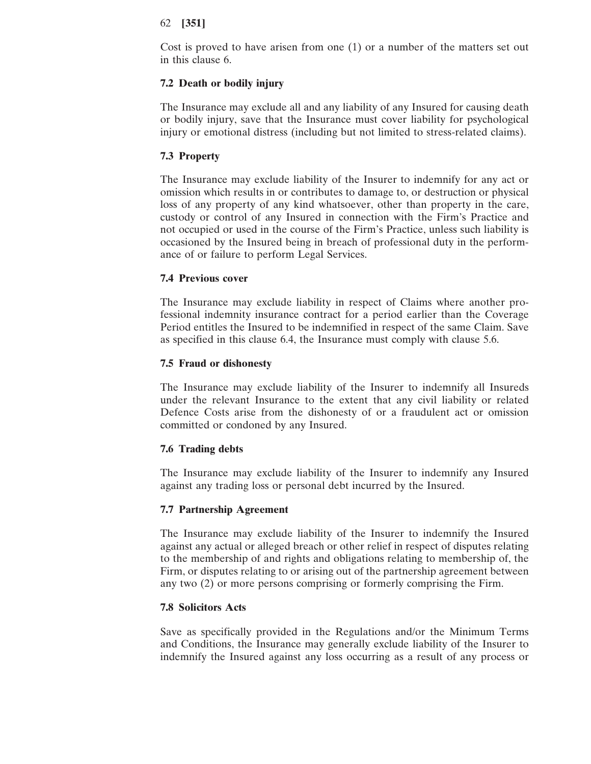Cost is proved to have arisen from one (1) or a number of the matters set out in this clause 6.

### 7.2 Death or bodily injury

The Insurance may exclude all and any liability of any Insured for causing death or bodily injury, save that the Insurance must cover liability for psychological injury or emotional distress (including but not limited to stress-related claims).

### 7.3 Property

The Insurance may exclude liability of the Insurer to indemnify for any act or omission which results in or contributes to damage to, or destruction or physical loss of any property of any kind whatsoever, other than property in the care, custody or control of any Insured in connection with the Firm's Practice and not occupied or used in the course of the Firm's Practice, unless such liability is occasioned by the Insured being in breach of professional duty in the performance of or failure to perform Legal Services.

### 7.4 Previous cover

The Insurance may exclude liability in respect of Claims where another professional indemnity insurance contract for a period earlier than the Coverage Period entitles the Insured to be indemnified in respect of the same Claim. Save as specified in this clause 6.4, the Insurance must comply with clause 5.6.

### 7.5 Fraud or dishonesty

The Insurance may exclude liability of the Insurer to indemnify all Insureds under the relevant Insurance to the extent that any civil liability or related Defence Costs arise from the dishonesty of or a fraudulent act or omission committed or condoned by any Insured.

### 7.6 Trading debts

The Insurance may exclude liability of the Insurer to indemnify any Insured against any trading loss or personal debt incurred by the Insured.

### 7.7 Partnership Agreement

The Insurance may exclude liability of the Insurer to indemnify the Insured against any actual or alleged breach or other relief in respect of disputes relating to the membership of and rights and obligations relating to membership of, the Firm, or disputes relating to or arising out of the partnership agreement between any two (2) or more persons comprising or formerly comprising the Firm.

### 7.8 Solicitors Acts

Save as specifically provided in the Regulations and/or the Minimum Terms and Conditions, the Insurance may generally exclude liability of the Insurer to indemnify the Insured against any loss occurring as a result of any process or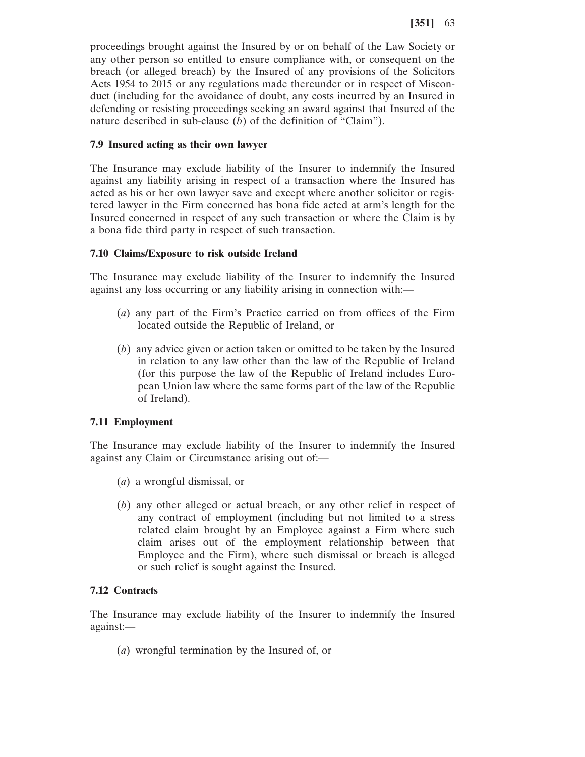proceedings brought against the Insured by or on behalf of the Law Society or any other person so entitled to ensure compliance with, or consequent on the breach (or alleged breach) by the Insured of any provisions of the Solicitors Acts 1954 to 2015 or any regulations made thereunder or in respect of Misconduct (including for the avoidance of doubt, any costs incurred by an Insured in defending or resisting proceedings seeking an award against that Insured of the nature described in sub-clause (*b*) of the definition of "Claim").

**7.9 Insured acting as their own lawyer**

The Insurance may exclude liability of the Insurer to indemnify the Insured against any liability arising in respect of a transaction where the Insured has acted as his or her own lawyer save and except where another solicitor or registered lawyer in the Firm concerned has bona fide acted at arm's length for the Insured concerned in respect of any such transaction or where the Claim is by a bona fide third party in respect of such transaction.

**7.10 Claims/Exposure to risk outside Ireland**

The Insurance may exclude liability of the Insurer to indemnify the Insured against any loss occurring or any liability arising in connection with:—

(*a*) any part of the Firm's Practice carried on from offices of the Firm located outside the Republic of Ireland, or

(*b*) any advice given or action taken or omitted to be taken by the Insured in relation to any law other than the law of the Republic of Ireland (for this purpose the law of the Republic of Ireland includes European Union law where the same forms part of the law of the Republic of Ireland).

**7.11 Employment**

The Insurance may exclude liability of the Insurer to indemnify the Insured against any Claim or Circumstance arising out of:—

(*a*) a wrongful dismissal, or

(*b*) any other alleged or actual breach, or any other relief in respect of any contract of employment (including but not limited to a stress related claim brought by an Employee against a Firm where such claim arises out of the employment relationship between that Employee and the Firm), where such dismissal or breach is alleged or such relief is sought against the Insured.

**7.12 Contracts**

The Insurance may exclude liability of the Insurer to indemnify the Insured against:—

(*a*) wrongful termination by the Insured of, or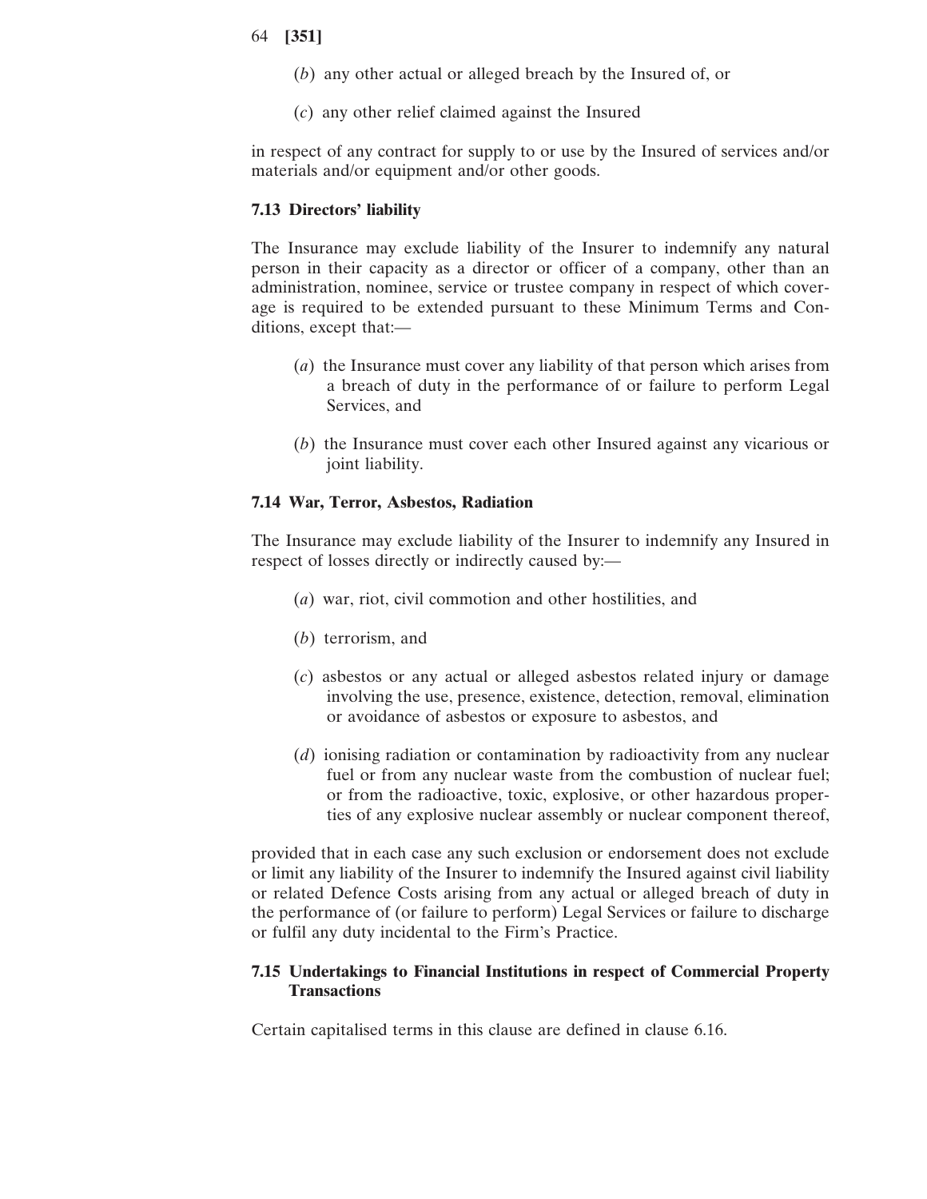(*b*) any other actual or alleged breach by the Insured of, or

(*c*) any other relief claimed against the Insured

in respect of any contract for supply to or use by the Insured of services and/or materials and/or equipment and/or other goods.

### 7.13 Directors' liability

The Insurance may exclude liability of the Insurer to indemnify any natural person in their capacity as a director or officer of a company, other than an administration, nominee, service or trustee company in respect of which coverage is required to be extended pursuant to these Minimum Terms and Conditions, except that:—

(*a*) the Insurance must cover any liability of that person which arises from a breach of duty in the performance of or failure to perform Legal Services, and

(*b*) the Insurance must cover each other Insured against any vicarious or joint liability.

### 7.14 War, Terror, Asbestos, Radiation

The Insurance may exclude liability of the Insurer to indemnify any Insured in respect of losses directly or indirectly caused by:—

(*a*) war, riot, civil commotion and other hostilities, and

(*b*) terrorism, and

(*c*) asbestos or any actual or alleged asbestos related injury or damage involving the use, presence, existence, detection, removal, elimination or avoidance of asbestos or exposure to asbestos, and

(*d*) ionising radiation or contamination by radioactivity from any nuclear fuel or from any nuclear waste from the combustion of nuclear fuel; or from the radioactive, toxic, explosive, or other hazardous properties of any explosive nuclear assembly or nuclear component thereof,

provided that in each case any such exclusion or endorsement does not exclude or limit any liability of the Insurer to indemnify the Insured against civil liability or related Defence Costs arising from any actual or alleged breach of duty in the performance of (or failure to perform) Legal Services or failure to discharge or fulfil any duty incidental to the Firm's Practice.

### 7.15 Undertakings to Financial Institutions in respect of Commercial Property Transactions

Certain capitalised terms in this clause are defined in clause 6.16.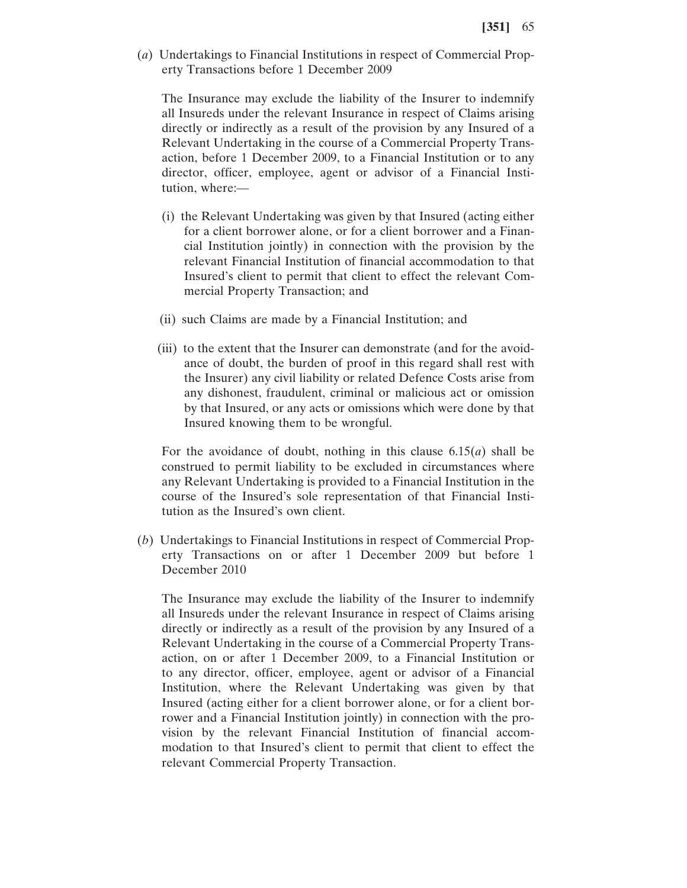(*a*) Undertakings to Financial Institutions in respect of Commercial Property Transactions before 1 December 2009

The Insurance may exclude the liability of the Insurer to indemnify all Insureds under the relevant Insurance in respect of Claims arising directly or indirectly as a result of the provision by any Insured of a Relevant Undertaking in the course of a Commercial Property Transaction, before 1 December 2009, to a Financial Institution or to any director, officer, employee, agent or advisor of a Financial Institution, where:—

(i) the Relevant Undertaking was given by that Insured (acting either for a client borrower alone, or for a client borrower and a Financial Institution jointly) in connection with the provision by the relevant Financial Institution of financial accommodation to that Insured's client to permit that client to effect the relevant Commercial Property Transaction; and

(ii) such Claims are made by a Financial Institution; and

(iii) to the extent that the Insurer can demonstrate (and for the avoidance of doubt, the burden of proof in this regard shall rest with the Insurer) any civil liability or related Defence Costs arise from any dishonest, fraudulent, criminal or malicious act or omission by that Insured, or any acts or omissions which were done by that Insured knowing them to be wrongful.

For the avoidance of doubt, nothing in this clause 6.15(*a*) shall be construed to permit liability to be excluded in circumstances where any Relevant Undertaking is provided to a Financial Institution in the course of the Insured's sole representation of that Financial Institution as the Insured's own client.

(*b*) Undertakings to Financial Institutions in respect of Commercial Property Transactions on or after 1 December 2009 but before 1 December 2010

The Insurance may exclude the liability of the Insurer to indemnify all Insureds under the relevant Insurance in respect of Claims arising directly or indirectly as a result of the provision by any Insured of a Relevant Undertaking in the course of a Commercial Property Transaction, on or after 1 December 2009, to a Financial Institution or to any director, officer, employee, agent or advisor of a Financial Institution, where the Relevant Undertaking was given by that Insured (acting either for a client borrower alone, or for a client borrower and a Financial Institution jointly) in connection with the provision by the relevant Financial Institution of financial accommodation to that Insured's client to permit that client to effect the relevant Commercial Property Transaction.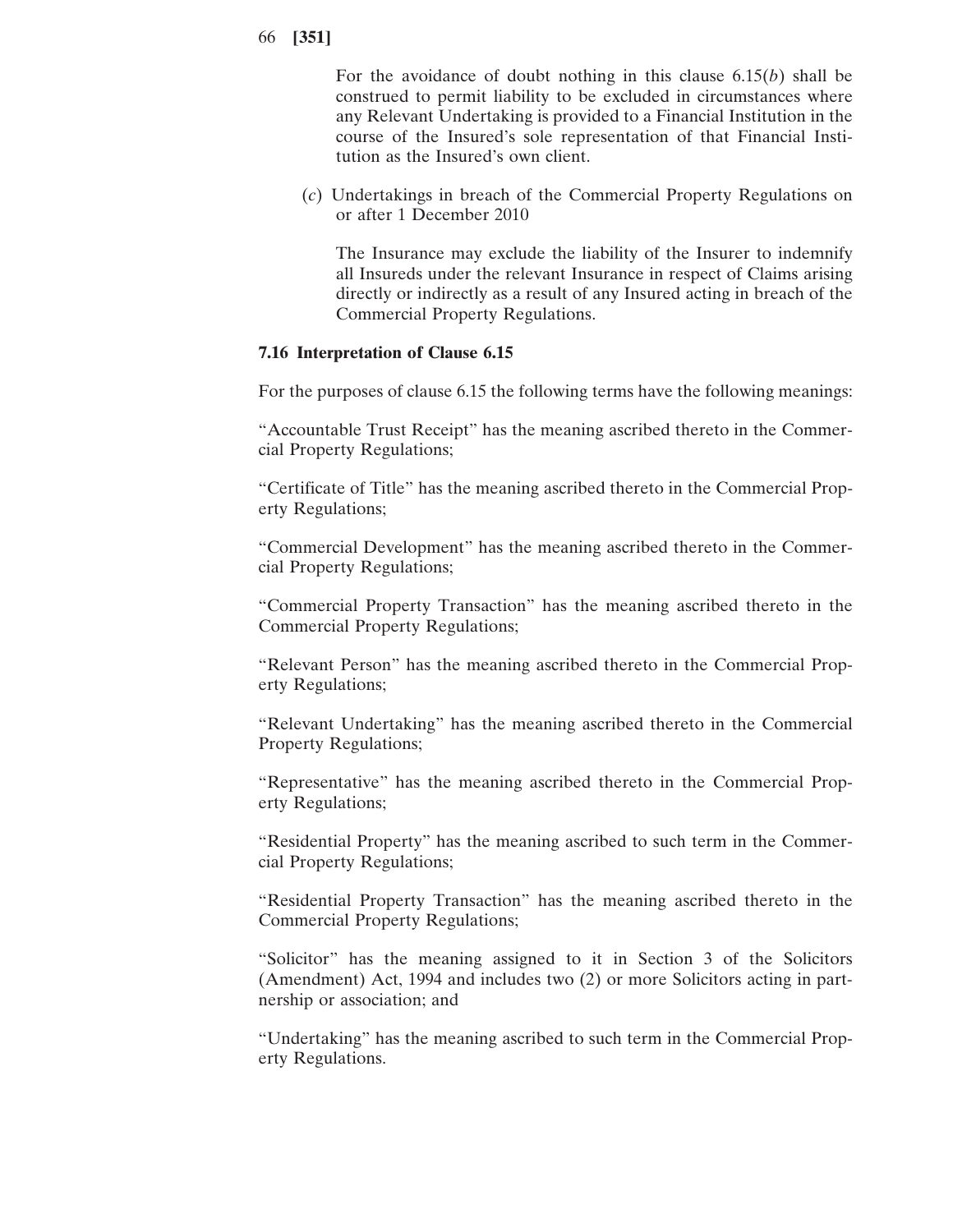For the avoidance of doubt nothing in this clause 6.15(*b*) shall be construed to permit liability to be excluded in circumstances where any Relevant Undertaking is provided to a Financial Institution in the course of the Insured's sole representation of that Financial Institution as the Insured's own client.

(*c*) Undertakings in breach of the Commercial Property Regulations on or after 1 December 2010

The Insurance may exclude the liability of the Insurer to indemnify all Insureds under the relevant Insurance in respect of Claims arising directly or indirectly as a result of any Insured acting in breach of the Commercial Property Regulations.

### 7.16 Interpretation of Clause 6.15

For the purposes of clause 6.15 the following terms have the following meanings:

"Accountable Trust Receipt" has the meaning ascribed thereto in the Commercial Property Regulations;

"Certificate of Title" has the meaning ascribed thereto in the Commercial Property Regulations;

"Commercial Development" has the meaning ascribed thereto in the Commercial Property Regulations;

"Commercial Property Transaction" has the meaning ascribed thereto in the Commercial Property Regulations;

"Relevant Person" has the meaning ascribed thereto in the Commercial Property Regulations;

"Relevant Undertaking" has the meaning ascribed thereto in the Commercial Property Regulations;

"Representative" has the meaning ascribed thereto in the Commercial Property Regulations;

"Residential Property" has the meaning ascribed to such term in the Commercial Property Regulations;

"Residential Property Transaction" has the meaning ascribed thereto in the Commercial Property Regulations;

"Solicitor" has the meaning assigned to it in Section 3 of the Solicitors (Amendment) Act, 1994 and includes two (2) or more Solicitors acting in partnership or association; and

"Undertaking" has the meaning ascribed to such term in the Commercial Property Regulations.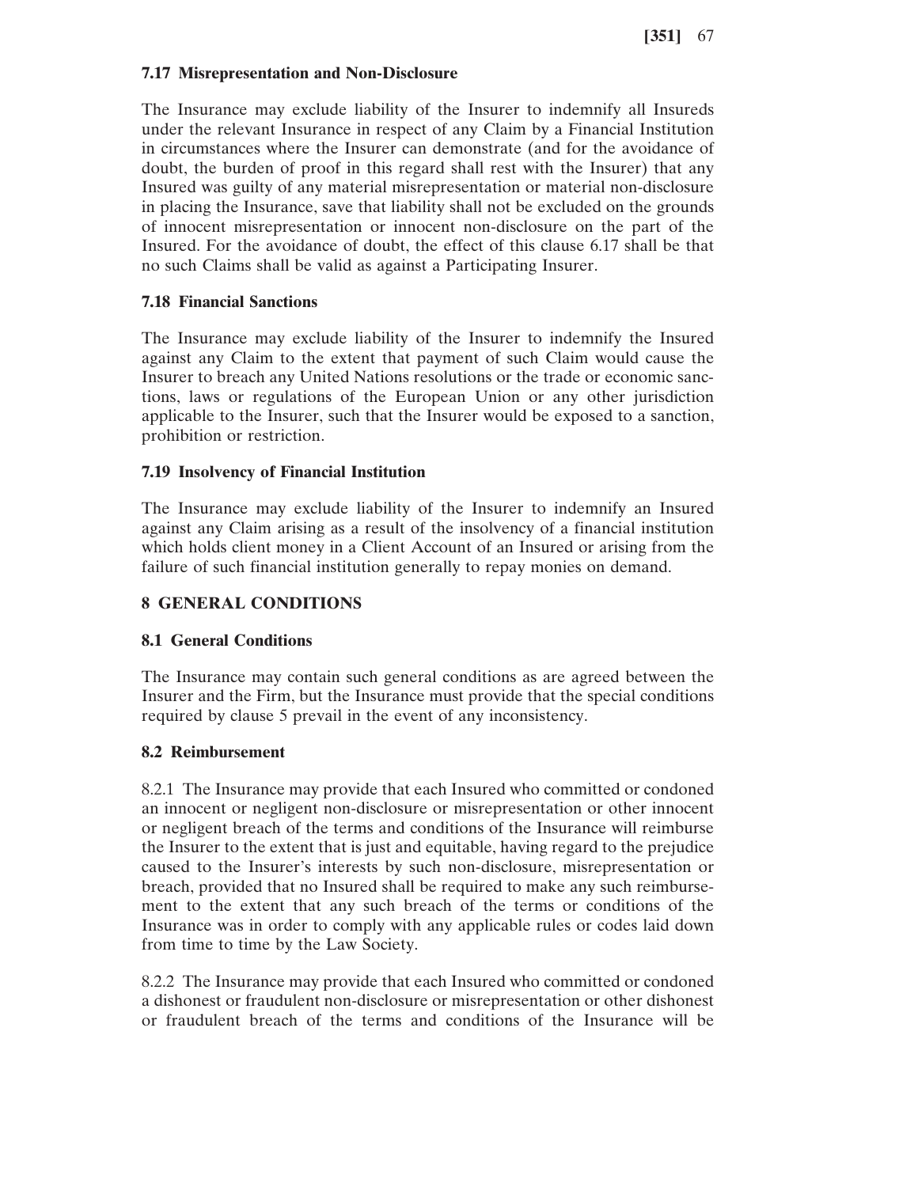### 7.17 Misrepresentation and Non-Disclosure

The Insurance may exclude liability of the Insurer to indemnify all Insureds under the relevant Insurance in respect of any Claim by a Financial Institution in circumstances where the Insurer can demonstrate (and for the avoidance of doubt, the burden of proof in this regard shall rest with the Insurer) that any Insured was guilty of any material misrepresentation or material non-disclosure in placing the Insurance, save that liability shall not be excluded on the grounds of innocent misrepresentation or innocent non-disclosure on the part of the Insured. For the avoidance of doubt, the effect of this clause 6.17 shall be that no such Claims shall be valid as against a Participating Insurer.

### 7.18 Financial Sanctions

The Insurance may exclude liability of the Insurer to indemnify the Insured against any Claim to the extent that payment of such Claim would cause the Insurer to breach any United Nations resolutions or the trade or economic sanctions, laws or regulations of the European Union or any other jurisdiction applicable to the Insurer, such that the Insurer would be exposed to a sanction, prohibition or restriction.

### 7.19 Insolvency of Financial Institution

The Insurance may exclude liability of the Insurer to indemnify an Insured against any Claim arising as a result of the insolvency of a financial institution which holds client money in a Client Account of an Insured or arising from the failure of such financial institution generally to repay monies on demand.

## 8 GENERAL CONDITIONS

### 8.1 General Conditions

The Insurance may contain such general conditions as are agreed between the Insurer and the Firm, but the Insurance must provide that the special conditions required by clause 5 prevail in the event of any inconsistency.

### 8.2 Reimbursement

8.2.1 The Insurance may provide that each Insured who committed or condoned an innocent or negligent non-disclosure or misrepresentation or other innocent or negligent breach of the terms and conditions of the Insurance will reimburse the Insurer to the extent that is just and equitable, having regard to the prejudice caused to the Insurer's interests by such non-disclosure, misrepresentation or breach, provided that no Insured shall be required to make any such reimbursement to the extent that any such breach of the terms or conditions of the Insurance was in order to comply with any applicable rules or codes laid down from time to time by the Law Society.

8.2.2 The Insurance may provide that each Insured who committed or condoned a dishonest or fraudulent non-disclosure or misrepresentation or other dishonest or fraudulent breach of the terms and conditions of the Insurance will be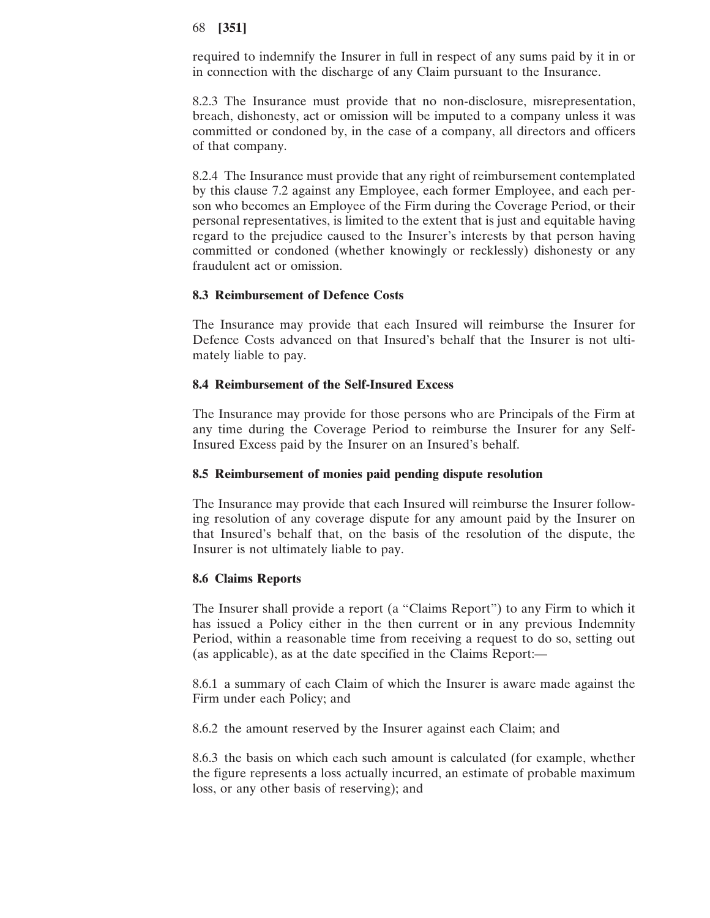required to indemnify the Insurer in full in respect of any sums paid by it in or in connection with the discharge of any Claim pursuant to the Insurance.

8.2.3 The Insurance must provide that no non-disclosure, misrepresentation, breach, dishonesty, act or omission will be imputed to a company unless it was committed or condoned by, in the case of a company, all directors and officers of that company.

8.2.4 The Insurance must provide that any right of reimbursement contemplated by this clause 7.2 against any Employee, each former Employee, and each person who becomes an Employee of the Firm during the Coverage Period, or their personal representatives, is limited to the extent that is just and equitable having regard to the prejudice caused to the Insurer's interests by that person having committed or condoned (whether knowingly or recklessly) dishonesty or any fraudulent act or omission.

**8.3 Reimbursement of Defence Costs**

The Insurance may provide that each Insured will reimburse the Insurer for Defence Costs advanced on that Insured's behalf that the Insurer is not ultimately liable to pay.

**8.4 Reimbursement of the Self-Insured Excess**

The Insurance may provide for those persons who are Principals of the Firm at any time during the Coverage Period to reimburse the Insurer for any Self-Insured Excess paid by the Insurer on an Insured's behalf.

**8.5 Reimbursement of monies paid pending dispute resolution**

The Insurance may provide that each Insured will reimburse the Insurer following resolution of any coverage dispute for any amount paid by the Insurer on that Insured's behalf that, on the basis of the resolution of the dispute, the Insurer is not ultimately liable to pay.

**8.6 Claims Reports**

The Insurer shall provide a report (a "Claims Report") to any Firm to which it has issued a Policy either in the then current or in any previous Indemnity Period, within a reasonable time from receiving a request to do so, setting out (as applicable), as at the date specified in the Claims Report:—

8.6.1 a summary of each Claim of which the Insurer is aware made against the Firm under each Policy; and

8.6.2 the amount reserved by the Insurer against each Claim; and

8.6.3 the basis on which each such amount is calculated (for example, whether the figure represents a loss actually incurred, an estimate of probable maximum loss, or any other basis of reserving); and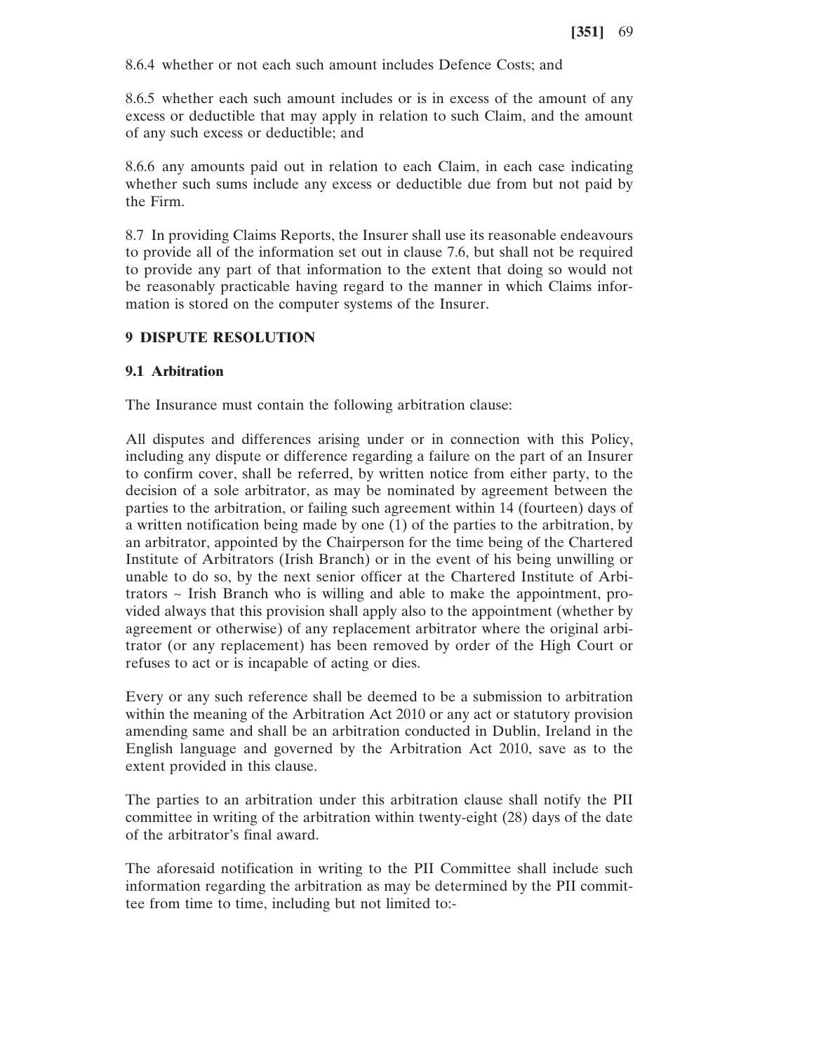8.6.4 whether or not each such amount includes Defence Costs; and

8.6.5 whether each such amount includes or is in excess of the amount of any excess or deductible that may apply in relation to such Claim, and the amount of any such excess or deductible; and

8.6.6 any amounts paid out in relation to each Claim, in each case indicating whether such sums include any excess or deductible due from but not paid by the Firm.

8.7 In providing Claims Reports, the Insurer shall use its reasonable endeavours to provide all of the information set out in clause 7.6, but shall not be required to provide any part of that information to the extent that doing so would not be reasonably practicable having regard to the manner in which Claims information is stored on the computer systems of the Insurer.

## 9 DISPUTE RESOLUTION

### 9.1 Arbitration

The Insurance must contain the following arbitration clause:

All disputes and differences arising under or in connection with this Policy, including any dispute or difference regarding a failure on the part of an Insurer to confirm cover, shall be referred, by written notice from either party, to the decision of a sole arbitrator, as may be nominated by agreement between the parties to the arbitration, or failing such agreement within 14 (fourteen) days of a written notification being made by one (1) of the parties to the arbitration, by an arbitrator, appointed by the Chairperson for the time being of the Chartered Institute of Arbitrators (Irish Branch) or in the event of his being unwilling or unable to do so, by the next senior officer at the Chartered Institute of Arbitrators ~ Irish Branch who is willing and able to make the appointment, provided always that this provision shall apply also to the appointment (whether by agreement or otherwise) of any replacement arbitrator where the original arbitrator (or any replacement) has been removed by order of the High Court or refuses to act or is incapable of acting or dies.

Every or any such reference shall be deemed to be a submission to arbitration within the meaning of the Arbitration Act 2010 or any act or statutory provision amending same and shall be an arbitration conducted in Dublin, Ireland in the English language and governed by the Arbitration Act 2010, save as to the extent provided in this clause.

The parties to an arbitration under this arbitration clause shall notify the PII committee in writing of the arbitration within twenty-eight (28) days of the date of the arbitrator's final award.

The aforesaid notification in writing to the PII Committee shall include such information regarding the arbitration as may be determined by the PII committee from time to time, including but not limited to:-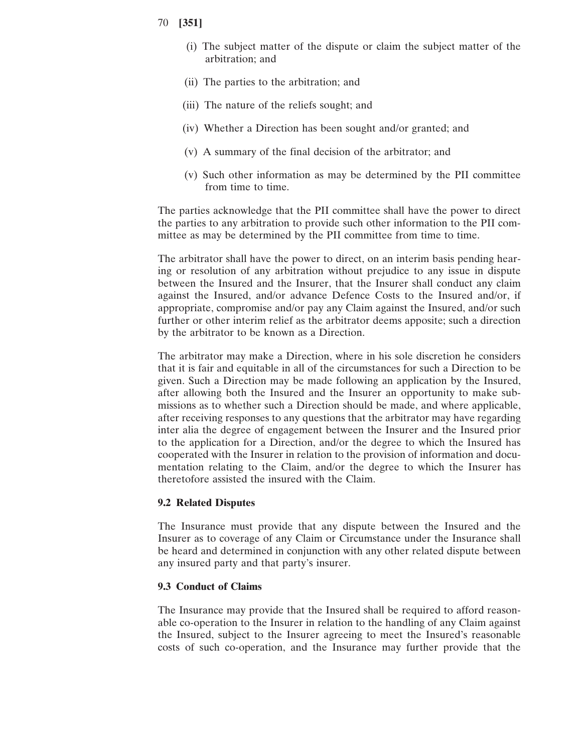(i) The subject matter of the dispute or claim the subject matter of the arbitration; and

(ii) The parties to the arbitration; and

(iii) The nature of the reliefs sought; and

(iv) Whether a Direction has been sought and/or granted; and

(v) A summary of the final decision of the arbitrator; and

(v) Such other information as may be determined by the PII committee from time to time.

The parties acknowledge that the PII committee shall have the power to direct the parties to any arbitration to provide such other information to the PII committee as may be determined by the PII committee from time to time.

The arbitrator shall have the power to direct, on an interim basis pending hearing or resolution of any arbitration without prejudice to any issue in dispute between the Insured and the Insurer, that the Insurer shall conduct any claim against the Insured, and/or advance Defence Costs to the Insured and/or, if appropriate, compromise and/or pay any Claim against the Insured, and/or such further or other interim relief as the arbitrator deems apposite; such a direction by the arbitrator to be known as a Direction.

The arbitrator may make a Direction, where in his sole discretion he considers that it is fair and equitable in all of the circumstances for such a Direction to be given. Such a Direction may be made following an application by the Insured, after allowing both the Insured and the Insurer an opportunity to make submissions as to whether such a Direction should be made, and where applicable, after receiving responses to any questions that the arbitrator may have regarding inter alia the degree of engagement between the Insurer and the Insured prior to the application for a Direction, and/or the degree to which the Insured has cooperated with the Insurer in relation to the provision of information and documentation relating to the Claim, and/or the degree to which the Insurer has theretofore assisted the insured with the Claim.

**9.2 Related Disputes**

The Insurance must provide that any dispute between the Insured and the Insurer as to coverage of any Claim or Circumstance under the Insurance shall be heard and determined in conjunction with any other related dispute between any insured party and that party's insurer.

**9.3 Conduct of Claims**

The Insurance may provide that the Insured shall be required to afford reasonable co-operation to the Insurer in relation to the handling of any Claim against the Insured, subject to the Insurer agreeing to meet the Insured's reasonable costs of such co-operation, and the Insurance may further provide that the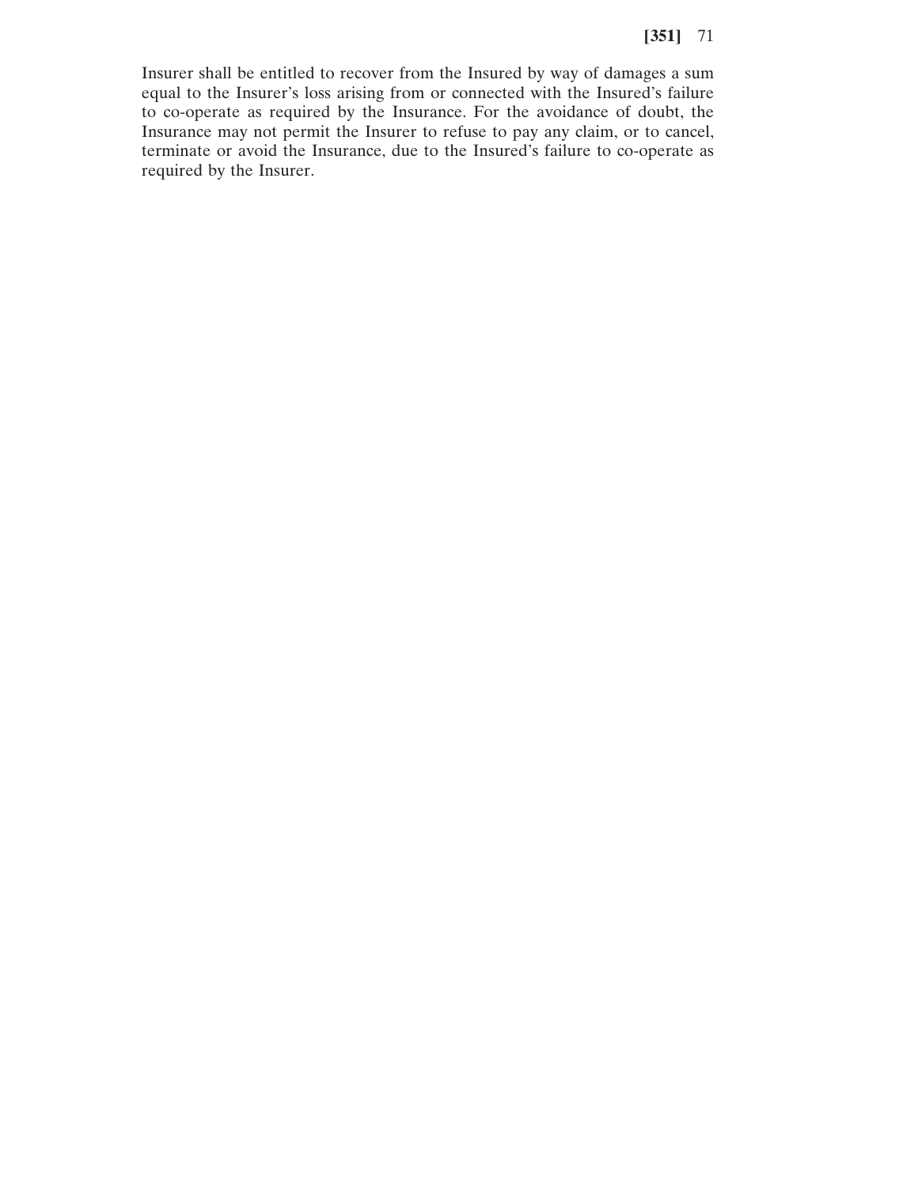Insurer shall be entitled to recover from the Insured by way of damages a sum equal to the Insurer's loss arising from or connected with the Insured's failure to co-operate as required by the Insurance. For the avoidance of doubt, the Insurance may not permit the Insurer to refuse to pay any claim, or to cancel, terminate or avoid the Insurance, due to the Insured's failure to co-operate as required by the Insurer.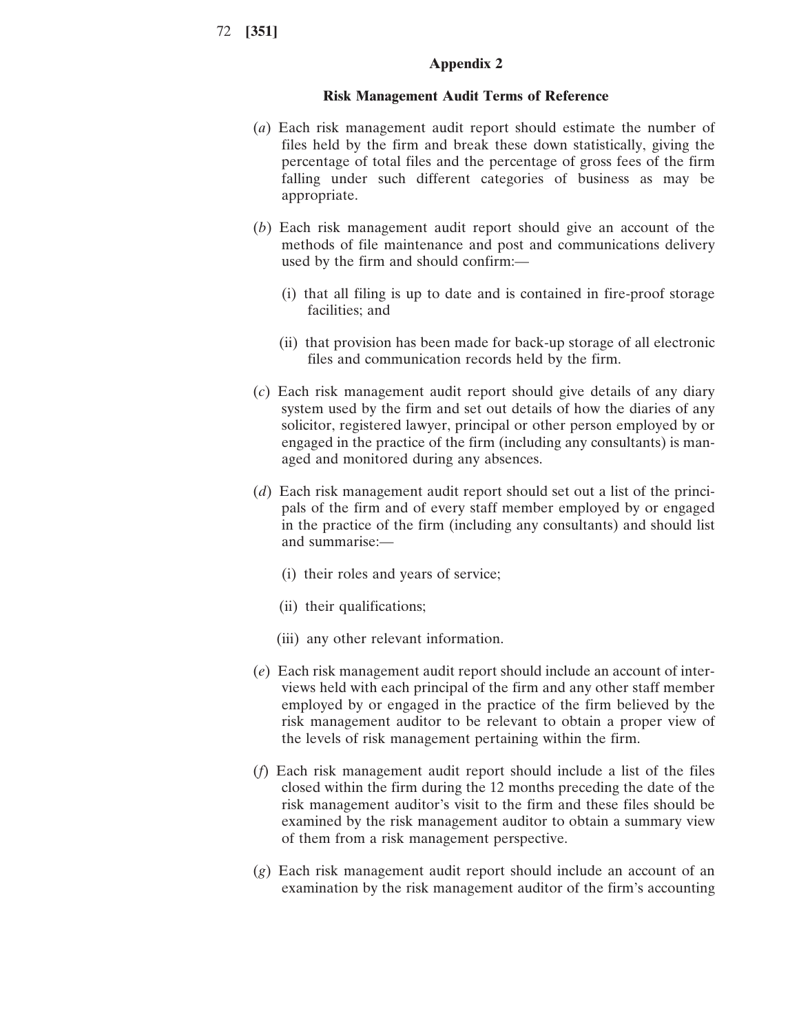## Appendix 2

### Risk Management Audit Terms of Reference

(*a*) Each risk management audit report should estimate the number of files held by the firm and break these down statistically, giving the percentage of total files and the percentage of gross fees of the firm falling under such different categories of business as may be appropriate.

(*b*) Each risk management audit report should give an account of the methods of file maintenance and post and communications delivery used by the firm and should confirm:—

- (i) that all filing is up to date and is contained in fire-proof storage facilities; and
- (ii) that provision has been made for back-up storage of all electronic files and communication records held by the firm.

(*c*) Each risk management audit report should give details of any diary system used by the firm and set out details of how the diaries of any solicitor, registered lawyer, principal or other person employed by or engaged in the practice of the firm (including any consultants) is managed and monitored during any absences.

(*d*) Each risk management audit report should set out a list of the principals of the firm and of every staff member employed by or engaged in the practice of the firm (including any consultants) and should list and summarise:—

- (i) their roles and years of service;
- (ii) their qualifications;
- (iii) any other relevant information.

(*e*) Each risk management audit report should include an account of interviews held with each principal of the firm and any other staff member employed by or engaged in the practice of the firm believed by the risk management auditor to be relevant to obtain a proper view of the levels of risk management pertaining within the firm.

(*f*) Each risk management audit report should include a list of the files closed within the firm during the 12 months preceding the date of the risk management auditor's visit to the firm and these files should be examined by the risk management auditor to obtain a summary view of them from a risk management perspective.

(*g*) Each risk management audit report should include an account of an examination by the risk management auditor of the firm's accounting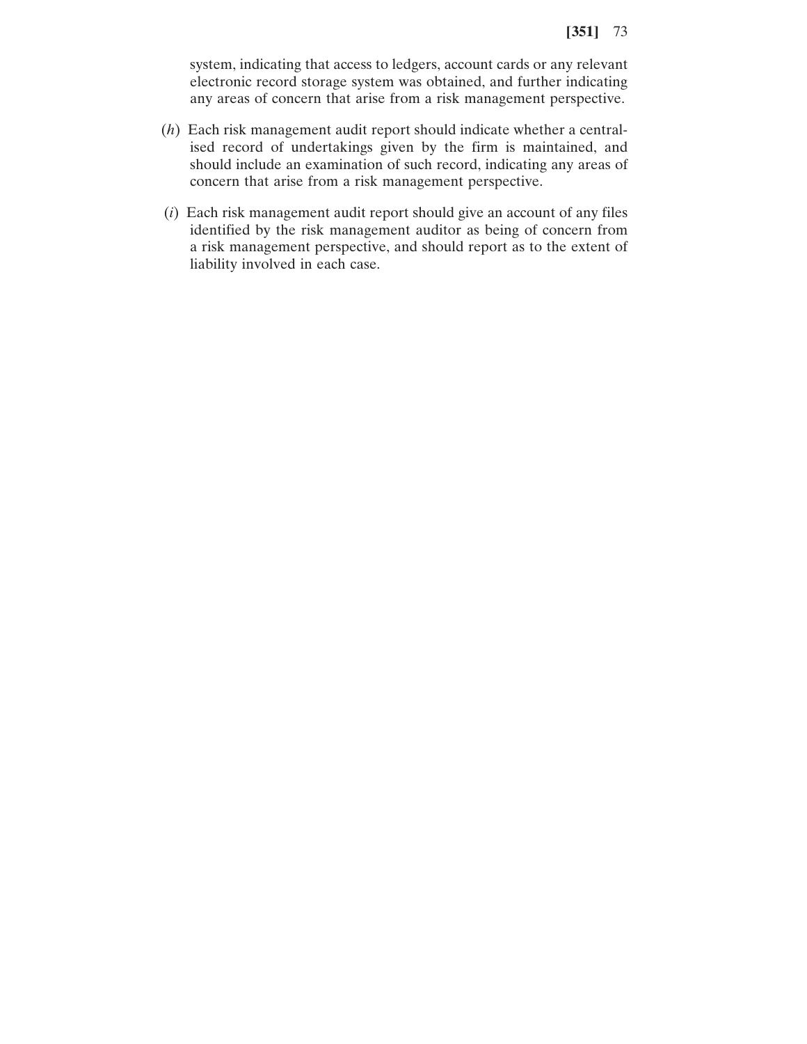system, indicating that access to ledgers, account cards or any relevant electronic record storage system was obtained, and further indicating any areas of concern that arise from a risk management perspective.

(*h*) Each risk management audit report should indicate whether a centralised record of undertakings given by the firm is maintained, and should include an examination of such record, indicating any areas of concern that arise from a risk management perspective.

(*i*) Each risk management audit report should give an account of any files identified by the risk management auditor as being of concern from a risk management perspective, and should report as to the extent of liability involved in each case.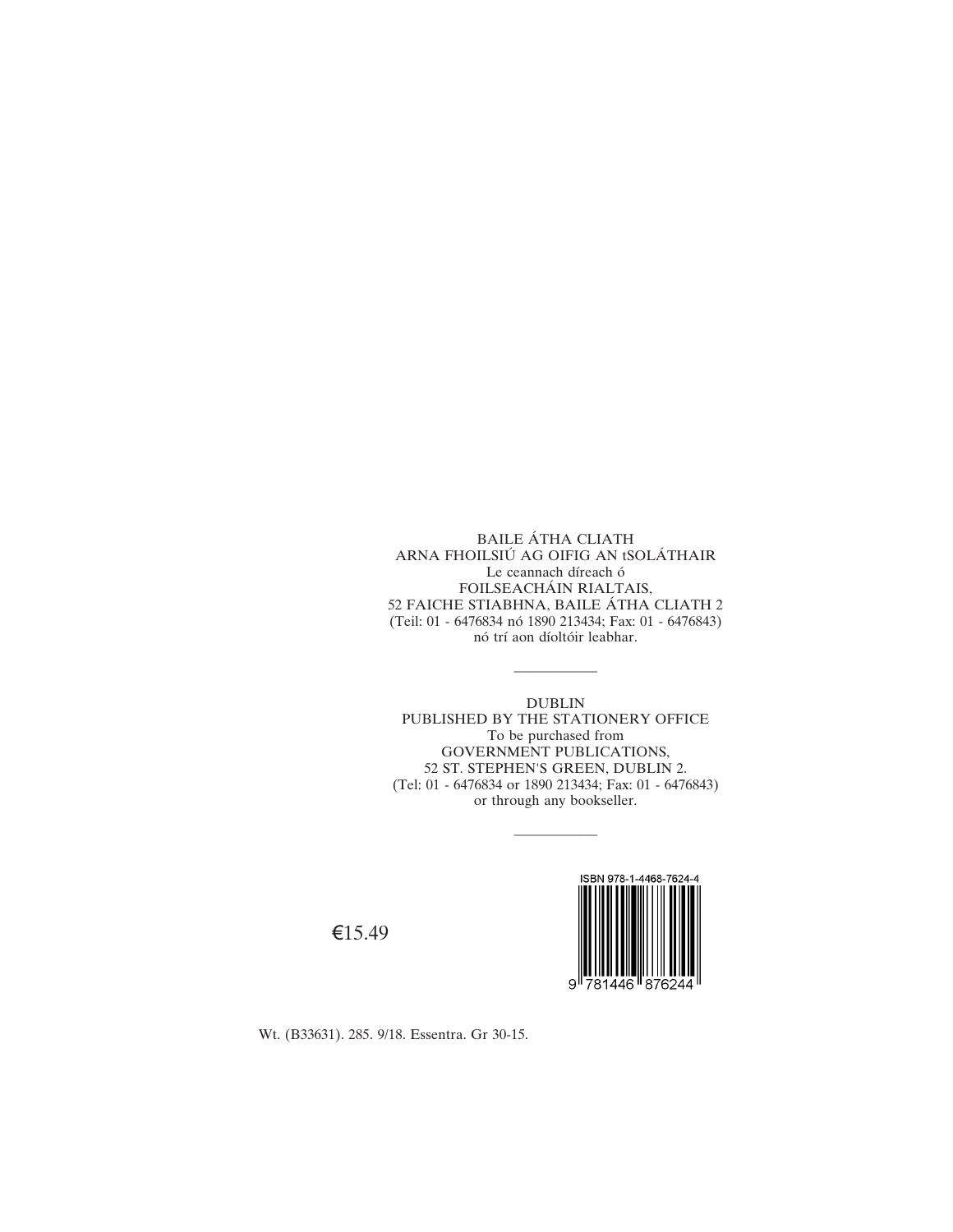BAILE ÁTHA CLIATH
ARNA FHOILSIÚ AG OIFIG AN tSOLÁTHAIR
Le ceannach díreach ó
FOILSEACHÁIN RIALTAIS,
52 FAICHE STIABHNA, BAILE ÁTHA CLIATH 2
(Teil: 01 - 6476834 nó 1890 213434; Fax: 01 - 6476843)
nó trí aon díoltóir leabhar.

---

DUBLIN
PUBLISHED BY THE STATIONERY OFFICE
To be purchased from
GOVERNMENT PUBLICATIONS,
52 ST. STEPHEN'S GREEN, DUBLIN 2.
(Tel: 01 - 6476834 or 1890 213434; Fax: 01 - 6476843)
or through any bookseller.

---

ISBN 978-1-4468-7624-4

9 781446 876244

€15.49

Wt. (B33631). 285. 9/18. Essentra. Gr 30-15.